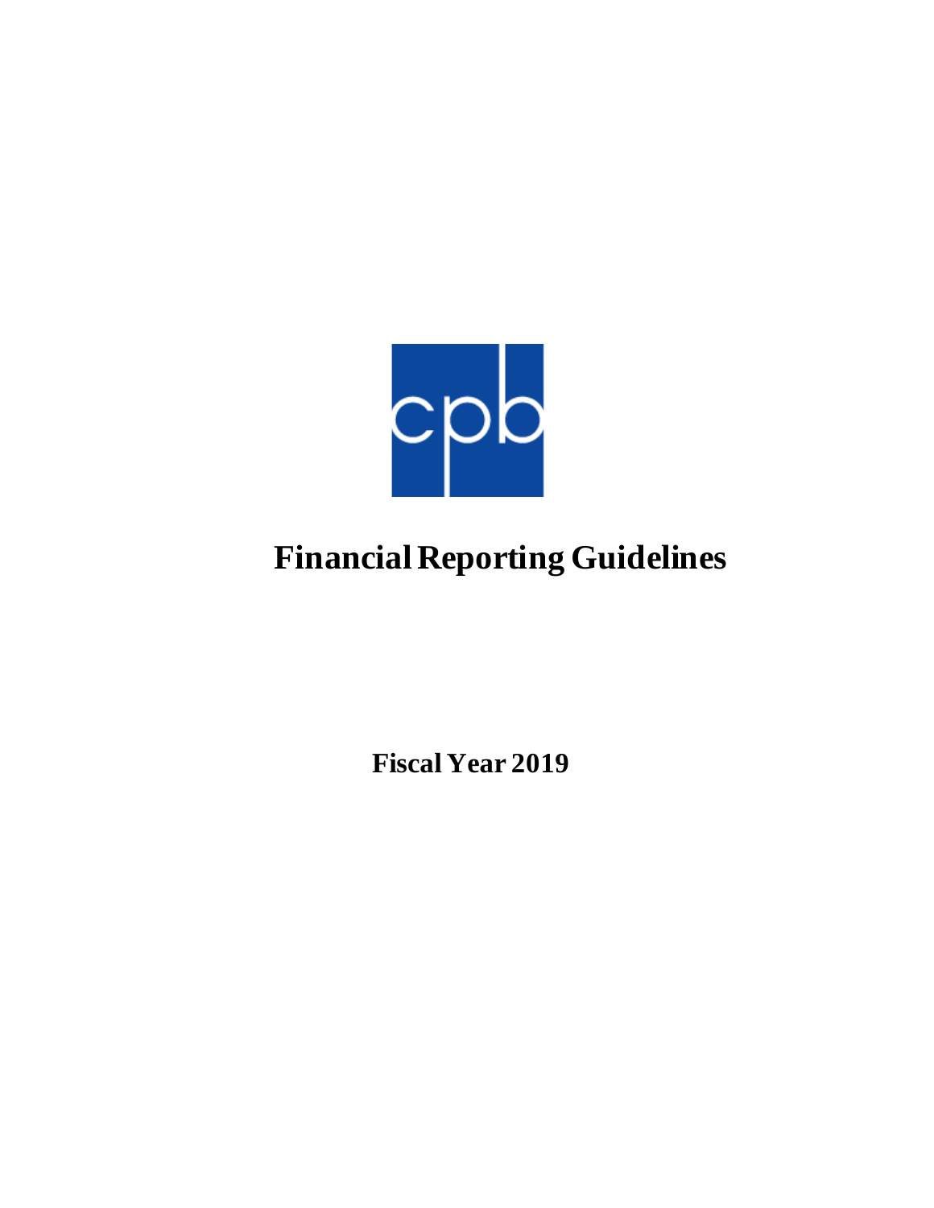cpb

# Financial Reporting Guidelines

**Fiscal Year 2019**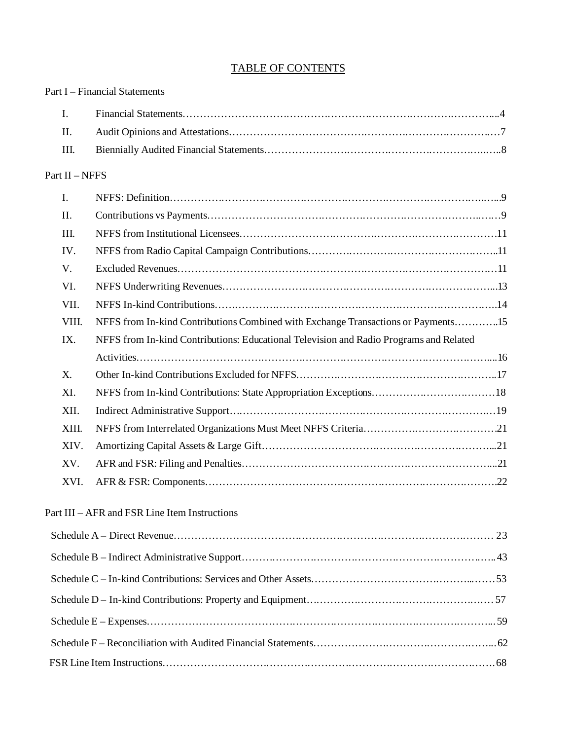# TABLE OF CONTENTS

Part I – Financial Statements

| | | |
|---|---|---|
| I. | Financial Statements | 4 |
| II. | Audit Opinions and Attestations | 7 |
| III. | Biennially Audited Financial Statements | 8 |

Part II – NFFS

| | | |
|---|---|---|
| I. | NFFS: Definition | 9 |
| II. | Contributions vs Payments | 9 |
| III. | NFFS from Institutional Licensees | 11 |
| IV. | NFFS from Radio Capital Campaign Contributions | 11 |
| V. | Excluded Revenues | 11 |
| VI. | NFFS Underwriting Revenues | 13 |
| VII. | NFFS In-kind Contributions | 14 |
| VIII. | NFFS from In-kind Contributions Combined with Exchange Transactions or Payments | 15 |
| IX. | NFFS from In-kind Contributions: Educational Television and Radio Programs and Related Activities | 16 |
| X. | Other In-kind Contributions Excluded for NFFS | 17 |
| XI. | NFFS from In-kind Contributions: State Appropriation Exceptions | 18 |
| XII. | Indirect Administrative Support | 19 |
| XIII. | NFFS from Interrelated Organizations Must Meet NFFS Criteria | 21 |
| XIV. | Amortizing Capital Assets & Large Gift | 21 |
| XV. | AFR and FSR: Filing and Penalties | 21 |
| XVI. | AFR & FSR: Components | 22 |

Part III – AFR and FSR Line Item Instructions

| | |
|---|---|
| Schedule A – Direct Revenue | 23 |
| Schedule B – Indirect Administrative Support | 43 |
| Schedule C – In-kind Contributions: Services and Other Assets | 53 |
| Schedule D – In-kind Contributions: Property and Equipment | 57 |
| Schedule E – Expenses | 59 |
| Schedule F – Reconciliation with Audited Financial Statements | 62 |
| FSR Line Item Instructions | 68 |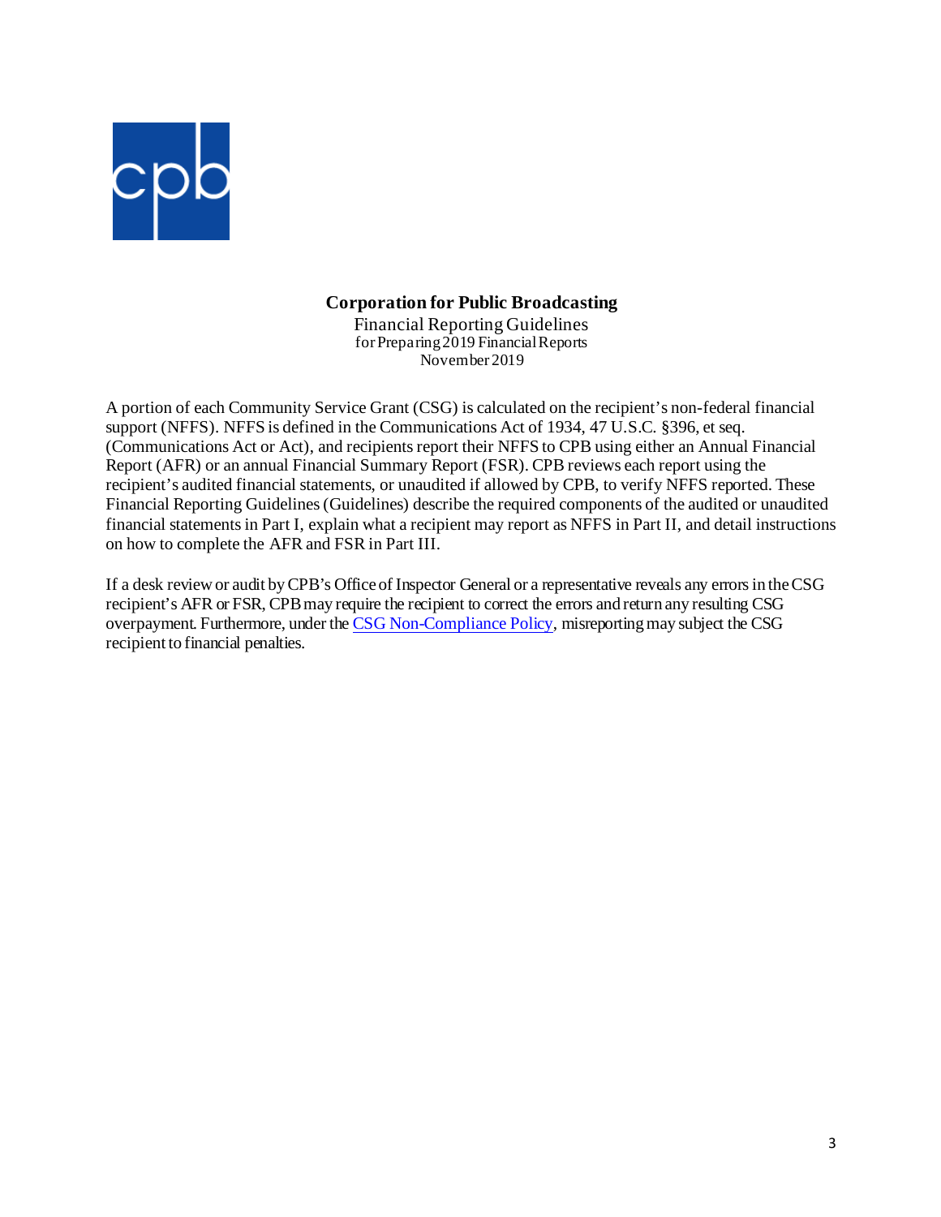**Corporation for Public Broadcasting**

Financial Reporting Guidelines
for Preparing 2019 Financial Reports
November 2019

A portion of each Community Service Grant (CSG) is calculated on the recipient's non-federal financial support (NFFS). NFFS is defined in the Communications Act of 1934, 47 U.S.C. §396, et seq. (Communications Act or Act), and recipients report their NFFS to CPB using either an Annual Financial Report (AFR) or an annual Financial Summary Report (FSR). CPB reviews each report using the recipient's audited financial statements, or unaudited if allowed by CPB, to verify NFFS reported. These Financial Reporting Guidelines (Guidelines) describe the required components of the audited or unaudited financial statements in Part I, explain what a recipient may report as NFFS in Part II, and detail instructions on how to complete the AFR and FSR in Part III.

If a desk review or audit by CPB's Office of Inspector General or a representative reveals any errors in the CSG recipient's AFR or FSR, CPB may require the recipient to correct the errors and return any resulting CSG overpayment. Furthermore, under the CSG Non-Compliance Policy, misreporting may subject the CSG recipient to financial penalties.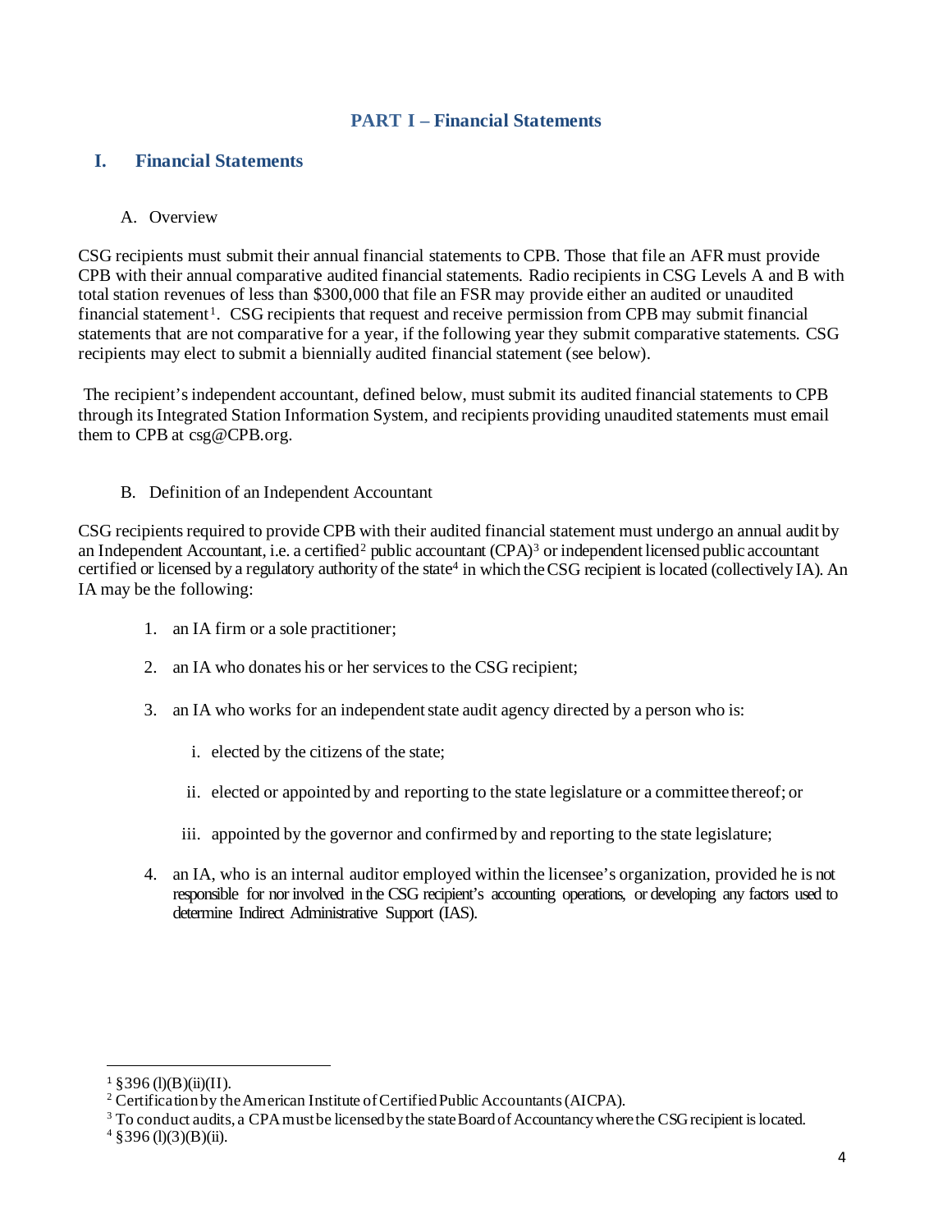# PART I – Financial Statements

## I. Financial Statements

### A. Overview

CSG recipients must submit their annual financial statements to CPB. Those that file an AFR must provide CPB with their annual comparative audited financial statements. Radio recipients in CSG Levels A and B with total station revenues of less than $300,000 that file an FSR may provide either an audited or unaudited financial statement[1]. CSG recipients that request and receive permission from CPB may submit financial statements that are not comparative for a year, if the following year they submit comparative statements. CSG recipients may elect to submit a biennially audited financial statement (see below).

The recipient's independent accountant, defined below, must submit its audited financial statements to CPB through its Integrated Station Information System, and recipients providing unaudited statements must email them to CPB at csg@CPB.org.

### B. Definition of an Independent Accountant

CSG recipients required to provide CPB with their audited financial statement must undergo an annual audit by an Independent Accountant, i.e. a certified[2] public accountant (CPA)[3] or independent licensed public accountant certified or licensed by a regulatory authority of the state[4] in which the CSG recipient is located (collectively IA). An IA may be the following:

1. an IA firm or a sole practitioner;
2. an IA who donates his or her services to the CSG recipient;
3. an IA who works for an independent state audit agency directed by a person who is:
   i. elected by the citizens of the state;
   ii. elected or appointed by and reporting to the state legislature or a committee thereof; or
   iii. appointed by the governor and confirmed by and reporting to the state legislature;
4. an IA, who is an internal auditor employed within the licensee's organization, provided he is not responsible for nor involved in the CSG recipient's accounting operations, or developing any factors used to determine Indirect Administrative Support (IAS).

---

[1] §396 (l)(B)(ii)(II).

[2] Certification by the American Institute of Certified Public Accountants (AICPA).

[3] To conduct audits, a CPA must be licensed by the state Board of Accountancy where the CSG recipient is located.

[4] §396 (l)(3)(B)(ii).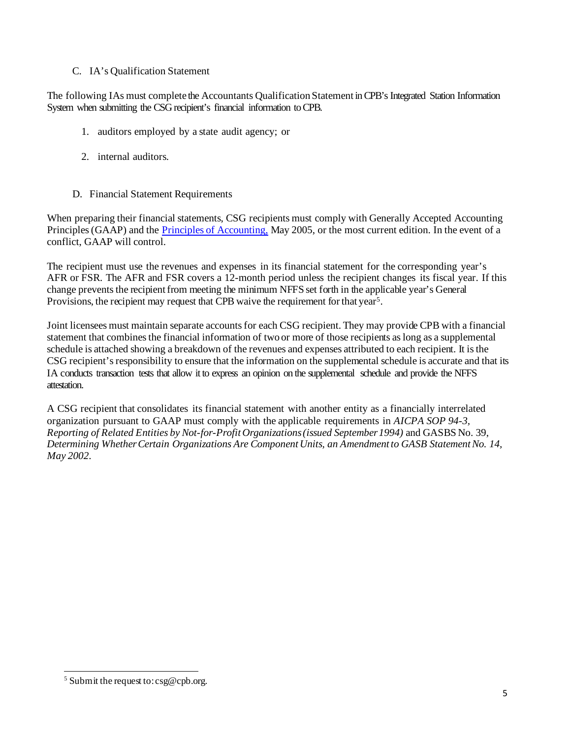### C. IA's Qualification Statement

The following IAs must complete the Accountants Qualification Statement in CPB's Integrated Station Information System when submitting the CSG recipient's financial information to CPB.

1. auditors employed by a state audit agency; or
2. internal auditors.

### D. Financial Statement Requirements

When preparing their financial statements, CSG recipients must comply with Generally Accepted Accounting Principles (GAAP) and the [Principles of Accounting,](Principles of Accounting) May 2005, or the most current edition. In the event of a conflict, GAAP will control.

The recipient must use the revenues and expenses in its financial statement for the corresponding year's AFR or FSR. The AFR and FSR covers a 12-month period unless the recipient changes its fiscal year. If this change prevents the recipient from meeting the minimum NFFS set forth in the applicable year's General Provisions, the recipient may request that CPB waive the requirement for that year[5].

Joint licensees must maintain separate accounts for each CSG recipient. They may provide CPB with a financial statement that combines the financial information of two or more of those recipients as long as a supplemental schedule is attached showing a breakdown of the revenues and expenses attributed to each recipient. It is the CSG recipient's responsibility to ensure that the information on the supplemental schedule is accurate and that its IA conducts transaction tests that allow it to express an opinion on the supplemental schedule and provide the NFFS attestation.

A CSG recipient that consolidates its financial statement with another entity as a financially interrelated organization pursuant to GAAP must comply with the applicable requirements in *AICPA SOP 94-3, Reporting of Related Entities by Not-for-Profit Organizations (issued September 1994)* and GASBS No. 39, *Determining Whether Certain Organizations Are Component Units, an Amendment to GASB Statement No. 14, May 2002*.

---

[5] Submit the request to: csg@cpb.org.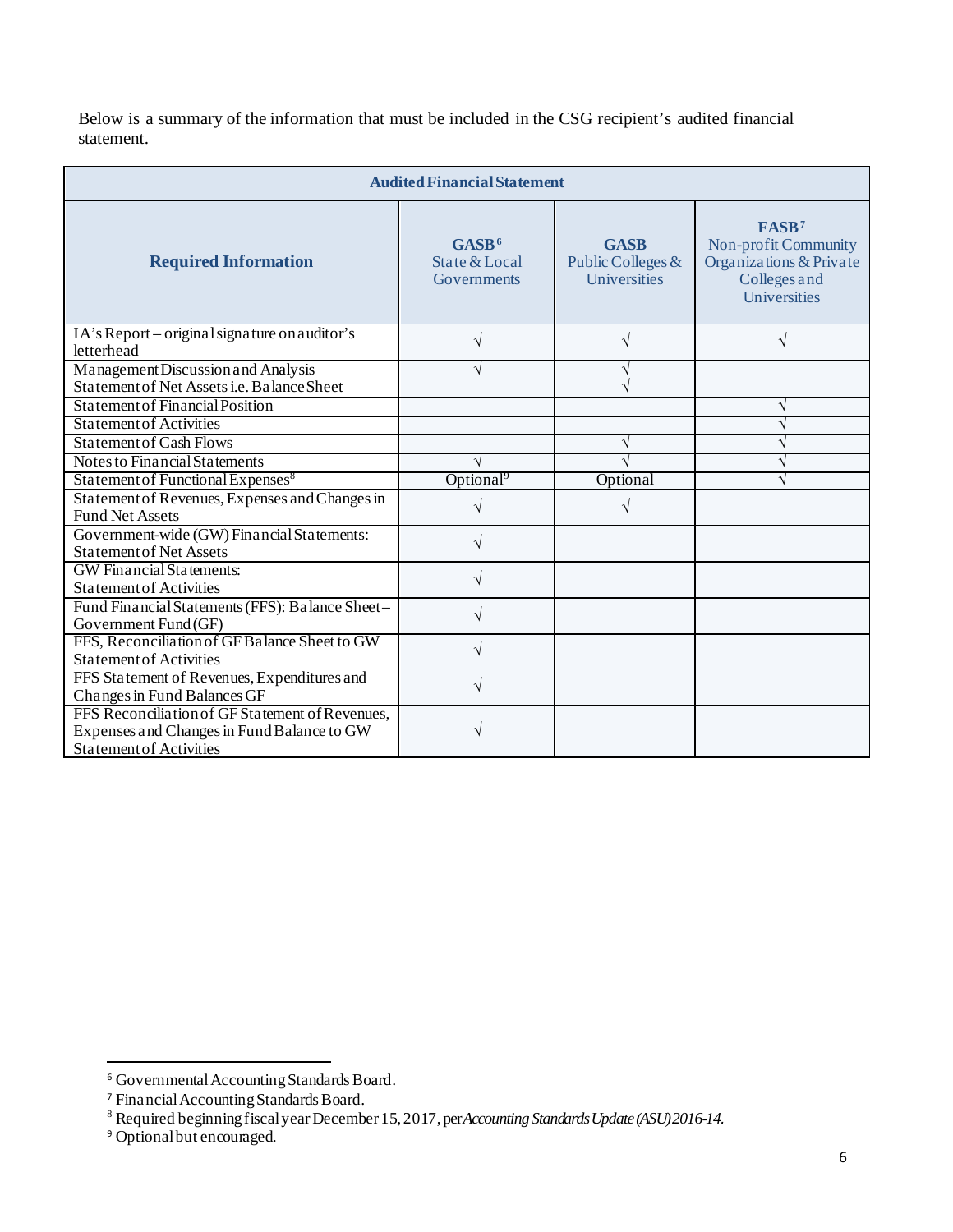Below is a summary of the information that must be included in the CSG recipient's audited financial statement.

| Audited Financial Statement | | | |
|---|---|---|---|
| **Required Information** | **GASB**[6] State & Local Governments | **GASB** Public Colleges & Universities | **FASB**[7] Non-profit Community Organizations & Private Colleges and Universities |
| IA's Report – original signature on auditor's letterhead | √ | √ | √ |
| Management Discussion and Analysis | √ | √ | |
| Statement of Net Assets i.e. Balance Sheet | | √ | |
| Statement of Financial Position | | | √ |
| Statement of Activities | | | √ |
| Statement of Cash Flows | | √ | √ |
| Notes to Financial Statements | √ | √ | √ |
| Statement of Functional Expenses[8] | Optional[9] | Optional | √ |
| Statement of Revenues, Expenses and Changes in Fund Net Assets | √ | √ | |
| Government-wide (GW) Financial Statements: Statement of Net Assets | √ | | |
| GW Financial Statements: Statement of Activities | √ | | |
| Fund Financial Statements (FFS): Balance Sheet – Government Fund (GF) | √ | | |
| FFS, Reconciliation of GF Balance Sheet to GW Statement of Activities | √ | | |
| FFS Statement of Revenues, Expenditures and Changes in Fund Balances GF | √ | | |
| FFS Reconciliation of GF Statement of Revenues, Expenses and Changes in Fund Balance to GW Statement of Activities | √ | | |

[6] Governmental Accounting Standards Board.

[7] Financial Accounting Standards Board.

[8] Required beginning fiscal year December 15, 2017, per *Accounting Standards Update (ASU) 2016-14.*

[9] Optional but encouraged.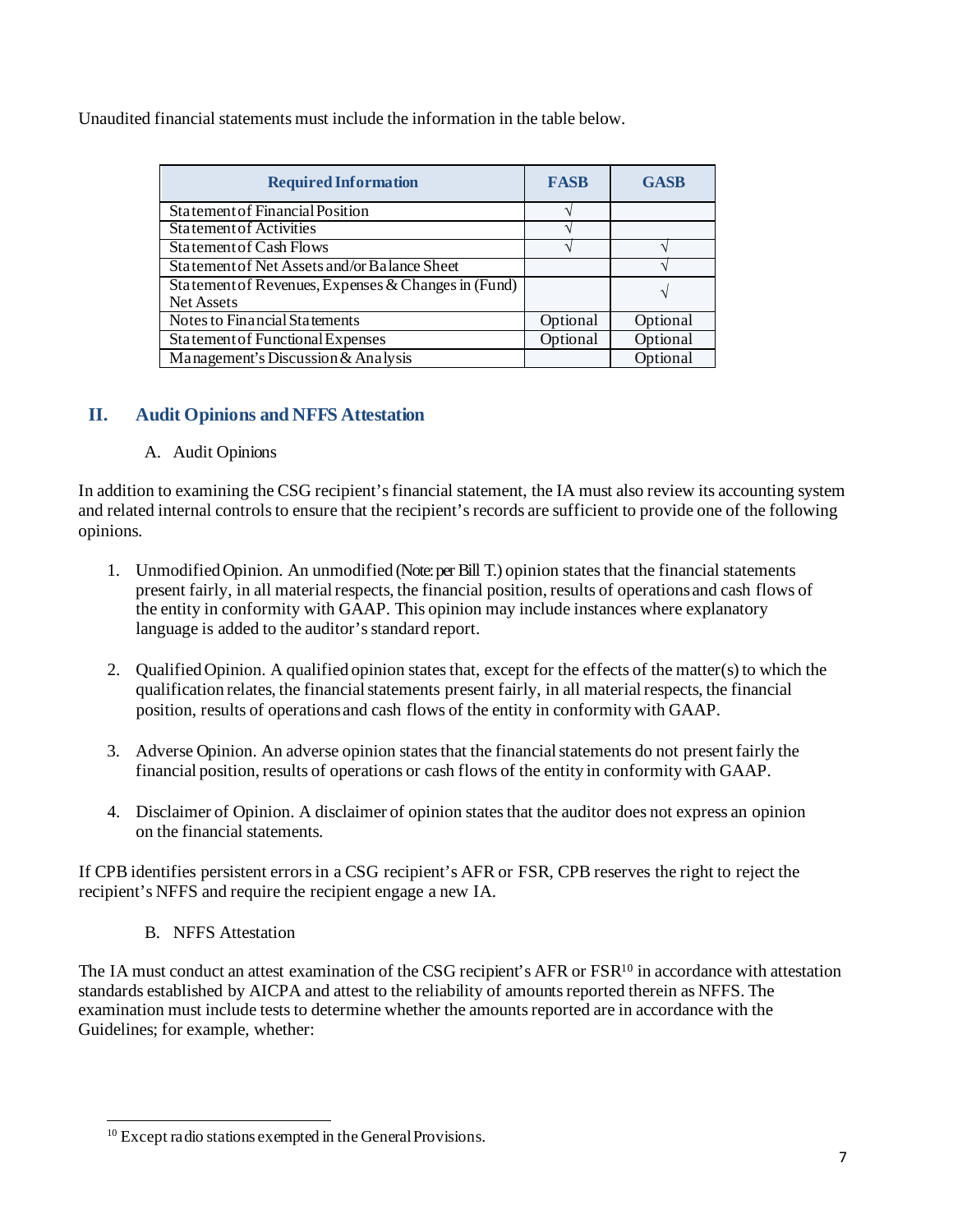Unaudited financial statements must include the information in the table below.

| Required Information | FASB | GASB |
| --- | --- | --- |
| Statement of Financial Position | √ | |
| Statement of Activities | √ | |
| Statement of Cash Flows | √ | √ |
| Statement of Net Assets and/or Balance Sheet | | √ |
| Statement of Revenues, Expenses & Changes in (Fund) Net Assets | | √ |
| Notes to Financial Statements | Optional | Optional |
| Statement of Functional Expenses | Optional | Optional |
| Management's Discussion & Analysis | | Optional |

## II. Audit Opinions and NFFS Attestation

### A. Audit Opinions

In addition to examining the CSG recipient's financial statement, the IA must also review its accounting system and related internal controls to ensure that the recipient's records are sufficient to provide one of the following opinions.

1. Unmodified Opinion. An unmodified (Note: per Bill T.) opinion states that the financial statements present fairly, in all material respects, the financial position, results of operations and cash flows of the entity in conformity with GAAP. This opinion may include instances where explanatory language is added to the auditor's standard report.

2. Qualified Opinion. A qualified opinion states that, except for the effects of the matter(s) to which the qualification relates, the financial statements present fairly, in all material respects, the financial position, results of operations and cash flows of the entity in conformity with GAAP.

3. Adverse Opinion. An adverse opinion states that the financial statements do not present fairly the financial position, results of operations or cash flows of the entity in conformity with GAAP.

4. Disclaimer of Opinion. A disclaimer of opinion states that the auditor does not express an opinion on the financial statements.

If CPB identifies persistent errors in a CSG recipient's AFR or FSR, CPB reserves the right to reject the recipient's NFFS and require the recipient engage a new IA.

### B. NFFS Attestation

The IA must conduct an attest examination of the CSG recipient's AFR or FSR[10] in accordance with attestation standards established by AICPA and attest to the reliability of amounts reported therein as NFFS. The examination must include tests to determine whether the amounts reported are in accordance with the Guidelines; for example, whether:

[10] Except radio stations exempted in the General Provisions.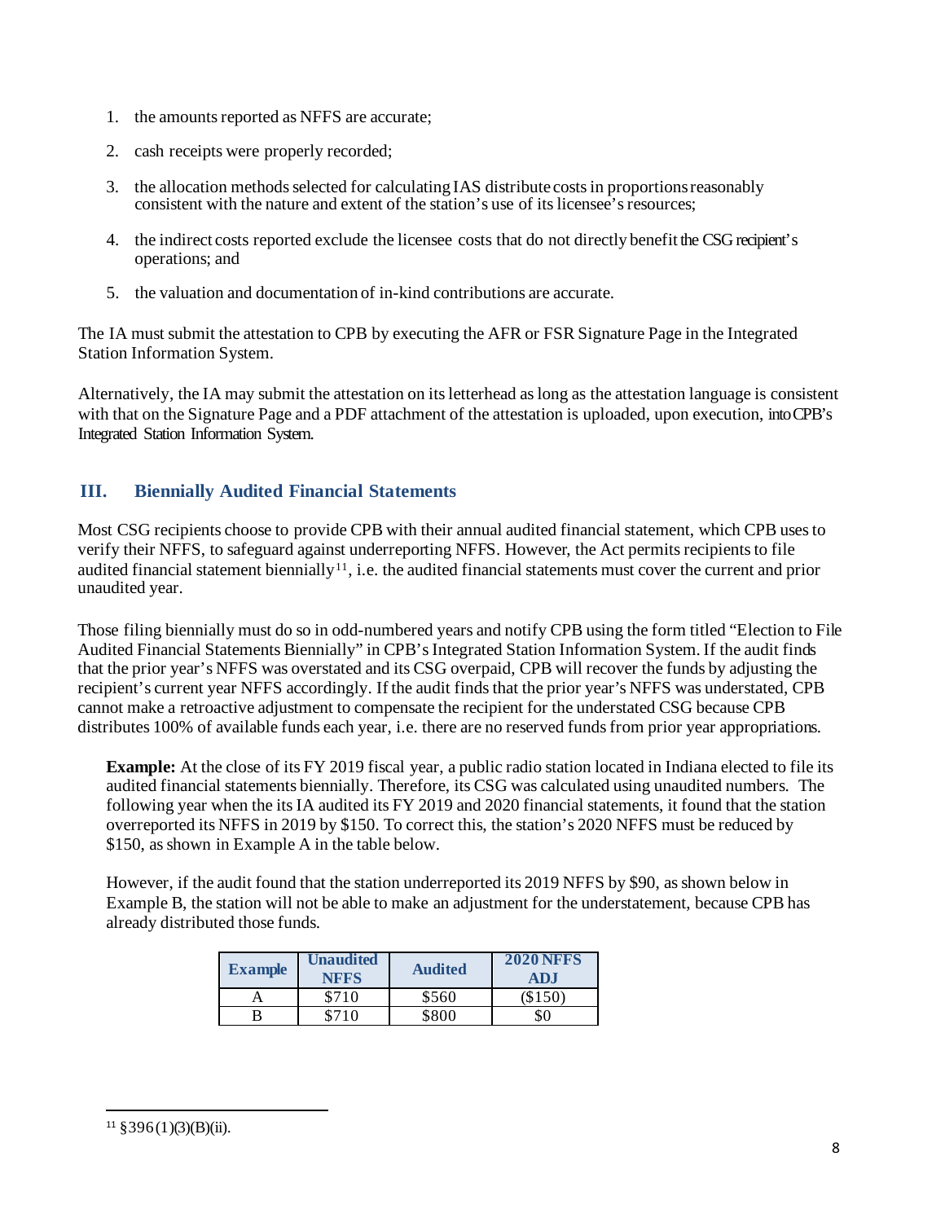1. the amounts reported as NFFS are accurate;
2. cash receipts were properly recorded;
3. the allocation methods selected for calculating IAS distribute costs in proportions reasonably consistent with the nature and extent of the station's use of its licensee's resources;
4. the indirect costs reported exclude the licensee costs that do not directly benefit the CSG recipient's operations; and
5. the valuation and documentation of in-kind contributions are accurate.

The IA must submit the attestation to CPB by executing the AFR or FSR Signature Page in the Integrated Station Information System.

Alternatively, the IA may submit the attestation on its letterhead as long as the attestation language is consistent with that on the Signature Page and a PDF attachment of the attestation is uploaded, upon execution, into CPB's Integrated Station Information System.

## III. Biennially Audited Financial Statements

Most CSG recipients choose to provide CPB with their annual audited financial statement, which CPB uses to verify their NFFS, to safeguard against underreporting NFFS. However, the Act permits recipients to file audited financial statement biennially[11], i.e. the audited financial statements must cover the current and prior unaudited year.

Those filing biennially must do so in odd-numbered years and notify CPB using the form titled "Election to File Audited Financial Statements Biennially" in CPB's Integrated Station Information System. If the audit finds that the prior year's NFFS was overstated and its CSG overpaid, CPB will recover the funds by adjusting the recipient's current year NFFS accordingly. If the audit finds that the prior year's NFFS was understated, CPB cannot make a retroactive adjustment to compensate the recipient for the understated CSG because CPB distributes 100% of available funds each year, i.e. there are no reserved funds from prior year appropriations.

**Example:** At the close of its FY 2019 fiscal year, a public radio station located in Indiana elected to file its audited financial statements biennially. Therefore, its CSG was calculated using unaudited numbers. The following year when the its IA audited its FY 2019 and 2020 financial statements, it found that the station overreported its NFFS in 2019 by $150. To correct this, the station's 2020 NFFS must be reduced by $150, as shown in Example A in the table below.

However, if the audit found that the station underreported its 2019 NFFS by $90, as shown below in Example B, the station will not be able to make an adjustment for the understatement, because CPB has already distributed those funds.

| Example | Unaudited NFFS | Audited | 2020 NFFS ADJ |
|---|---|---|---|
| A | $710 | $560 | ($150) |
| B | $710 | $800 | $0 |

[11] §396(1)(3)(B)(ii).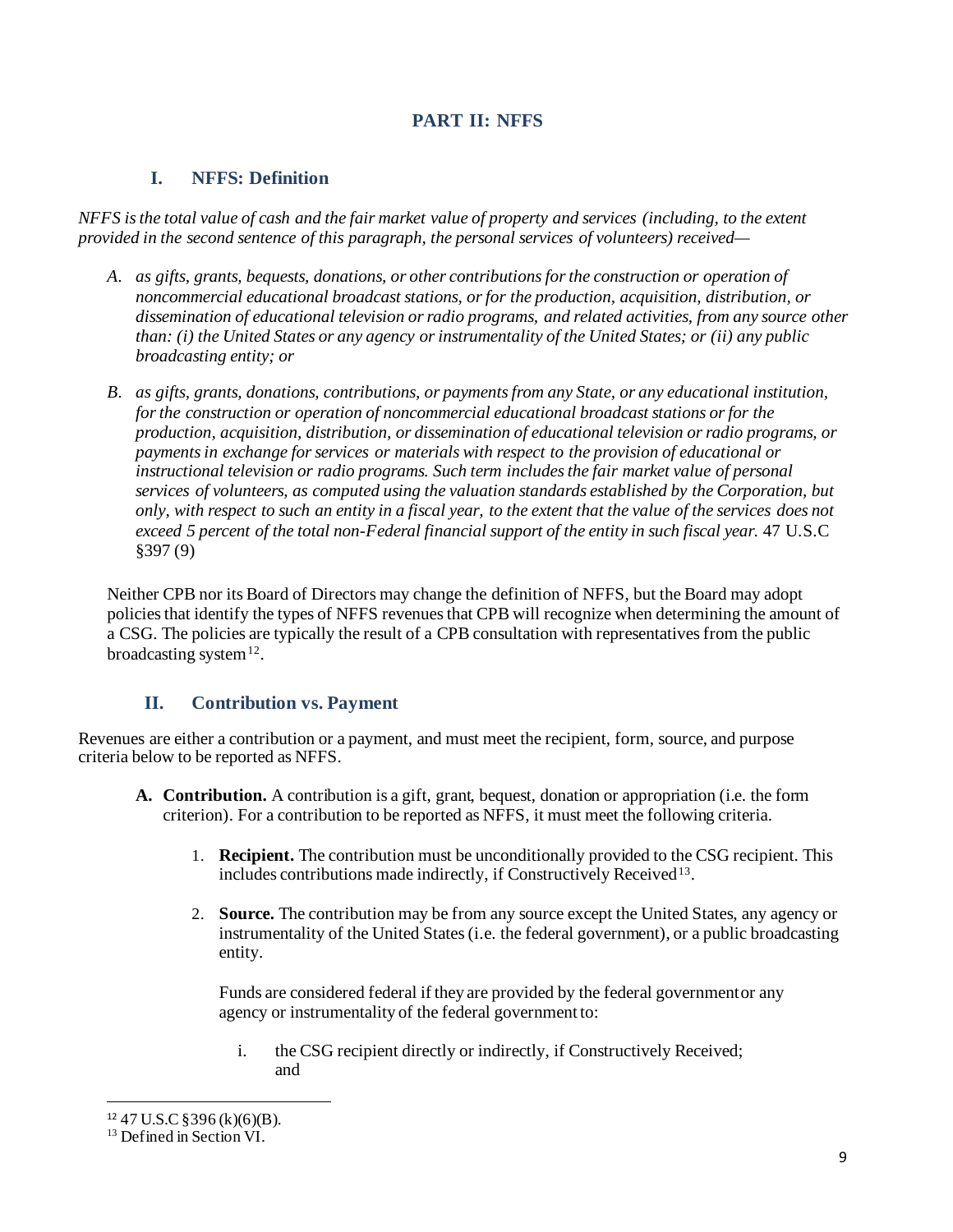# PART II: NFFS

## I. NFFS: Definition

*NFFS is the total value of cash and the fair market value of property and services (including, to the extent provided in the second sentence of this paragraph, the personal services of volunteers) received—*

A. *as gifts, grants, bequests, donations, or other contributions for the construction or operation of noncommercial educational broadcast stations, or for the production, acquisition, distribution, or dissemination of educational television or radio programs, and related activities, from any source other than: (i) the United States or any agency or instrumentality of the United States; or (ii) any public broadcasting entity; or*

B. *as gifts, grants, donations, contributions, or payments from any State, or any educational institution, for the construction or operation of noncommercial educational broadcast stations or for the production, acquisition, distribution, or dissemination of educational television or radio programs, or payments in exchange for services or materials with respect to the provision of educational or instructional television or radio programs. Such term includes the fair market value of personal services of volunteers, as computed using the valuation standards established by the Corporation, but only, with respect to such an entity in a fiscal year, to the extent that the value of the services does not exceed 5 percent of the total non-Federal financial support of the entity in such fiscal year.* 47 U.S.C §397 (9)

Neither CPB nor its Board of Directors may change the definition of NFFS, but the Board may adopt policies that identify the types of NFFS revenues that CPB will recognize when determining the amount of a CSG. The policies are typically the result of a CPB consultation with representatives from the public broadcasting system[12].

## II. Contribution vs. Payment

Revenues are either a contribution or a payment, and must meet the recipient, form, source, and purpose criteria below to be reported as NFFS.

- **A. Contribution.** A contribution is a gift, grant, bequest, donation or appropriation (i.e. the form criterion). For a contribution to be reported as NFFS, it must meet the following criteria.

    1. **Recipient.** The contribution must be unconditionally provided to the CSG recipient. This includes contributions made indirectly, if Constructively Received[13].

    2. **Source.** The contribution may be from any source except the United States, any agency or instrumentality of the United States (i.e. the federal government), or a public broadcasting entity.

       Funds are considered federal if they are provided by the federal government or any agency or instrumentality of the federal government to:

        i. the CSG recipient directly or indirectly, if Constructively Received; and

---

[12] 47 U.S.C §396 (k)(6)(B).

[13] Defined in Section VI.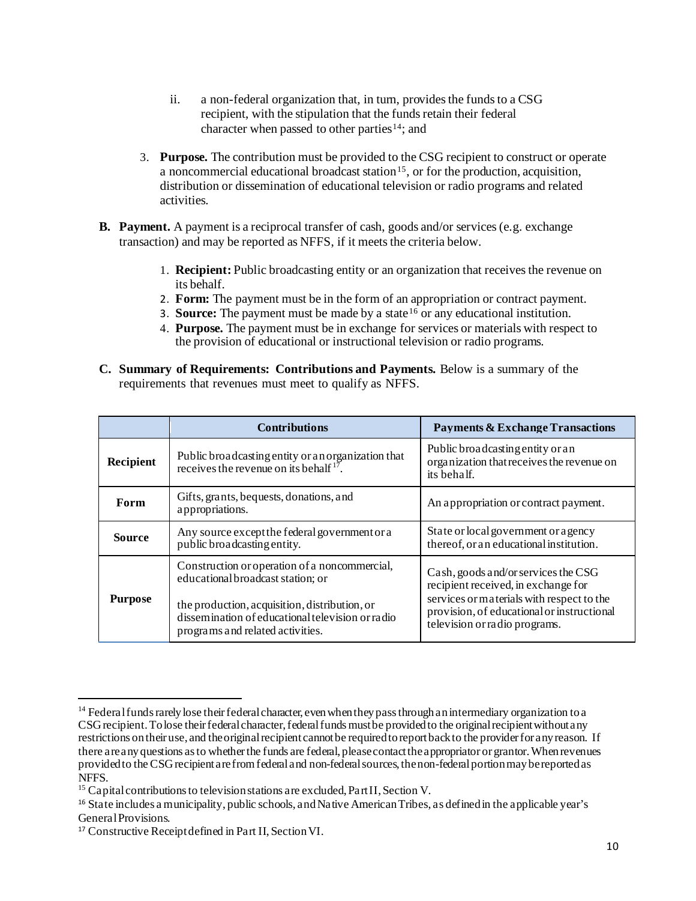ii. a non-federal organization that, in turn, provides the funds to a CSG recipient, with the stipulation that the funds retain their federal character when passed to other parties[14]; and

3. **Purpose.** The contribution must be provided to the CSG recipient to construct or operate a noncommercial educational broadcast station[15], or for the production, acquisition, distribution or dissemination of educational television or radio programs and related activities.

**B. Payment.** A payment is a reciprocal transfer of cash, goods and/or services (e.g. exchange transaction) and may be reported as NFFS, if it meets the criteria below.

1. **Recipient:** Public broadcasting entity or an organization that receives the revenue on its behalf.
2. **Form:** The payment must be in the form of an appropriation or contract payment.
3. **Source:** The payment must be made by a state[16] or any educational institution.
4. **Purpose.** The payment must be in exchange for services or materials with respect to the provision of educational or instructional television or radio programs.

**C. Summary of Requirements: Contributions and Payments.** Below is a summary of the requirements that revenues must meet to qualify as NFFS.

| | Contributions | Payments & Exchange Transactions |
|---|---|---|
| **Recipient** | Public broadcasting entity or an organization that receives the revenue on its behalf[17]. | Public broadcasting entity or an organization that receives the revenue on its behalf. |
| **Form** | Gifts, grants, bequests, donations, and appropriations. | An appropriation or contract payment. |
| **Source** | Any source except the federal government or a public broadcasting entity. | State or local government or agency thereof, or an educational institution. |
| **Purpose** | Construction or operation of a noncommercial, educational broadcast station; or<br><br>the production, acquisition, distribution, or dissemination of educational television or radio programs and related activities. | Cash, goods and/or services the CSG recipient received, in exchange for services or materials with respect to the provision, of educational or instructional television or radio programs. |

---

[14] Federal funds rarely lose their federal character, even when they pass through an intermediary organization to a CSG recipient. To lose their federal character, federal funds must be provided to the original recipient without any restrictions on their use, and the original recipient cannot be required to report back to the provider for any reason. If there are any questions as to whether the funds are federal, please contact the appropriator or grantor. When revenues provided to the CSG recipient are from federal and non-federal sources, the non-federal portion may be reported as NFFS.

[15] Capital contributions to television stations are excluded, Part II, Section V.

[16] State includes a municipality, public schools, and Native American Tribes, as defined in the applicable year's General Provisions.

[17] Constructive Receipt defined in Part II, Section VI.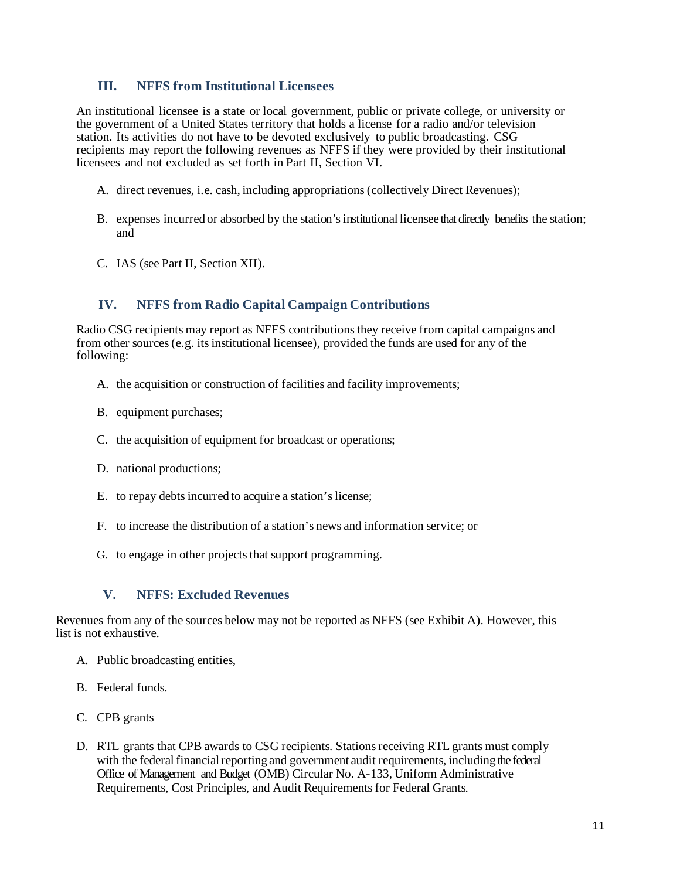## III. NFFS from Institutional Licensees

An institutional licensee is a state or local government, public or private college, or university or the government of a United States territory that holds a license for a radio and/or television station. Its activities do not have to be devoted exclusively to public broadcasting. CSG recipients may report the following revenues as NFFS if they were provided by their institutional licensees and not excluded as set forth in Part II, Section VI.

A. direct revenues, i.e. cash, including appropriations (collectively Direct Revenues);

B. expenses incurred or absorbed by the station's institutional licensee that directly benefits the station; and

C. IAS (see Part II, Section XII).

## IV. NFFS from Radio Capital Campaign Contributions

Radio CSG recipients may report as NFFS contributions they receive from capital campaigns and from other sources (e.g. its institutional licensee), provided the funds are used for any of the following:

A. the acquisition or construction of facilities and facility improvements;

B. equipment purchases;

C. the acquisition of equipment for broadcast or operations;

D. national productions;

E. to repay debts incurred to acquire a station's license;

F. to increase the distribution of a station's news and information service; or

G. to engage in other projects that support programming.

## V. NFFS: Excluded Revenues

Revenues from any of the sources below may not be reported as NFFS (see Exhibit A). However, this list is not exhaustive.

A. Public broadcasting entities,

B. Federal funds.

C. CPB grants

D. RTL grants that CPB awards to CSG recipients. Stations receiving RTL grants must comply with the federal financial reporting and government audit requirements, including the federal Office of Management and Budget (OMB) Circular No. A-133, Uniform Administrative Requirements, Cost Principles, and Audit Requirements for Federal Grants.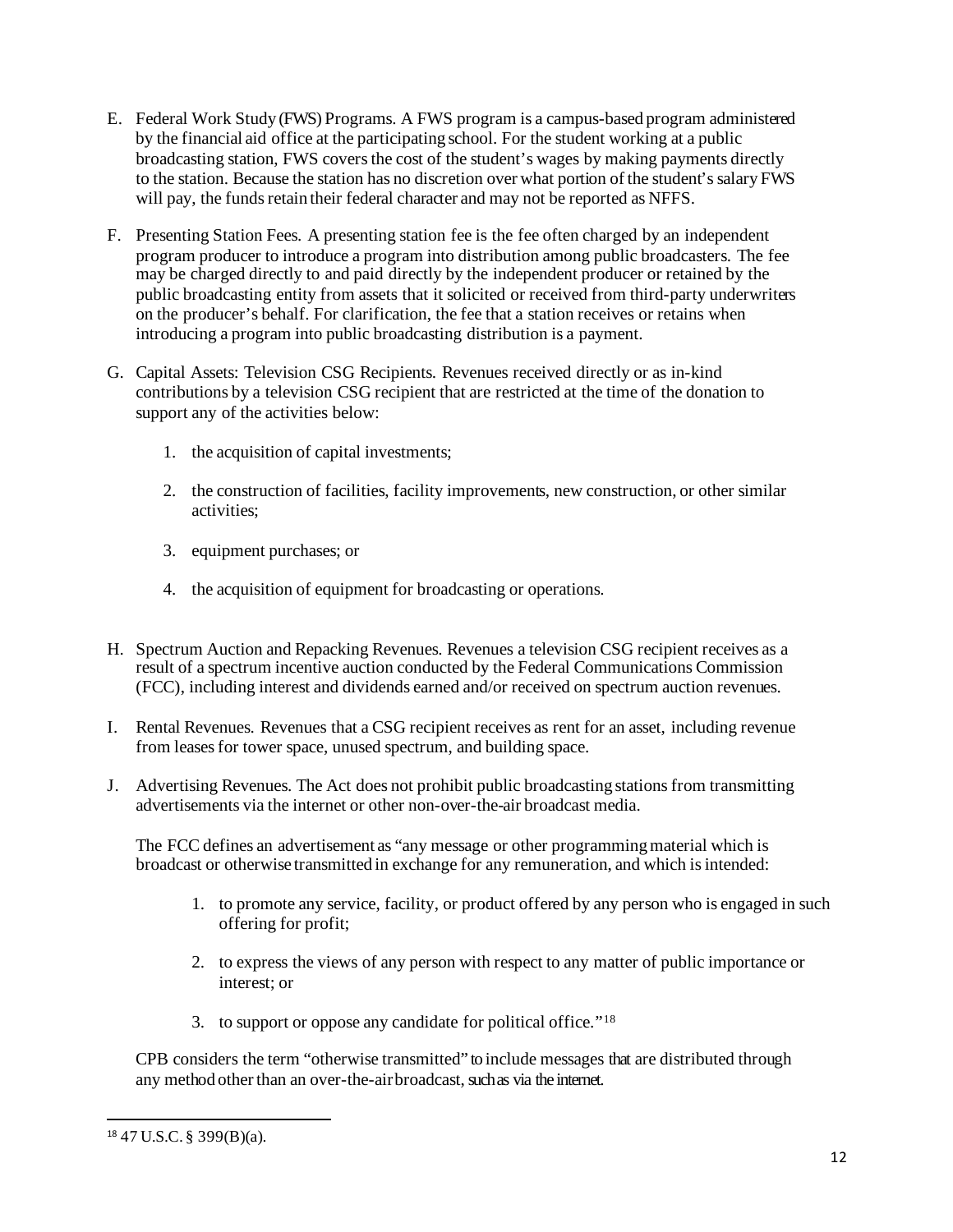E. Federal Work Study (FWS) Programs. A FWS program is a campus-based program administered by the financial aid office at the participating school. For the student working at a public broadcasting station, FWS covers the cost of the student's wages by making payments directly to the station. Because the station has no discretion over what portion of the student's salary FWS will pay, the funds retain their federal character and may not be reported as NFFS.

F. Presenting Station Fees. A presenting station fee is the fee often charged by an independent program producer to introduce a program into distribution among public broadcasters. The fee may be charged directly to and paid directly by the independent producer or retained by the public broadcasting entity from assets that it solicited or received from third-party underwriters on the producer's behalf. For clarification, the fee that a station receives or retains when introducing a program into public broadcasting distribution is a payment.

G. Capital Assets: Television CSG Recipients. Revenues received directly or as in-kind contributions by a television CSG recipient that are restricted at the time of the donation to support any of the activities below:

   1. the acquisition of capital investments;

   2. the construction of facilities, facility improvements, new construction, or other similar activities;

   3. equipment purchases; or

   4. the acquisition of equipment for broadcasting or operations.

H. Spectrum Auction and Repacking Revenues. Revenues a television CSG recipient receives as a result of a spectrum incentive auction conducted by the Federal Communications Commission (FCC), including interest and dividends earned and/or received on spectrum auction revenues.

I. Rental Revenues. Revenues that a CSG recipient receives as rent for an asset, including revenue from leases for tower space, unused spectrum, and building space.

J. Advertising Revenues. The Act does not prohibit public broadcasting stations from transmitting advertisements via the internet or other non-over-the-air broadcast media.

   The FCC defines an advertisement as "any message or other programming material which is broadcast or otherwise transmitted in exchange for any remuneration, and which is intended:

   1. to promote any service, facility, or product offered by any person who is engaged in such offering for profit;

   2. to express the views of any person with respect to any matter of public importance or interest; or

   3. to support or oppose any candidate for political office."[18]

   CPB considers the term "otherwise transmitted" to include messages that are distributed through any method other than an over-the-air broadcast, such as via the internet.

---

[18] 47 U.S.C. § 399(B)(a).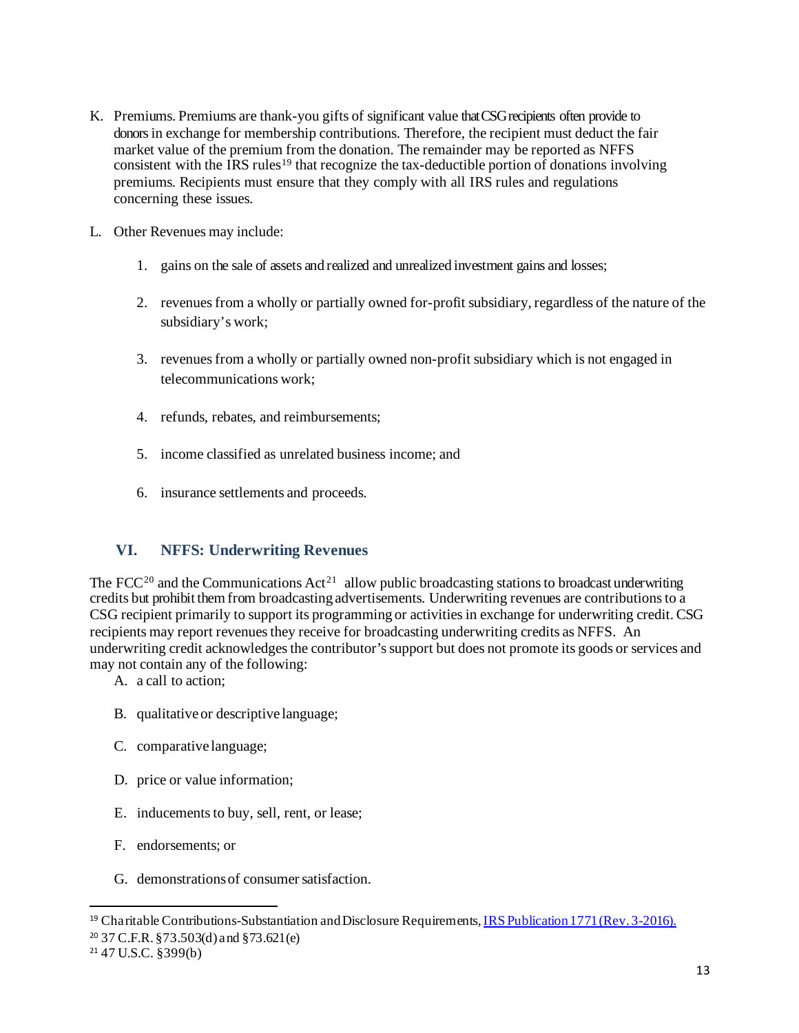K. Premiums. Premiums are thank-you gifts of significant value that CSG recipients often provide to donors in exchange for membership contributions. Therefore, the recipient must deduct the fair market value of the premium from the donation. The remainder may be reported as NFFS consistent with the IRS rules[19] that recognize the tax-deductible portion of donations involving premiums. Recipients must ensure that they comply with all IRS rules and regulations concerning these issues.

L. Other Revenues may include:

   1. gains on the sale of assets and realized and unrealized investment gains and losses;

   2. revenues from a wholly or partially owned for-profit subsidiary, regardless of the nature of the subsidiary's work;

   3. revenues from a wholly or partially owned non-profit subsidiary which is not engaged in telecommunications work;

   4. refunds, rebates, and reimbursements;

   5. income classified as unrelated business income; and

   6. insurance settlements and proceeds.

## VI. NFFS: Underwriting Revenues

The FCC[20] and the Communications Act[21] allow public broadcasting stations to broadcast underwriting credits but prohibit them from broadcasting advertisements. Underwriting revenues are contributions to a CSG recipient primarily to support its programming or activities in exchange for underwriting credit. CSG recipients may report revenues they receive for broadcasting underwriting credits as NFFS. An underwriting credit acknowledges the contributor's support but does not promote its goods or services and may not contain any of the following:

A. a call to action;

B. qualitative or descriptive language;

C. comparative language;

D. price or value information;

E. inducements to buy, sell, rent, or lease;

F. endorsements; or

G. demonstrations of consumer satisfaction.

---

[19] Charitable Contributions-Substantiation and Disclosure Requirements, IRS Publication 1771 (Rev. 3-2016).

[20] 37 C.F.R. §73.503(d) and §73.621(e)

[21] 47 U.S.C. §399(b)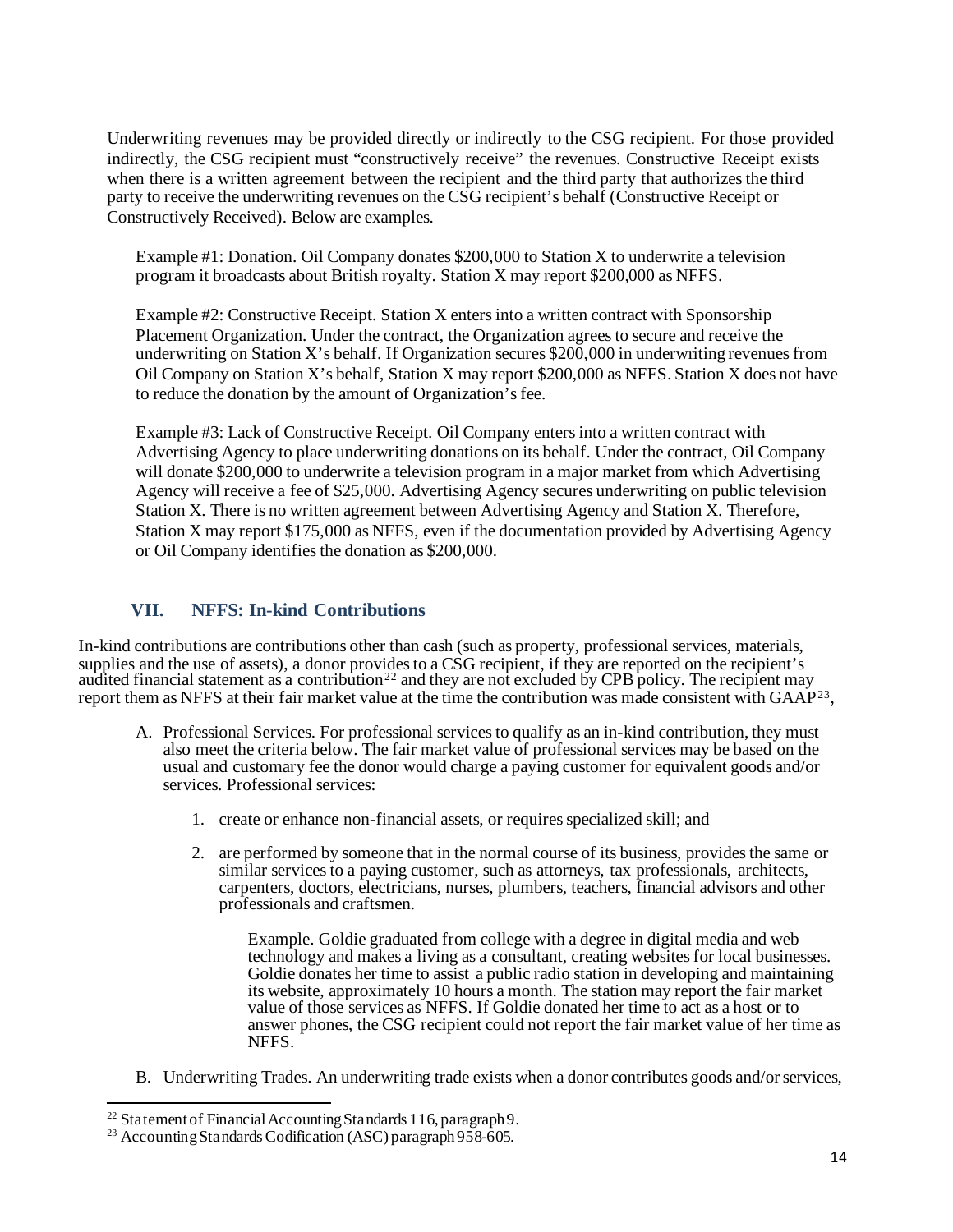Underwriting revenues may be provided directly or indirectly to the CSG recipient. For those provided indirectly, the CSG recipient must "constructively receive" the revenues. Constructive Receipt exists when there is a written agreement between the recipient and the third party that authorizes the third party to receive the underwriting revenues on the CSG recipient's behalf (Constructive Receipt or Constructively Received). Below are examples.

> Example #1: Donation. Oil Company donates $200,000 to Station X to underwrite a television program it broadcasts about British royalty. Station X may report $200,000 as NFFS.
>
> Example #2: Constructive Receipt. Station X enters into a written contract with Sponsorship Placement Organization. Under the contract, the Organization agrees to secure and receive the underwriting on Station X's behalf. If Organization secures $200,000 in underwriting revenues from Oil Company on Station X's behalf, Station X may report $200,000 as NFFS. Station X does not have to reduce the donation by the amount of Organization's fee.
>
> Example #3: Lack of Constructive Receipt. Oil Company enters into a written contract with Advertising Agency to place underwriting donations on its behalf. Under the contract, Oil Company will donate $200,000 to underwrite a television program in a major market from which Advertising Agency will receive a fee of $25,000. Advertising Agency secures underwriting on public television Station X. There is no written agreement between Advertising Agency and Station X. Therefore, Station X may report $175,000 as NFFS, even if the documentation provided by Advertising Agency or Oil Company identifies the donation as $200,000.

## VII. NFFS: In-kind Contributions

In-kind contributions are contributions other than cash (such as property, professional services, materials, supplies and the use of assets), a donor provides to a CSG recipient, if they are reported on the recipient's audited financial statement as a contribution[22] and they are not excluded by CPB policy. The recipient may report them as NFFS at their fair market value at the time the contribution was made consistent with GAAP[23],

A. Professional Services. For professional services to qualify as an in-kind contribution, they must also meet the criteria below. The fair market value of professional services may be based on the usual and customary fee the donor would charge a paying customer for equivalent goods and/or services. Professional services:

   1. create or enhance non-financial assets, or requires specialized skill; and

   2. are performed by someone that in the normal course of its business, provides the same or similar services to a paying customer, such as attorneys, tax professionals, architects, carpenters, doctors, electricians, nurses, plumbers, teachers, financial advisors and other professionals and craftsmen.

      > Example. Goldie graduated from college with a degree in digital media and web technology and makes a living as a consultant, creating websites for local businesses. Goldie donates her time to assist a public radio station in developing and maintaining its website, approximately 10 hours a month. The station may report the fair market value of those services as NFFS. If Goldie donated her time to act as a host or to answer phones, the CSG recipient could not report the fair market value of her time as NFFS.

B. Underwriting Trades. An underwriting trade exists when a donor contributes goods and/or services,

---

[22] Statement of Financial Accounting Standards 116, paragraph 9.

[23] Accounting Standards Codification (ASC) paragraph 958-605.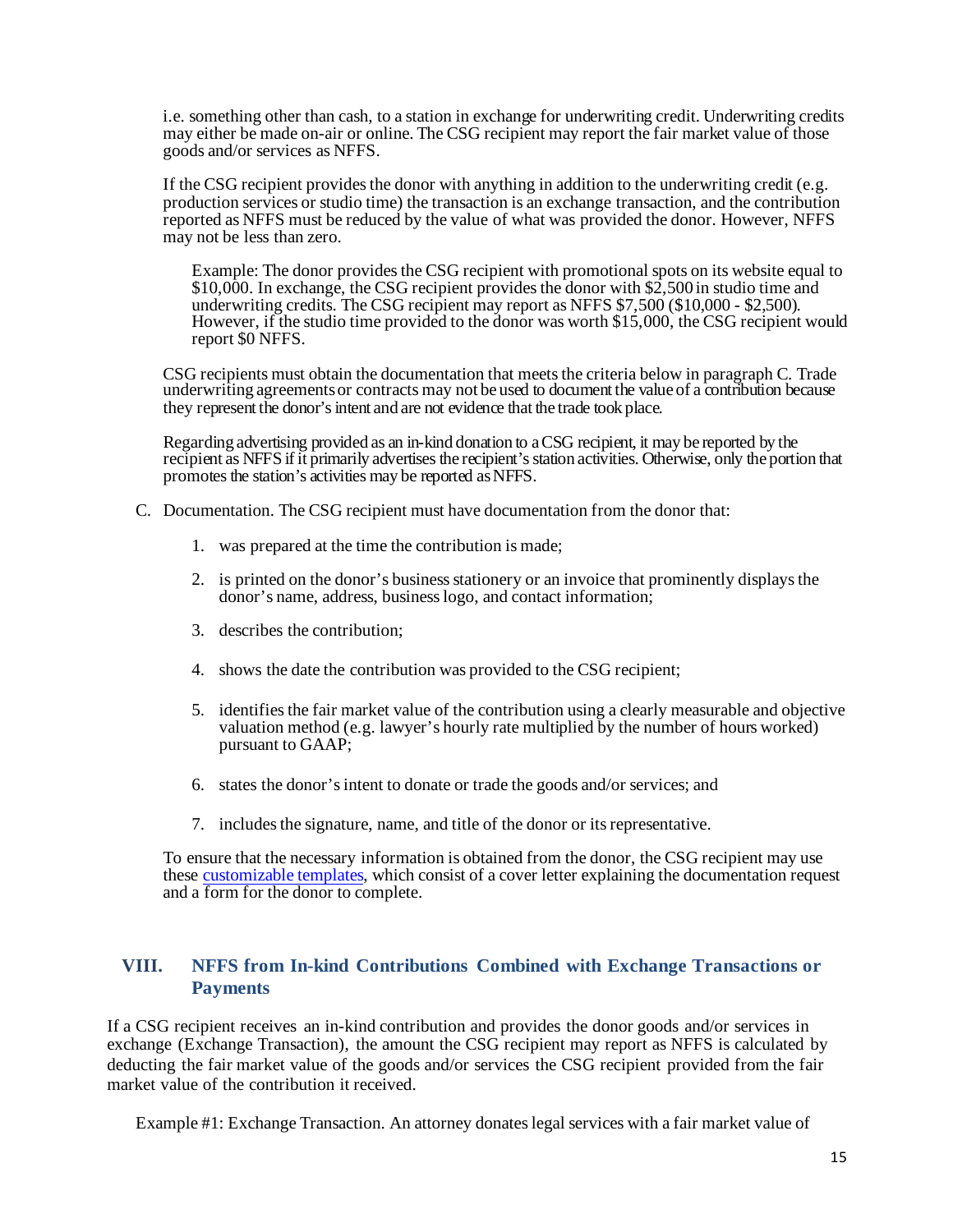i.e. something other than cash, to a station in exchange for underwriting credit. Underwriting credits may either be made on-air or online. The CSG recipient may report the fair market value of those goods and/or services as NFFS.

If the CSG recipient provides the donor with anything in addition to the underwriting credit (e.g. production services or studio time) the transaction is an exchange transaction, and the contribution reported as NFFS must be reduced by the value of what was provided the donor. However, NFFS may not be less than zero.

> Example: The donor provides the CSG recipient with promotional spots on its website equal to $10,000. In exchange, the CSG recipient provides the donor with $2,500 in studio time and underwriting credits. The CSG recipient may report as NFFS $7,500 ($10,000 - $2,500). However, if the studio time provided to the donor was worth $15,000, the CSG recipient would report $0 NFFS.

CSG recipients must obtain the documentation that meets the criteria below in paragraph C. Trade underwriting agreements or contracts may not be used to document the value of a contribution because they represent the donor's intent and are not evidence that the trade took place.

Regarding advertising provided as an in-kind donation to a CSG recipient, it may be reported by the recipient as NFFS if it primarily advertises the recipient's station activities. Otherwise, only the portion that promotes the station's activities may be reported as NFFS.

C. Documentation. The CSG recipient must have documentation from the donor that:

1. was prepared at the time the contribution is made;
2. is printed on the donor's business stationery or an invoice that prominently displays the donor's name, address, business logo, and contact information;
3. describes the contribution;
4. shows the date the contribution was provided to the CSG recipient;
5. identifies the fair market value of the contribution using a clearly measurable and objective valuation method (e.g. lawyer's hourly rate multiplied by the number of hours worked) pursuant to GAAP;
6. states the donor's intent to donate or trade the goods and/or services; and
7. includes the signature, name, and title of the donor or its representative.

To ensure that the necessary information is obtained from the donor, the CSG recipient may use these customizable templates, which consist of a cover letter explaining the documentation request and a form for the donor to complete.

## VIII. NFFS from In-kind Contributions Combined with Exchange Transactions or Payments

If a CSG recipient receives an in-kind contribution and provides the donor goods and/or services in exchange (Exchange Transaction), the amount the CSG recipient may report as NFFS is calculated by deducting the fair market value of the goods and/or services the CSG recipient provided from the fair market value of the contribution it received.

Example #1: Exchange Transaction. An attorney donates legal services with a fair market value of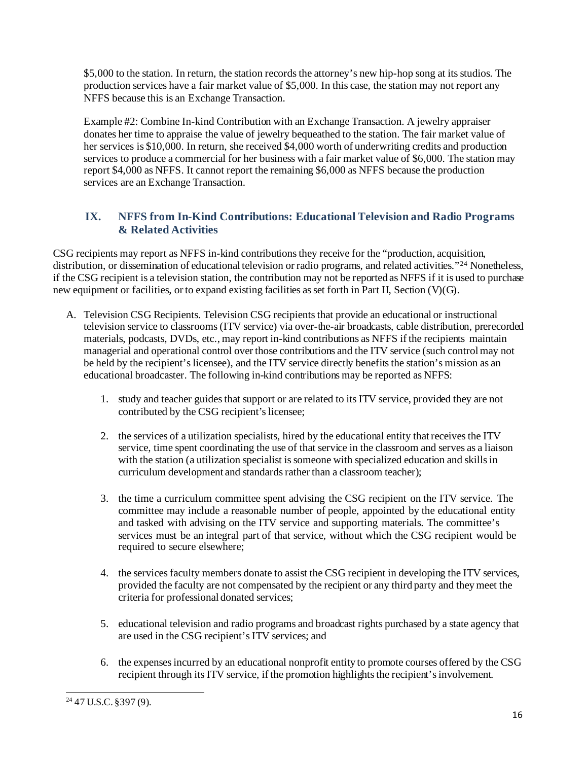$5,000 to the station. In return, the station records the attorney's new hip-hop song at its studios. The production services have a fair market value of $5,000. In this case, the station may not report any NFFS because this is an Exchange Transaction.

Example #2: Combine In-kind Contribution with an Exchange Transaction. A jewelry appraiser donates her time to appraise the value of jewelry bequeathed to the station. The fair market value of her services is $10,000. In return, she received $4,000 worth of underwriting credits and production services to produce a commercial for her business with a fair market value of $6,000. The station may report $4,000 as NFFS. It cannot report the remaining $6,000 as NFFS because the production services are an Exchange Transaction.

## IX. NFFS from In-Kind Contributions: Educational Television and Radio Programs & Related Activities

CSG recipients may report as NFFS in-kind contributions they receive for the "production, acquisition, distribution, or dissemination of educational television or radio programs, and related activities."[24] Nonetheless, if the CSG recipient is a television station, the contribution may not be reported as NFFS if it is used to purchase new equipment or facilities, or to expand existing facilities as set forth in Part II, Section (V)(G).

A. Television CSG Recipients. Television CSG recipients that provide an educational or instructional television service to classrooms (ITV service) via over-the-air broadcasts, cable distribution, prerecorded materials, podcasts, DVDs, etc., may report in-kind contributions as NFFS if the recipients maintain managerial and operational control over those contributions and the ITV service (such control may not be held by the recipient's licensee), and the ITV service directly benefits the station's mission as an educational broadcaster. The following in-kind contributions may be reported as NFFS:

1. study and teacher guides that support or are related to its ITV service, provided they are not contributed by the CSG recipient's licensee;

2. the services of a utilization specialists, hired by the educational entity that receives the ITV service, time spent coordinating the use of that service in the classroom and serves as a liaison with the station (a utilization specialist is someone with specialized education and skills in curriculum development and standards rather than a classroom teacher);

3. the time a curriculum committee spent advising the CSG recipient on the ITV service. The committee may include a reasonable number of people, appointed by the educational entity and tasked with advising on the ITV service and supporting materials. The committee's services must be an integral part of that service, without which the CSG recipient would be required to secure elsewhere;

4. the services faculty members donate to assist the CSG recipient in developing the ITV services, provided the faculty are not compensated by the recipient or any third party and they meet the criteria for professional donated services;

5. educational television and radio programs and broadcast rights purchased by a state agency that are used in the CSG recipient's ITV services; and

6. the expenses incurred by an educational nonprofit entity to promote courses offered by the CSG recipient through its ITV service, if the promotion highlights the recipient's involvement.

[24] 47 U.S.C. §397 (9).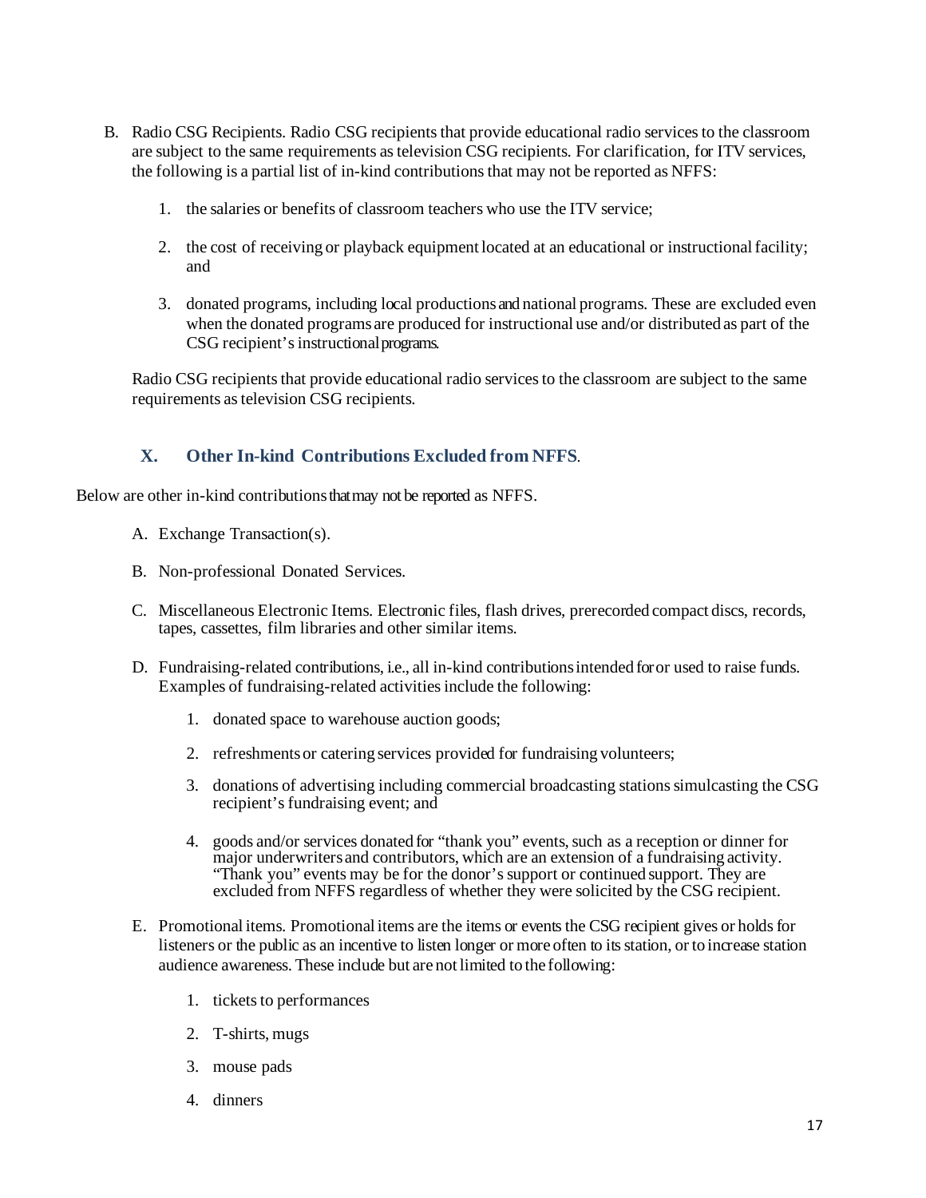B. Radio CSG Recipients. Radio CSG recipients that provide educational radio services to the classroom are subject to the same requirements as television CSG recipients. For clarification, for ITV services, the following is a partial list of in-kind contributions that may not be reported as NFFS:

   1. the salaries or benefits of classroom teachers who use the ITV service;

   2. the cost of receiving or playback equipment located at an educational or instructional facility; and

   3. donated programs, including local productions and national programs. These are excluded even when the donated programs are produced for instructional use and/or distributed as part of the CSG recipient's instructional programs.

   Radio CSG recipients that provide educational radio services to the classroom are subject to the same requirements as television CSG recipients.

## X. Other In-kind Contributions Excluded from NFFS.

Below are other in-kind contributions that may not be reported as NFFS.

A. Exchange Transaction(s).

B. Non-professional Donated Services.

C. Miscellaneous Electronic Items. Electronic files, flash drives, prerecorded compact discs, records, tapes, cassettes, film libraries and other similar items.

D. Fundraising-related contributions, i.e., all in-kind contributions intended for or used to raise funds. Examples of fundraising-related activities include the following:

   1. donated space to warehouse auction goods;

   2. refreshments or catering services provided for fundraising volunteers;

   3. donations of advertising including commercial broadcasting stations simulcasting the CSG recipient's fundraising event; and

   4. goods and/or services donated for "thank you" events, such as a reception or dinner for major underwriters and contributors, which are an extension of a fundraising activity. "Thank you" events may be for the donor's support or continued support. They are excluded from NFFS regardless of whether they were solicited by the CSG recipient.

E. Promotional items. Promotional items are the items or events the CSG recipient gives or holds for listeners or the public as an incentive to listen longer or more often to its station, or to increase station audience awareness. These include but are not limited to the following:

   1. tickets to performances

   2. T-shirts, mugs

   3. mouse pads

   4. dinners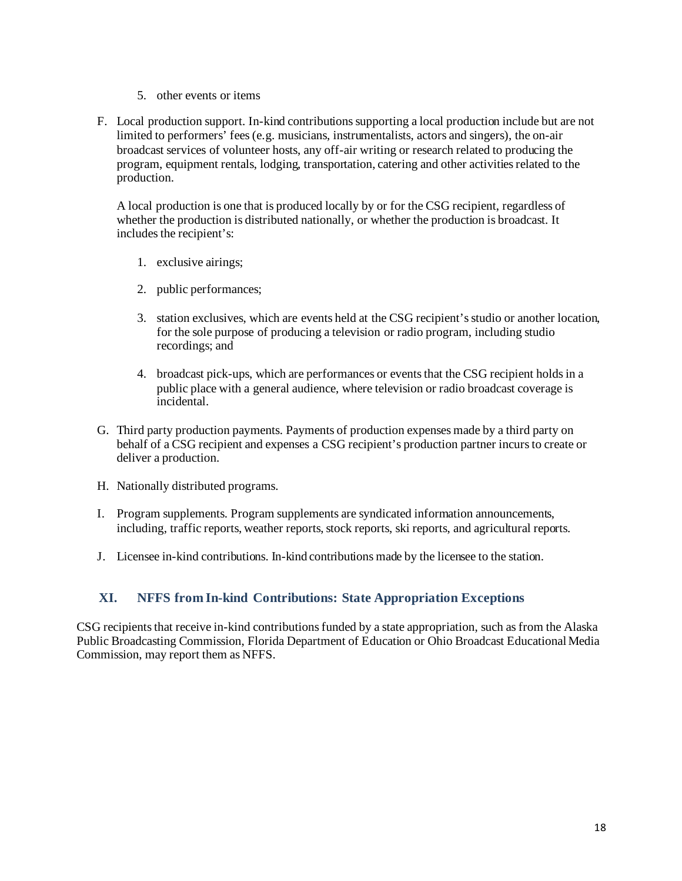5. other events or items

F. Local production support. In-kind contributions supporting a local production include but are not limited to performers' fees (e.g. musicians, instrumentalists, actors and singers), the on-air broadcast services of volunteer hosts, any off-air writing or research related to producing the program, equipment rentals, lodging, transportation, catering and other activities related to the production.

   A local production is one that is produced locally by or for the CSG recipient, regardless of whether the production is distributed nationally, or whether the production is broadcast. It includes the recipient's:

   1. exclusive airings;
   2. public performances;
   3. station exclusives, which are events held at the CSG recipient's studio or another location, for the sole purpose of producing a television or radio program, including studio recordings; and
   4. broadcast pick-ups, which are performances or events that the CSG recipient holds in a public place with a general audience, where television or radio broadcast coverage is incidental.

G. Third party production payments. Payments of production expenses made by a third party on behalf of a CSG recipient and expenses a CSG recipient's production partner incurs to create or deliver a production.

H. Nationally distributed programs.

I. Program supplements. Program supplements are syndicated information announcements, including, traffic reports, weather reports, stock reports, ski reports, and agricultural reports.

J. Licensee in-kind contributions. In-kind contributions made by the licensee to the station.

## XI. NFFS from In-kind Contributions: State Appropriation Exceptions

CSG recipients that receive in-kind contributions funded by a state appropriation, such as from the Alaska Public Broadcasting Commission, Florida Department of Education or Ohio Broadcast Educational Media Commission, may report them as NFFS.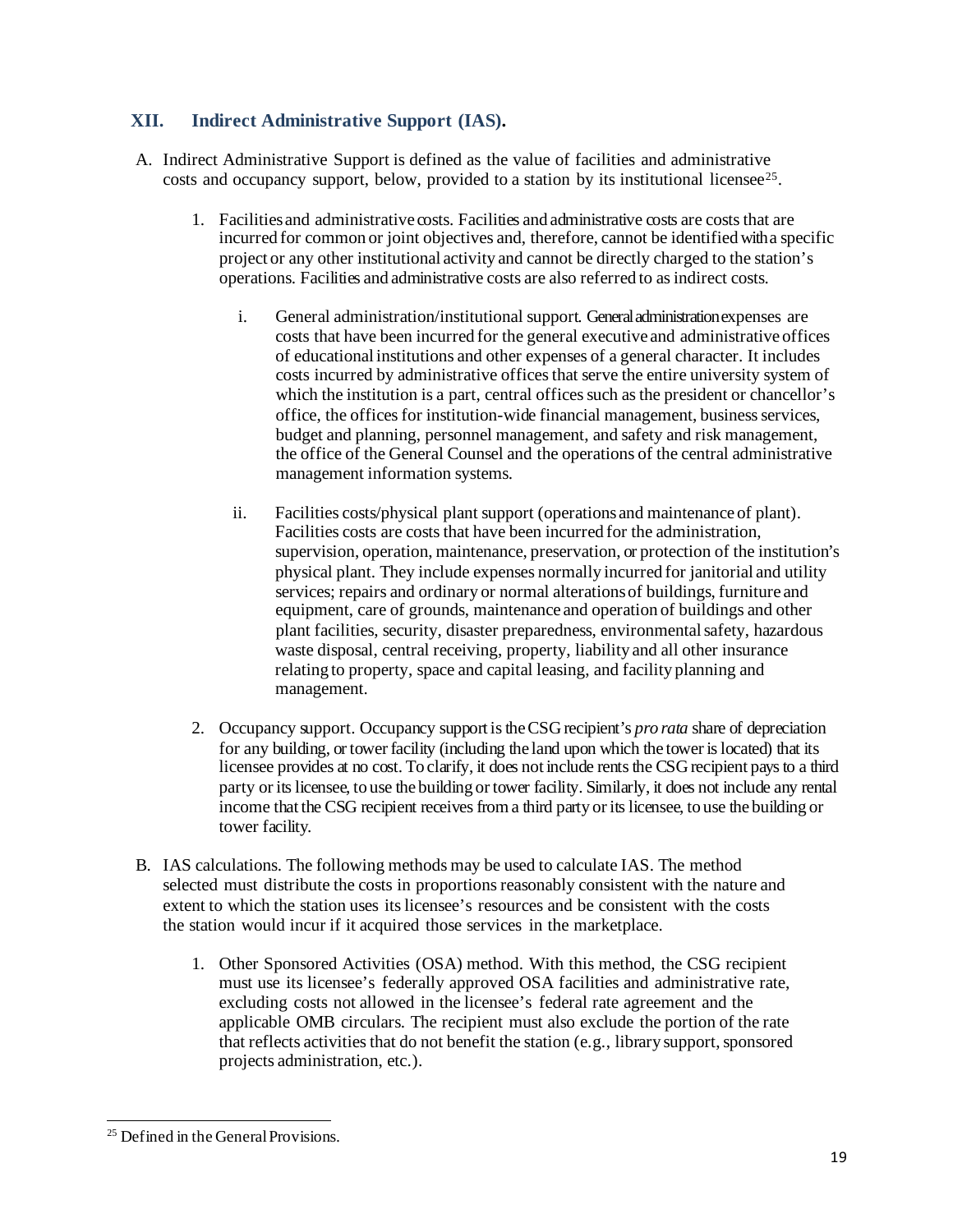## XII. Indirect Administrative Support (IAS).

A. Indirect Administrative Support is defined as the value of facilities and administrative costs and occupancy support, below, provided to a station by its institutional licensee[25].

   1. Facilities and administrative costs. Facilities and administrative costs are costs that are incurred for common or joint objectives and, therefore, cannot be identified with a specific project or any other institutional activity and cannot be directly charged to the station's operations. Facilities and administrative costs are also referred to as indirect costs.

      i. General administration/institutional support. General administration expenses are costs that have been incurred for the general executive and administrative offices of educational institutions and other expenses of a general character. It includes costs incurred by administrative offices that serve the entire university system of which the institution is a part, central offices such as the president or chancellor's office, the offices for institution-wide financial management, business services, budget and planning, personnel management, and safety and risk management, the office of the General Counsel and the operations of the central administrative management information systems.

      ii. Facilities costs/physical plant support (operations and maintenance of plant). Facilities costs are costs that have been incurred for the administration, supervision, operation, maintenance, preservation, or protection of the institution's physical plant. They include expenses normally incurred for janitorial and utility services; repairs and ordinary or normal alterations of buildings, furniture and equipment, care of grounds, maintenance and operation of buildings and other plant facilities, security, disaster preparedness, environmental safety, hazardous waste disposal, central receiving, property, liability and all other insurance relating to property, space and capital leasing, and facility planning and management.

   2. Occupancy support. Occupancy support is the CSG recipient's *pro rata* share of depreciation for any building, or tower facility (including the land upon which the tower is located) that its licensee provides at no cost. To clarify, it does not include rents the CSG recipient pays to a third party or its licensee, to use the building or tower facility. Similarly, it does not include any rental income that the CSG recipient receives from a third party or its licensee, to use the building or tower facility.

B. IAS calculations. The following methods may be used to calculate IAS. The method selected must distribute the costs in proportions reasonably consistent with the nature and extent to which the station uses its licensee's resources and be consistent with the costs the station would incur if it acquired those services in the marketplace.

   1. Other Sponsored Activities (OSA) method. With this method, the CSG recipient must use its licensee's federally approved OSA facilities and administrative rate, excluding costs not allowed in the licensee's federal rate agreement and the applicable OMB circulars. The recipient must also exclude the portion of the rate that reflects activities that do not benefit the station (e.g., library support, sponsored projects administration, etc.).

---

[25] Defined in the General Provisions.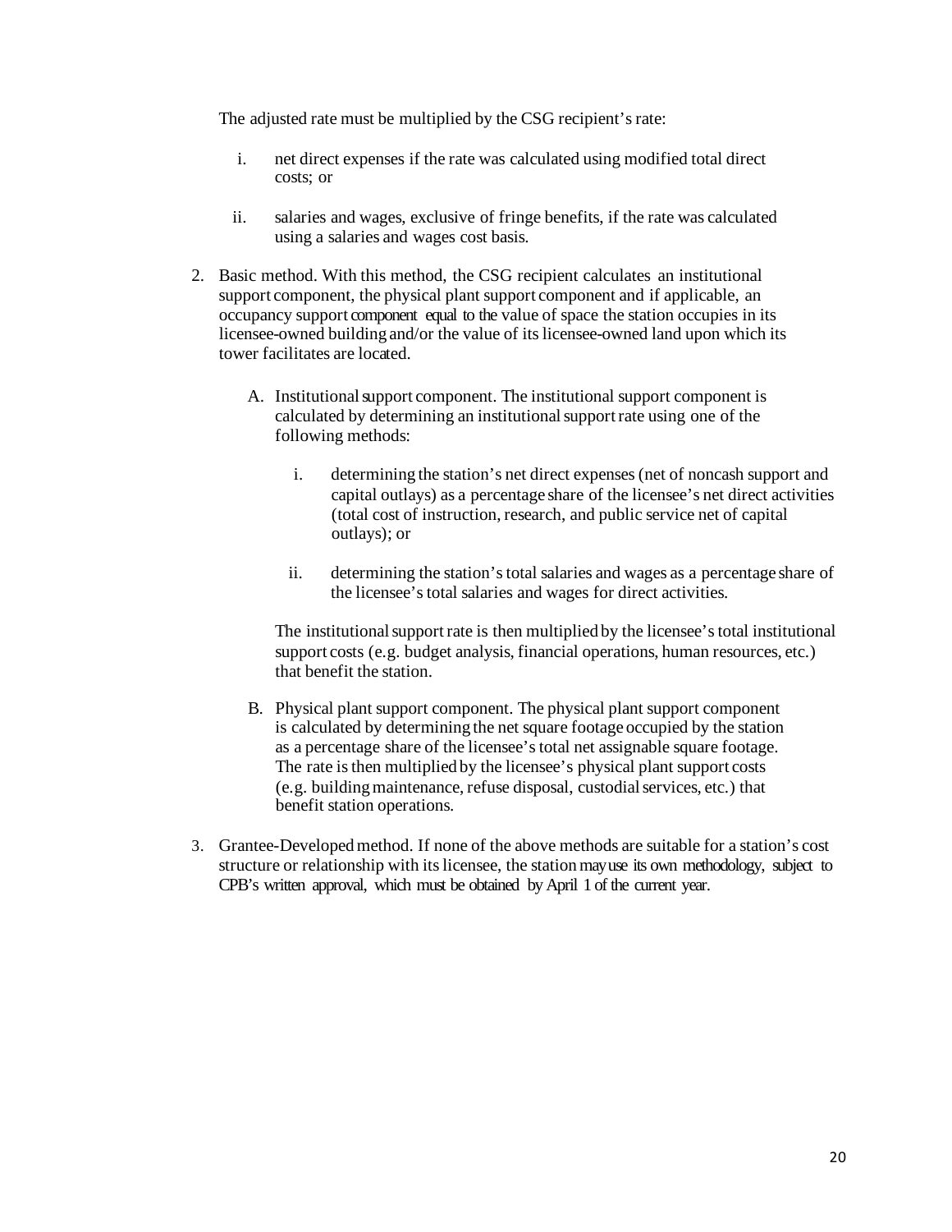The adjusted rate must be multiplied by the CSG recipient's rate:

i. net direct expenses if the rate was calculated using modified total direct costs; or

ii. salaries and wages, exclusive of fringe benefits, if the rate was calculated using a salaries and wages cost basis.

2. Basic method. With this method, the CSG recipient calculates an institutional support component, the physical plant support component and if applicable, an occupancy support component equal to the value of space the station occupies in its licensee-owned building and/or the value of its licensee-owned land upon which its tower facilitates are located.

   A. Institutional support component. The institutional support component is calculated by determining an institutional support rate using one of the following methods:

      i. determining the station's net direct expenses (net of noncash support and capital outlays) as a percentage share of the licensee's net direct activities (total cost of instruction, research, and public service net of capital outlays); or

      ii. determining the station's total salaries and wages as a percentage share of the licensee's total salaries and wages for direct activities.

      The institutional support rate is then multiplied by the licensee's total institutional support costs (e.g. budget analysis, financial operations, human resources, etc.) that benefit the station.

   B. Physical plant support component. The physical plant support component is calculated by determining the net square footage occupied by the station as a percentage share of the licensee's total net assignable square footage. The rate is then multiplied by the licensee's physical plant support costs (e.g. building maintenance, refuse disposal, custodial services, etc.) that benefit station operations.

3. Grantee-Developed method. If none of the above methods are suitable for a station's cost structure or relationship with its licensee, the station may use its own methodology, subject to CPB's written approval, which must be obtained by April 1 of the current year.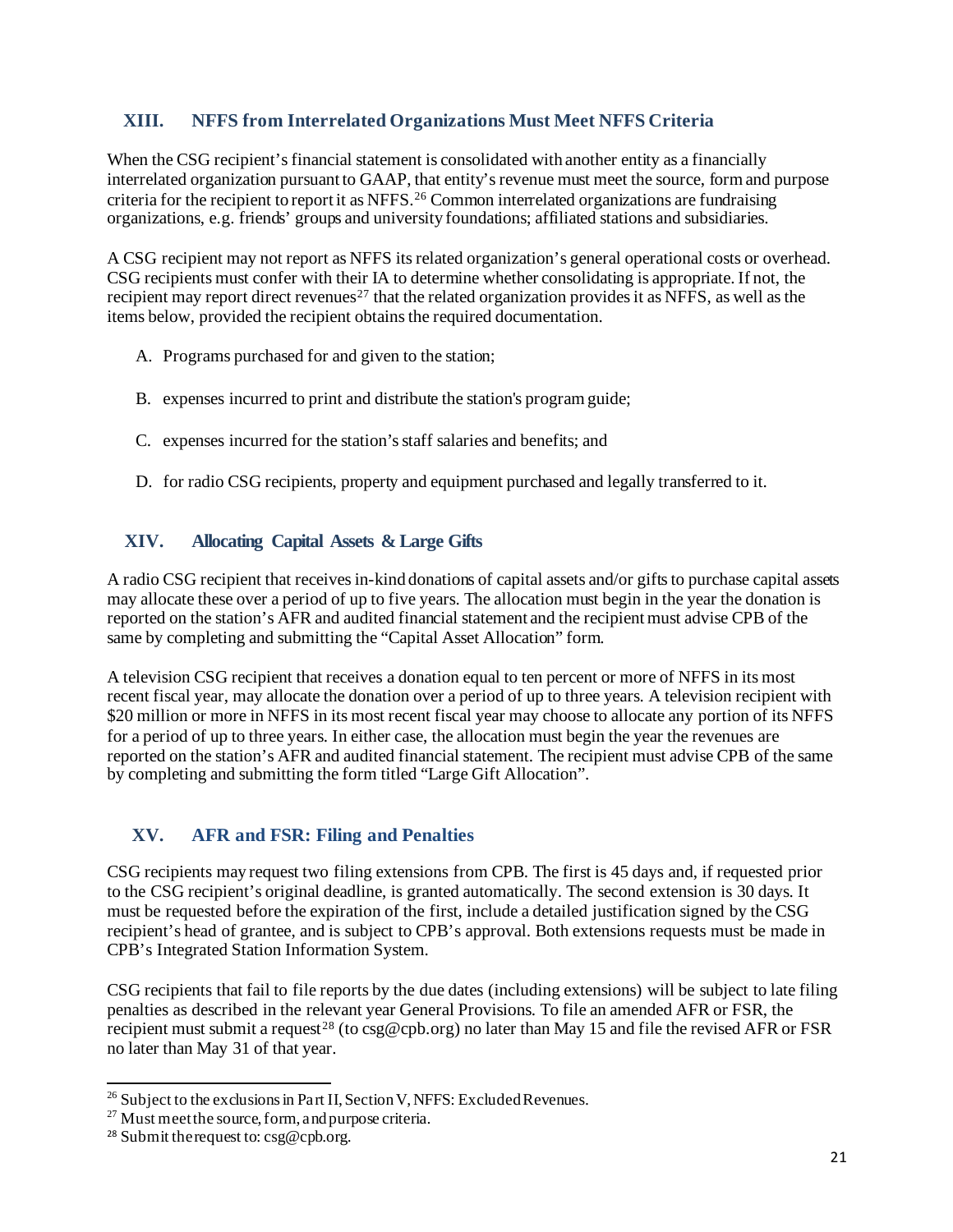## XIII. NFFS from Interrelated Organizations Must Meet NFFS Criteria

When the CSG recipient's financial statement is consolidated with another entity as a financially interrelated organization pursuant to GAAP, that entity's revenue must meet the source, form and purpose criteria for the recipient to report it as NFFS.[26] Common interrelated organizations are fundraising organizations, e.g. friends' groups and university foundations; affiliated stations and subsidiaries.

A CSG recipient may not report as NFFS its related organization's general operational costs or overhead. CSG recipients must confer with their IA to determine whether consolidating is appropriate. If not, the recipient may report direct revenues[27] that the related organization provides it as NFFS, as well as the items below, provided the recipient obtains the required documentation.

A. Programs purchased for and given to the station;

B. expenses incurred to print and distribute the station's program guide;

C. expenses incurred for the station's staff salaries and benefits; and

D. for radio CSG recipients, property and equipment purchased and legally transferred to it.

## XIV. Allocating Capital Assets & Large Gifts

A radio CSG recipient that receives in-kind donations of capital assets and/or gifts to purchase capital assets may allocate these over a period of up to five years. The allocation must begin in the year the donation is reported on the station's AFR and audited financial statement and the recipient must advise CPB of the same by completing and submitting the "Capital Asset Allocation" form.

A television CSG recipient that receives a donation equal to ten percent or more of NFFS in its most recent fiscal year, may allocate the donation over a period of up to three years. A television recipient with $20 million or more in NFFS in its most recent fiscal year may choose to allocate any portion of its NFFS for a period of up to three years. In either case, the allocation must begin the year the revenues are reported on the station's AFR and audited financial statement. The recipient must advise CPB of the same by completing and submitting the form titled "Large Gift Allocation".

## XV. AFR and FSR: Filing and Penalties

CSG recipients may request two filing extensions from CPB. The first is 45 days and, if requested prior to the CSG recipient's original deadline, is granted automatically. The second extension is 30 days. It must be requested before the expiration of the first, include a detailed justification signed by the CSG recipient's head of grantee, and is subject to CPB's approval. Both extensions requests must be made in CPB's Integrated Station Information System.

CSG recipients that fail to file reports by the due dates (including extensions) will be subject to late filing penalties as described in the relevant year General Provisions. To file an amended AFR or FSR, the recipient must submit a request[28] (to csg@cpb.org) no later than May 15 and file the revised AFR or FSR no later than May 31 of that year.

---

[26] Subject to the exclusions in Part II, Section V, NFFS: Excluded Revenues.

[27] Must meet the source, form, and purpose criteria.

[28] Submit the request to: csg@cpb.org.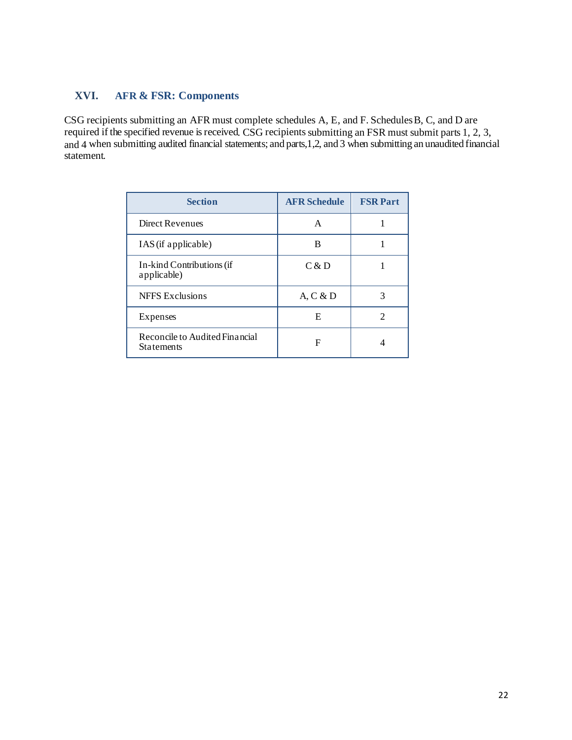## XVI. AFR & FSR: Components

CSG recipients submitting an AFR must complete schedules A, E, and F. Schedules B, C, and D are required if the specified revenue is received. CSG recipients submitting an FSR must submit parts 1, 2, 3, and 4 when submitting audited financial statements; and parts,1,2, and 3 when submitting an unaudited financial statement.

| Section | AFR Schedule | FSR Part |
| --- | --- | --- |
| Direct Revenues | A | 1 |
| IAS (if applicable) | B | 1 |
| In-kind Contributions (if applicable) | C & D | 1 |
| NFFS Exclusions | A, C & D | 3 |
| Expenses | E | 2 |
| Reconcile to Audited Financial Statements | F | 4 |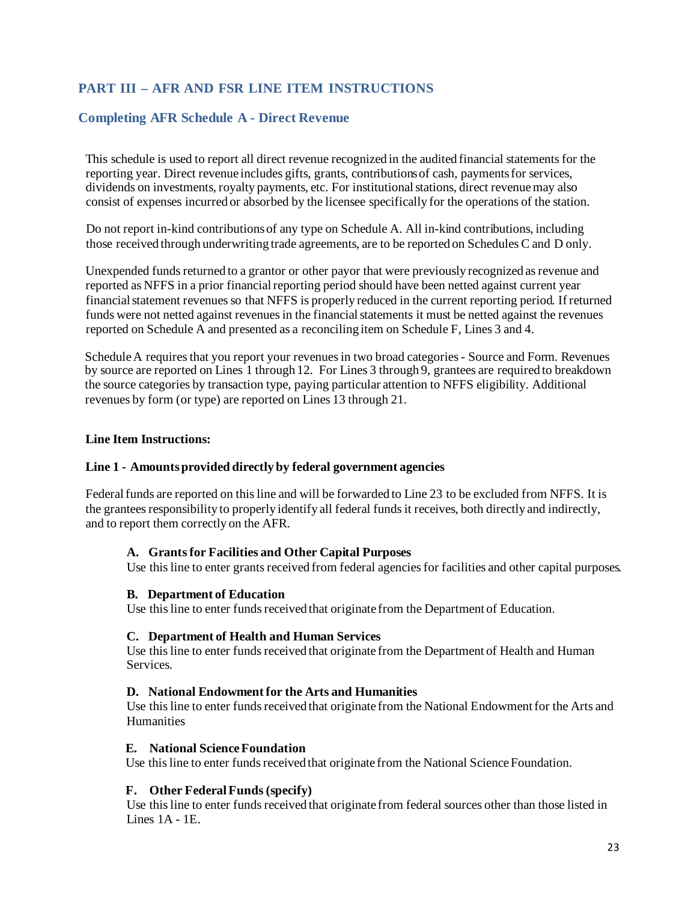## PART III – AFR AND FSR LINE ITEM INSTRUCTIONS

### Completing AFR Schedule A - Direct Revenue

This schedule is used to report all direct revenue recognized in the audited financial statements for the reporting year. Direct revenue includes gifts, grants, contributions of cash, payments for services, dividends on investments, royalty payments, etc. For institutional stations, direct revenue may also consist of expenses incurred or absorbed by the licensee specifically for the operations of the station.

Do not report in-kind contributions of any type on Schedule A. All in-kind contributions, including those received through underwriting trade agreements, are to be reported on Schedules C and D only.

Unexpended funds returned to a grantor or other payor that were previously recognized as revenue and reported as NFFS in a prior financial reporting period should have been netted against current year financial statement revenues so that NFFS is properly reduced in the current reporting period. If returned funds were not netted against revenues in the financial statements it must be netted against the revenues reported on Schedule A and presented as a reconciling item on Schedule F, Lines 3 and 4.

Schedule A requires that you report your revenues in two broad categories - Source and Form. Revenues by source are reported on Lines 1 through 12. For Lines 3 through 9, grantees are required to breakdown the source categories by transaction type, paying particular attention to NFFS eligibility. Additional revenues by form (or type) are reported on Lines 13 through 21.

**Line Item Instructions:**

**Line 1 - Amounts provided directly by federal government agencies**

Federal funds are reported on this line and will be forwarded to Line 23 to be excluded from NFFS. It is the grantees responsibility to properly identify all federal funds it receives, both directly and indirectly, and to report them correctly on the AFR.

**A. Grants for Facilities and Other Capital Purposes**
Use this line to enter grants received from federal agencies for facilities and other capital purposes.

**B. Department of Education**
Use this line to enter funds received that originate from the Department of Education.

**C. Department of Health and Human Services**
Use this line to enter funds received that originate from the Department of Health and Human Services.

**D. National Endowment for the Arts and Humanities**
Use this line to enter funds received that originate from the National Endowment for the Arts and Humanities

**E. National Science Foundation**
Use this line to enter funds received that originate from the National Science Foundation.

**F. Other Federal Funds (specify)**
Use this line to enter funds received that originate from federal sources other than those listed in Lines 1A - 1E.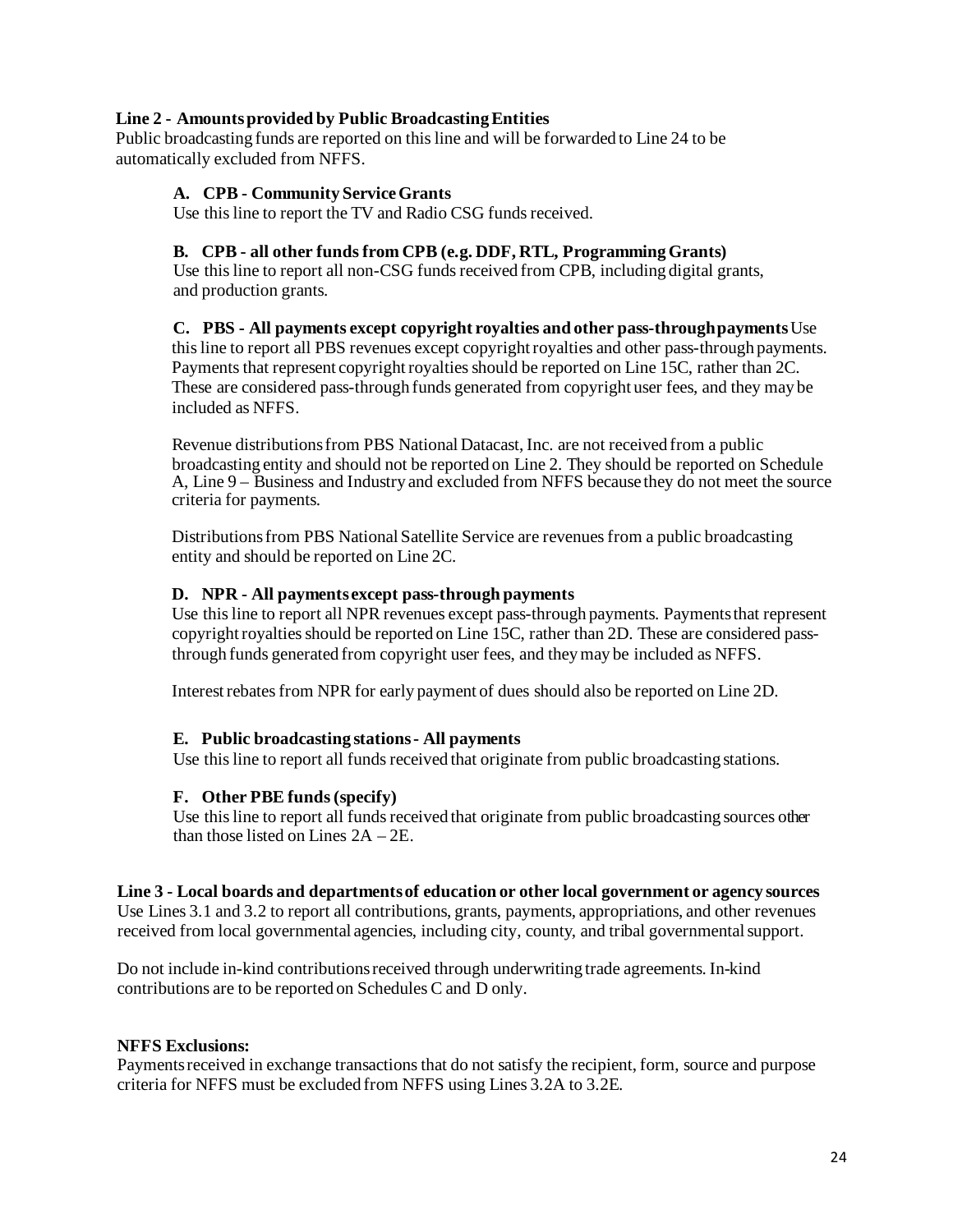**Line 2 - Amounts provided by Public Broadcasting Entities**

Public broadcasting funds are reported on this line and will be forwarded to Line 24 to be automatically excluded from NFFS.

**A. CPB - Community Service Grants**

Use this line to report the TV and Radio CSG funds received.

**B. CPB - all other funds from CPB (e.g. DDF, RTL, Programming Grants)**

Use this line to report all non-CSG funds received from CPB, including digital grants, and production grants.

**C. PBS - All payments except copyright royalties and other pass-through payments** Use this line to report all PBS revenues except copyright royalties and other pass-through payments. Payments that represent copyright royalties should be reported on Line 15C, rather than 2C. These are considered pass-through funds generated from copyright user fees, and they may be included as NFFS.

Revenue distributions from PBS National Datacast, Inc. are not received from a public broadcasting entity and should not be reported on Line 2. They should be reported on Schedule A, Line 9 – Business and Industry and excluded from NFFS because they do not meet the source criteria for payments.

Distributions from PBS National Satellite Service are revenues from a public broadcasting entity and should be reported on Line 2C.

**D. NPR - All payments except pass-through payments**

Use this line to report all NPR revenues except pass-through payments. Payments that represent copyright royalties should be reported on Line 15C, rather than 2D. These are considered pass-through funds generated from copyright user fees, and they may be included as NFFS.

Interest rebates from NPR for early payment of dues should also be reported on Line 2D.

**E. Public broadcasting stations - All payments**

Use this line to report all funds received that originate from public broadcasting stations.

**F. Other PBE funds (specify)**

Use this line to report all funds received that originate from public broadcasting sources other than those listed on Lines 2A – 2E.

**Line 3 - Local boards and departments of education or other local government or agency sources**

Use Lines 3.1 and 3.2 to report all contributions, grants, payments, appropriations, and other revenues received from local governmental agencies, including city, county, and tribal governmental support.

Do not include in-kind contributions received through underwriting trade agreements. In-kind contributions are to be reported on Schedules C and D only.

**NFFS Exclusions:**

Payments received in exchange transactions that do not satisfy the recipient, form, source and purpose criteria for NFFS must be excluded from NFFS using Lines 3.2A to 3.2E.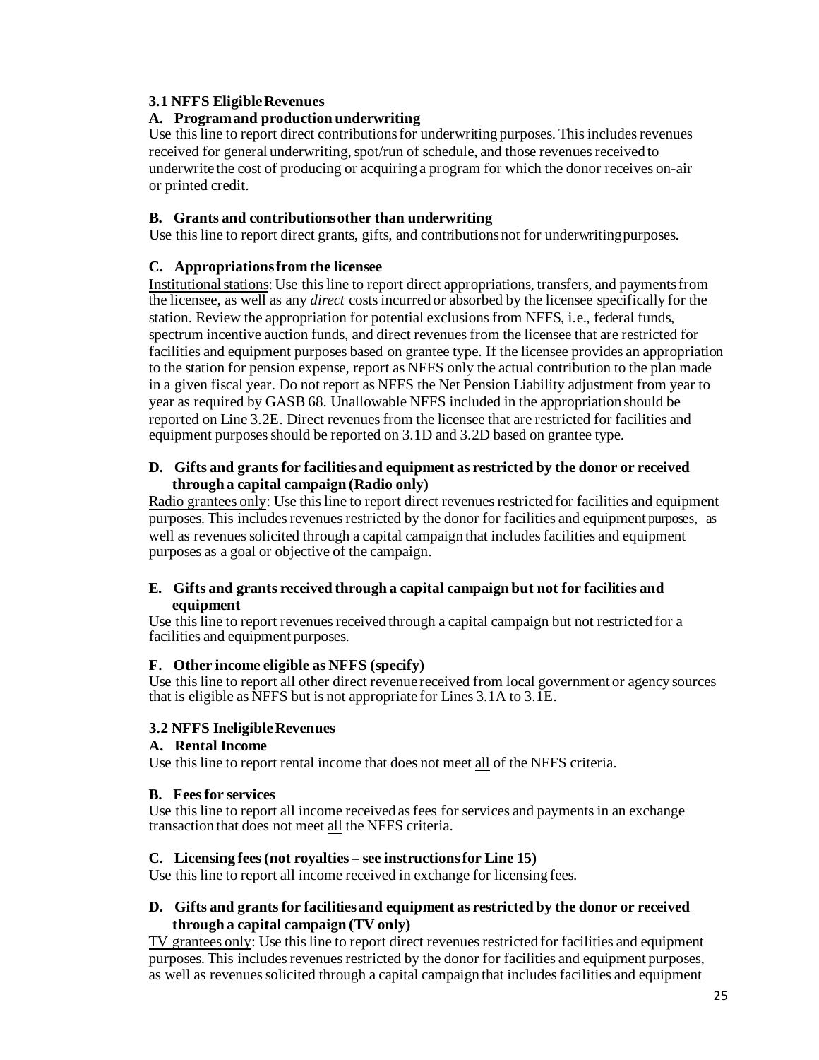### 3.1 NFFS Eligible Revenues

**A. Program and production underwriting**

Use this line to report direct contributions for underwriting purposes. This includes revenues received for general underwriting, spot/run of schedule, and those revenues received to underwrite the cost of producing or acquiring a program for which the donor receives on-air or printed credit.

**B. Grants and contributions other than underwriting**

Use this line to report direct grants, gifts, and contributions not for underwriting purposes.

**C. Appropriations from the licensee**

Institutional stations: Use this line to report direct appropriations, transfers, and payments from the licensee, as well as any *direct* costs incurred or absorbed by the licensee specifically for the station. Review the appropriation for potential exclusions from NFFS, i.e., federal funds, spectrum incentive auction funds, and direct revenues from the licensee that are restricted for facilities and equipment purposes based on grantee type. If the licensee provides an appropriation to the station for pension expense, report as NFFS only the actual contribution to the plan made in a given fiscal year. Do not report as NFFS the Net Pension Liability adjustment from year to year as required by GASB 68. Unallowable NFFS included in the appropriation should be reported on Line 3.2E. Direct revenues from the licensee that are restricted for facilities and equipment purposes should be reported on 3.1D and 3.2D based on grantee type.

**D. Gifts and grants for facilities and equipment as restricted by the donor or received through a capital campaign (Radio only)**

Radio grantees only: Use this line to report direct revenues restricted for facilities and equipment purposes. This includes revenues restricted by the donor for facilities and equipment purposes, as well as revenues solicited through a capital campaign that includes facilities and equipment purposes as a goal or objective of the campaign.

**E. Gifts and grants received through a capital campaign but not for facilities and equipment**

Use this line to report revenues received through a capital campaign but not restricted for a facilities and equipment purposes.

**F. Other income eligible as NFFS (specify)**

Use this line to report all other direct revenue received from local government or agency sources that is eligible as NFFS but is not appropriate for Lines 3.1A to 3.1E.

### 3.2 NFFS Ineligible Revenues

**A. Rental Income**

Use this line to report rental income that does not meet all of the NFFS criteria.

**B. Fees for services**

Use this line to report all income received as fees for services and payments in an exchange transaction that does not meet all the NFFS criteria.

**C. Licensing fees (not royalties – see instructions for Line 15)**

Use this line to report all income received in exchange for licensing fees.

**D. Gifts and grants for facilities and equipment as restricted by the donor or received through a capital campaign (TV only)**

TV grantees only: Use this line to report direct revenues restricted for facilities and equipment purposes. This includes revenues restricted by the donor for facilities and equipment purposes, as well as revenues solicited through a capital campaign that includes facilities and equipment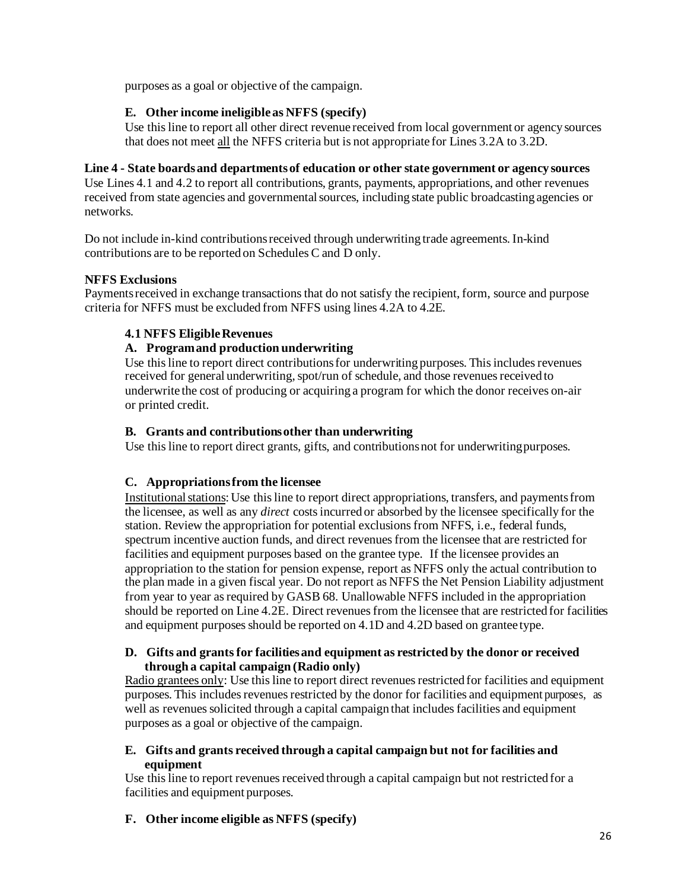purposes as a goal or objective of the campaign.

**E. Other income ineligible as NFFS (specify)**

Use this line to report all other direct revenue received from local government or agency sources that does not meet all the NFFS criteria but is not appropriate for Lines 3.2A to 3.2D.

**Line 4 - State boards and departments of education or other state government or agency sources**

Use Lines 4.1 and 4.2 to report all contributions, grants, payments, appropriations, and other revenues received from state agencies and governmental sources, including state public broadcasting agencies or networks.

Do not include in-kind contributions received through underwriting trade agreements. In-kind contributions are to be reported on Schedules C and D only.

**NFFS Exclusions**

Payments received in exchange transactions that do not satisfy the recipient, form, source and purpose criteria for NFFS must be excluded from NFFS using lines 4.2A to 4.2E.

**4.1 NFFS Eligible Revenues**

**A. Program and production underwriting**

Use this line to report direct contributions for underwriting purposes. This includes revenues received for general underwriting, spot/run of schedule, and those revenues received to underwrite the cost of producing or acquiring a program for which the donor receives on-air or printed credit.

**B. Grants and contributions other than underwriting**

Use this line to report direct grants, gifts, and contributions not for underwriting purposes.

**C. Appropriations from the licensee**

Institutional stations: Use this line to report direct appropriations, transfers, and payments from the licensee, as well as any *direct* costs incurred or absorbed by the licensee specifically for the station. Review the appropriation for potential exclusions from NFFS, i.e., federal funds, spectrum incentive auction funds, and direct revenues from the licensee that are restricted for facilities and equipment purposes based on the grantee type. If the licensee provides an appropriation to the station for pension expense, report as NFFS only the actual contribution to the plan made in a given fiscal year. Do not report as NFFS the Net Pension Liability adjustment from year to year as required by GASB 68. Unallowable NFFS included in the appropriation should be reported on Line 4.2E. Direct revenues from the licensee that are restricted for facilities and equipment purposes should be reported on 4.1D and 4.2D based on grantee type.

**D. Gifts and grants for facilities and equipment as restricted by the donor or received through a capital campaign (Radio only)**

Radio grantees only: Use this line to report direct revenues restricted for facilities and equipment purposes. This includes revenues restricted by the donor for facilities and equipment purposes, as well as revenues solicited through a capital campaign that includes facilities and equipment purposes as a goal or objective of the campaign.

**E. Gifts and grants received through a capital campaign but not for facilities and equipment**

Use this line to report revenues received through a capital campaign but not restricted for a facilities and equipment purposes.

**F. Other income eligible as NFFS (specify)**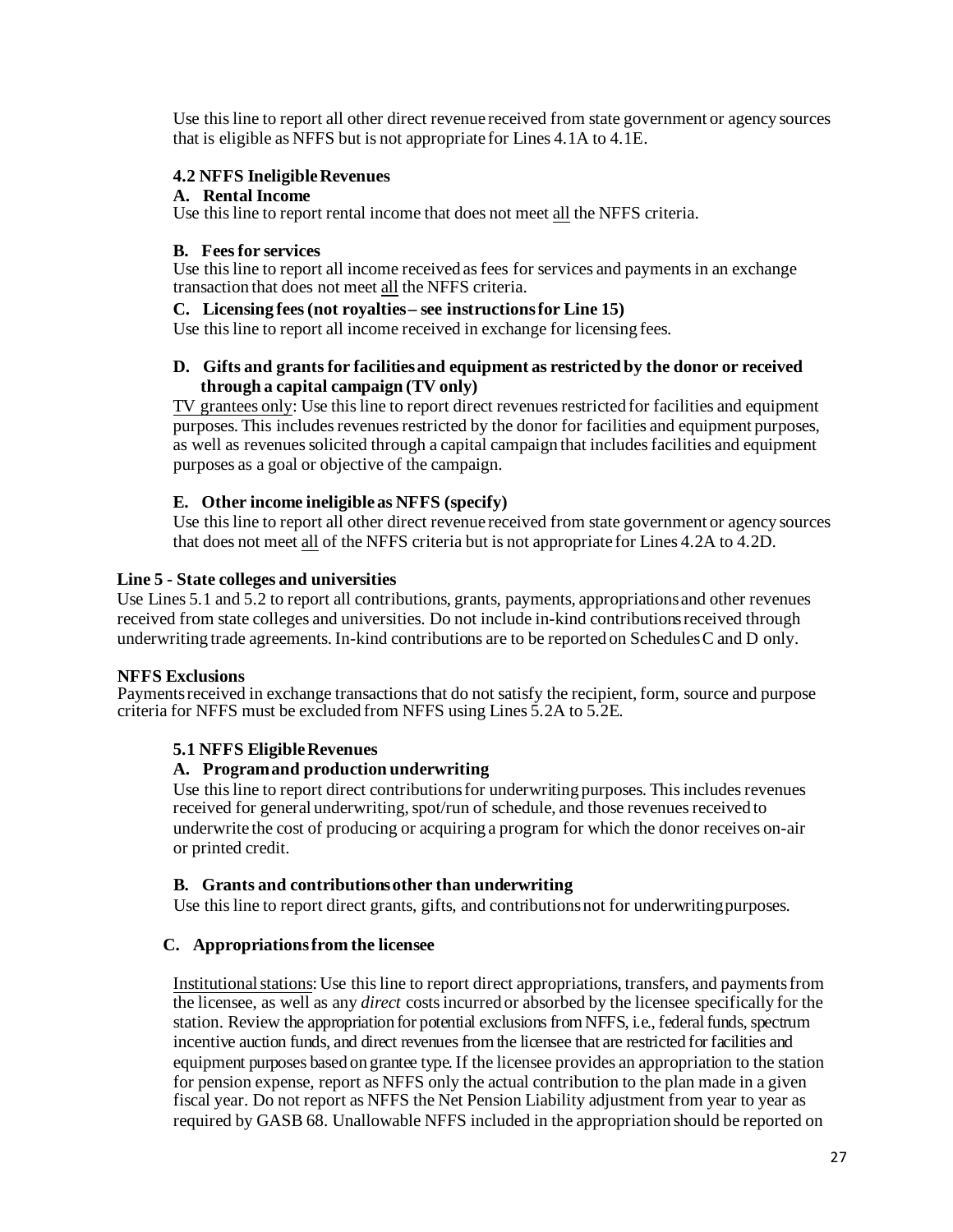Use this line to report all other direct revenue received from state government or agency sources that is eligible as NFFS but is not appropriate for Lines 4.1A to 4.1E.

### 4.2 NFFS Ineligible Revenues

**A. Rental Income**

Use this line to report rental income that does not meet <u>all</u> the NFFS criteria.

**B. Fees for services**

Use this line to report all income received as fees for services and payments in an exchange transaction that does not meet <u>all</u> the NFFS criteria.

**C. Licensing fees (not royalties – see instructions for Line 15)**

Use this line to report all income received in exchange for licensing fees.

**D. Gifts and grants for facilities and equipment as restricted by the donor or received through a capital campaign (TV only)**

<u>TV grantees only</u>: Use this line to report direct revenues restricted for facilities and equipment purposes. This includes revenues restricted by the donor for facilities and equipment purposes, as well as revenues solicited through a capital campaign that includes facilities and equipment purposes as a goal or objective of the campaign.

**E. Other income ineligible as NFFS (specify)**

Use this line to report all other direct revenue received from state government or agency sources that does not meet <u>all</u> of the NFFS criteria but is not appropriate for Lines 4.2A to 4.2D.

## Line 5 - State colleges and universities

Use Lines 5.1 and 5.2 to report all contributions, grants, payments, appropriations and other revenues received from state colleges and universities. Do not include in-kind contributions received through underwriting trade agreements. In-kind contributions are to be reported on Schedules C and D only.

**NFFS Exclusions**

Payments received in exchange transactions that do not satisfy the recipient, form, source and purpose criteria for NFFS must be excluded from NFFS using Lines 5.2A to 5.2E.

### 5.1 NFFS Eligible Revenues

**A. Program and production underwriting**

Use this line to report direct contributions for underwriting purposes. This includes revenues received for general underwriting, spot/run of schedule, and those revenues received to underwrite the cost of producing or acquiring a program for which the donor receives on-air or printed credit.

**B. Grants and contributions other than underwriting**

Use this line to report direct grants, gifts, and contributions not for underwriting purposes.

**C. Appropriations from the licensee**

<u>Institutional stations</u>: Use this line to report direct appropriations, transfers, and payments from the licensee, as well as any *direct* costs incurred or absorbed by the licensee specifically for the station. Review the appropriation for potential exclusions from NFFS, i.e., federal funds, spectrum incentive auction funds, and direct revenues from the licensee that are restricted for facilities and equipment purposes based on grantee type. If the licensee provides an appropriation to the station for pension expense, report as NFFS only the actual contribution to the plan made in a given fiscal year. Do not report as NFFS the Net Pension Liability adjustment from year to year as required by GASB 68. Unallowable NFFS included in the appropriation should be reported on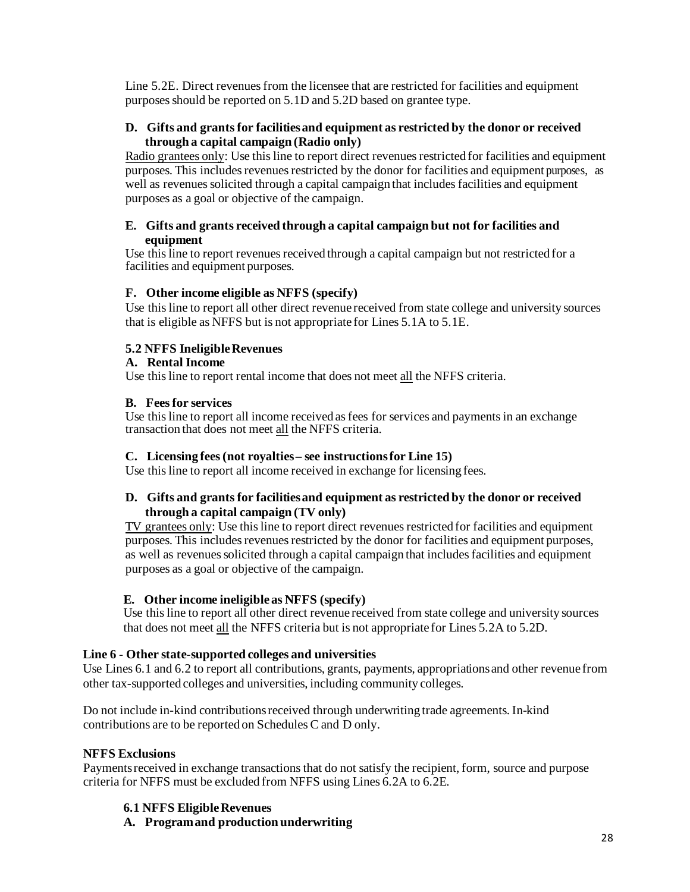Line 5.2E. Direct revenues from the licensee that are restricted for facilities and equipment purposes should be reported on 5.1D and 5.2D based on grantee type.

**D. Gifts and grants for facilities and equipment as restricted by the donor or received through a capital campaign (Radio only)**

Radio grantees only: Use this line to report direct revenues restricted for facilities and equipment purposes. This includes revenues restricted by the donor for facilities and equipment purposes, as well as revenues solicited through a capital campaign that includes facilities and equipment purposes as a goal or objective of the campaign.

**E. Gifts and grants received through a capital campaign but not for facilities and equipment**

Use this line to report revenues received through a capital campaign but not restricted for a facilities and equipment purposes.

**F. Other income eligible as NFFS (specify)**

Use this line to report all other direct revenue received from state college and university sources that is eligible as NFFS but is not appropriate for Lines 5.1A to 5.1E.

**5.2 NFFS Ineligible Revenues**

**A. Rental Income**

Use this line to report rental income that does not meet all the NFFS criteria.

**B. Fees for services**

Use this line to report all income received as fees for services and payments in an exchange transaction that does not meet all the NFFS criteria.

**C. Licensing fees (not royalties – see instructions for Line 15)**

Use this line to report all income received in exchange for licensing fees.

**D. Gifts and grants for facilities and equipment as restricted by the donor or received through a capital campaign (TV only)**

TV grantees only: Use this line to report direct revenues restricted for facilities and equipment purposes. This includes revenues restricted by the donor for facilities and equipment purposes, as well as revenues solicited through a capital campaign that includes facilities and equipment purposes as a goal or objective of the campaign.

**E. Other income ineligible as NFFS (specify)**

Use this line to report all other direct revenue received from state college and university sources that does not meet all the NFFS criteria but is not appropriate for Lines 5.2A to 5.2D.

### Line 6 - Other state-supported colleges and universities

Use Lines 6.1 and 6.2 to report all contributions, grants, payments, appropriations and other revenue from other tax-supported colleges and universities, including community colleges.

Do not include in-kind contributions received through underwriting trade agreements. In-kind contributions are to be reported on Schedules C and D only.

**NFFS Exclusions**

Payments received in exchange transactions that do not satisfy the recipient, form, source and purpose criteria for NFFS must be excluded from NFFS using Lines 6.2A to 6.2E.

**6.1 NFFS Eligible Revenues**

**A. Program and production underwriting**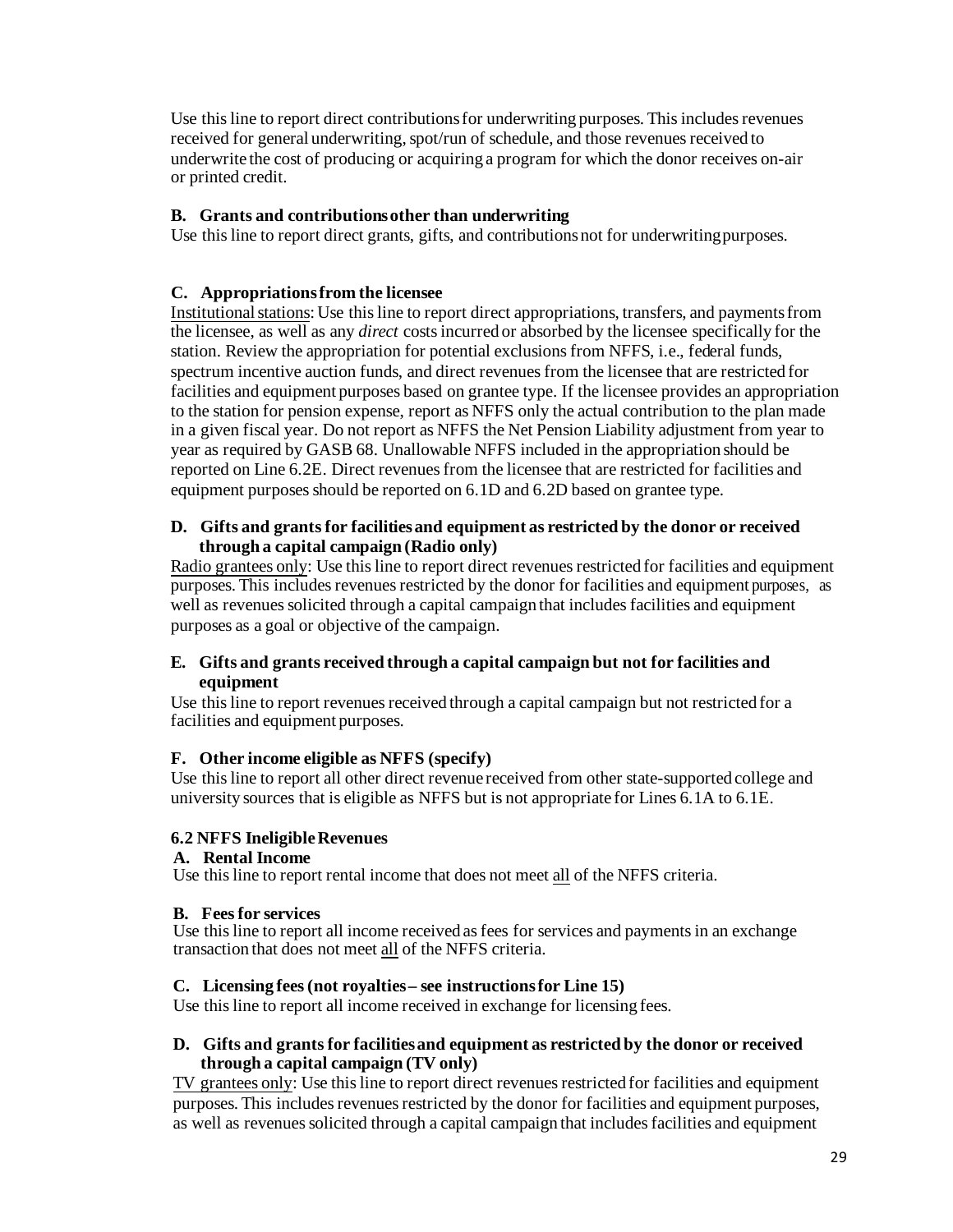Use this line to report direct contributions for underwriting purposes. This includes revenues received for general underwriting, spot/run of schedule, and those revenues received to underwrite the cost of producing or acquiring a program for which the donor receives on-air or printed credit.

**B. Grants and contributions other than underwriting**

Use this line to report direct grants, gifts, and contributions not for underwriting purposes.

**C. Appropriations from the licensee**

Institutional stations: Use this line to report direct appropriations, transfers, and payments from the licensee, as well as any *direct* costs incurred or absorbed by the licensee specifically for the station. Review the appropriation for potential exclusions from NFFS, i.e., federal funds, spectrum incentive auction funds, and direct revenues from the licensee that are restricted for facilities and equipment purposes based on grantee type. If the licensee provides an appropriation to the station for pension expense, report as NFFS only the actual contribution to the plan made in a given fiscal year. Do not report as NFFS the Net Pension Liability adjustment from year to year as required by GASB 68. Unallowable NFFS included in the appropriation should be reported on Line 6.2E. Direct revenues from the licensee that are restricted for facilities and equipment purposes should be reported on 6.1D and 6.2D based on grantee type.

**D. Gifts and grants for facilities and equipment as restricted by the donor or received through a capital campaign (Radio only)**

Radio grantees only: Use this line to report direct revenues restricted for facilities and equipment purposes. This includes revenues restricted by the donor for facilities and equipment purposes, as well as revenues solicited through a capital campaign that includes facilities and equipment purposes as a goal or objective of the campaign.

**E. Gifts and grants received through a capital campaign but not for facilities and equipment**

Use this line to report revenues received through a capital campaign but not restricted for a facilities and equipment purposes.

**F. Other income eligible as NFFS (specify)**

Use this line to report all other direct revenue received from other state-supported college and university sources that is eligible as NFFS but is not appropriate for Lines 6.1A to 6.1E.

**6.2 NFFS Ineligible Revenues**

**A. Rental Income**

Use this line to report rental income that does not meet all of the NFFS criteria.

**B. Fees for services**

Use this line to report all income received as fees for services and payments in an exchange transaction that does not meet all of the NFFS criteria.

**C. Licensing fees (not royalties – see instructions for Line 15)**

Use this line to report all income received in exchange for licensing fees.

**D. Gifts and grants for facilities and equipment as restricted by the donor or received through a capital campaign (TV only)**

TV grantees only: Use this line to report direct revenues restricted for facilities and equipment purposes. This includes revenues restricted by the donor for facilities and equipment purposes, as well as revenues solicited through a capital campaign that includes facilities and equipment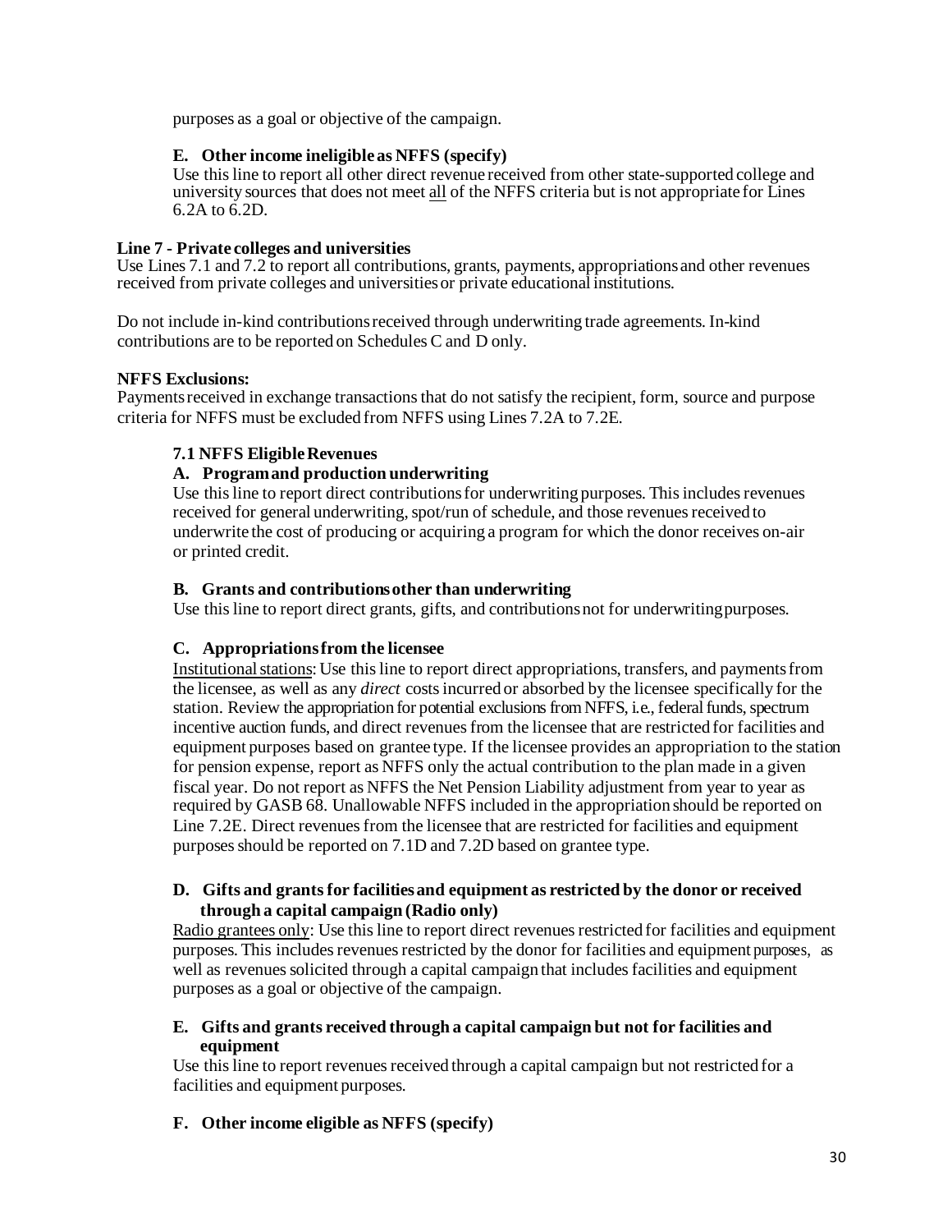purposes as a goal or objective of the campaign.

**E. Other income ineligible as NFFS (specify)**

Use this line to report all other direct revenue received from other state-supported college and university sources that does not meet all of the NFFS criteria but is not appropriate for Lines 6.2A to 6.2D.

**Line 7 - Private colleges and universities**

Use Lines 7.1 and 7.2 to report all contributions, grants, payments, appropriations and other revenues received from private colleges and universities or private educational institutions.

Do not include in-kind contributions received through underwriting trade agreements. In-kind contributions are to be reported on Schedules C and D only.

**NFFS Exclusions:**

Payments received in exchange transactions that do not satisfy the recipient, form, source and purpose criteria for NFFS must be excluded from NFFS using Lines 7.2A to 7.2E.

**7.1 NFFS Eligible Revenues**

**A. Program and production underwriting**

Use this line to report direct contributions for underwriting purposes. This includes revenues received for general underwriting, spot/run of schedule, and those revenues received to underwrite the cost of producing or acquiring a program for which the donor receives on-air or printed credit.

**B. Grants and contributions other than underwriting**

Use this line to report direct grants, gifts, and contributions not for underwriting purposes.

**C. Appropriations from the licensee**

Institutional stations: Use this line to report direct appropriations, transfers, and payments from the licensee, as well as any *direct* costs incurred or absorbed by the licensee specifically for the station. Review the appropriation for potential exclusions from NFFS, i.e., federal funds, spectrum incentive auction funds, and direct revenues from the licensee that are restricted for facilities and equipment purposes based on grantee type. If the licensee provides an appropriation to the station for pension expense, report as NFFS only the actual contribution to the plan made in a given fiscal year. Do not report as NFFS the Net Pension Liability adjustment from year to year as required by GASB 68. Unallowable NFFS included in the appropriation should be reported on Line 7.2E. Direct revenues from the licensee that are restricted for facilities and equipment purposes should be reported on 7.1D and 7.2D based on grantee type.

**D. Gifts and grants for facilities and equipment as restricted by the donor or received through a capital campaign (Radio only)**

Radio grantees only: Use this line to report direct revenues restricted for facilities and equipment purposes. This includes revenues restricted by the donor for facilities and equipment purposes, as well as revenues solicited through a capital campaign that includes facilities and equipment purposes as a goal or objective of the campaign.

**E. Gifts and grants received through a capital campaign but not for facilities and equipment**

Use this line to report revenues received through a capital campaign but not restricted for a facilities and equipment purposes.

**F. Other income eligible as NFFS (specify)**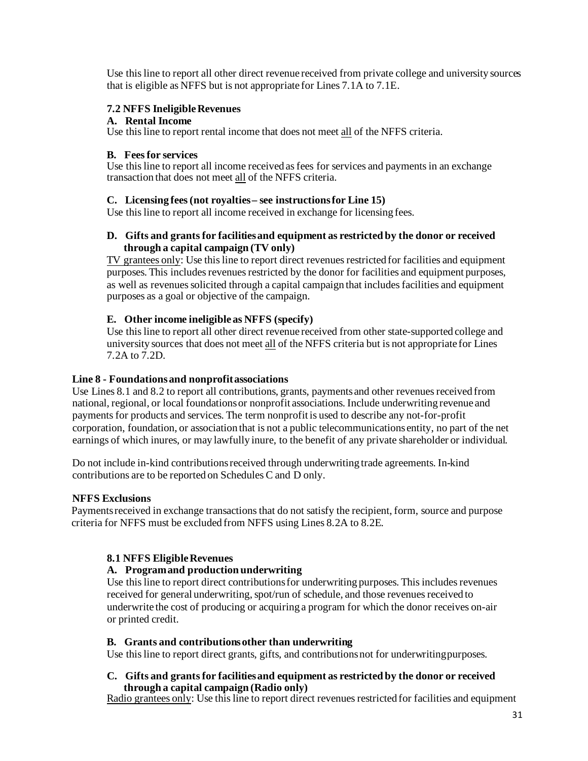Use this line to report all other direct revenue received from private college and university sources that is eligible as NFFS but is not appropriate for Lines 7.1A to 7.1E.

#### 7.2 NFFS Ineligible Revenues

**A. Rental Income**

Use this line to report rental income that does not meet all of the NFFS criteria.

**B. Fees for services**

Use this line to report all income received as fees for services and payments in an exchange transaction that does not meet all of the NFFS criteria.

**C. Licensing fees (not royalties – see instructions for Line 15)**

Use this line to report all income received in exchange for licensing fees.

**D. Gifts and grants for facilities and equipment as restricted by the donor or received through a capital campaign (TV only)**

TV grantees only: Use this line to report direct revenues restricted for facilities and equipment purposes. This includes revenues restricted by the donor for facilities and equipment purposes, as well as revenues solicited through a capital campaign that includes facilities and equipment purposes as a goal or objective of the campaign.

**E. Other income ineligible as NFFS (specify)**

Use this line to report all other direct revenue received from other state-supported college and university sources that does not meet all of the NFFS criteria but is not appropriate for Lines 7.2A to 7.2D.

### Line 8 - Foundations and nonprofit associations

Use Lines 8.1 and 8.2 to report all contributions, grants, payments and other revenues received from national, regional, or local foundations or nonprofit associations. Include underwriting revenue and payments for products and services. The term nonprofit is used to describe any not-for-profit corporation, foundation, or association that is not a public telecommunications entity, no part of the net earnings of which inures, or may lawfully inure, to the benefit of any private shareholder or individual.

Do not include in-kind contributions received through underwriting trade agreements. In-kind contributions are to be reported on Schedules C and D only.

### NFFS Exclusions

Payments received in exchange transactions that do not satisfy the recipient, form, source and purpose criteria for NFFS must be excluded from NFFS using Lines 8.2A to 8.2E.

#### 8.1 NFFS Eligible Revenues

**A. Program and production underwriting**

Use this line to report direct contributions for underwriting purposes. This includes revenues received for general underwriting, spot/run of schedule, and those revenues received to underwrite the cost of producing or acquiring a program for which the donor receives on-air or printed credit.

**B. Grants and contributions other than underwriting**

Use this line to report direct grants, gifts, and contributions not for underwriting purposes.

**C. Gifts and grants for facilities and equipment as restricted by the donor or received through a capital campaign (Radio only)**

Radio grantees only: Use this line to report direct revenues restricted for facilities and equipment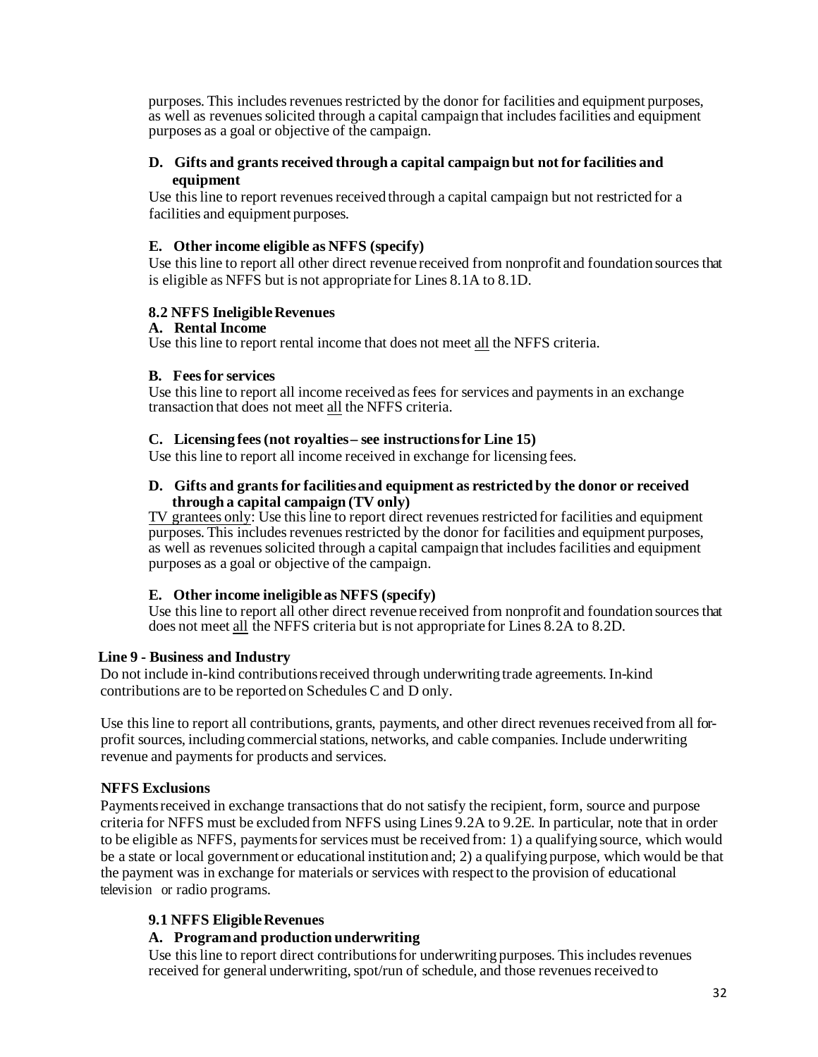purposes. This includes revenues restricted by the donor for facilities and equipment purposes, as well as revenues solicited through a capital campaign that includes facilities and equipment purposes as a goal or objective of the campaign.

**D. Gifts and grants received through a capital campaign but not for facilities and equipment**

Use this line to report revenues received through a capital campaign but not restricted for a facilities and equipment purposes.

**E. Other income eligible as NFFS (specify)**

Use this line to report all other direct revenue received from nonprofit and foundation sources that is eligible as NFFS but is not appropriate for Lines 8.1A to 8.1D.

**8.2 NFFS Ineligible Revenues**

**A. Rental Income**

Use this line to report rental income that does not meet all the NFFS criteria.

**B. Fees for services**

Use this line to report all income received as fees for services and payments in an exchange transaction that does not meet all the NFFS criteria.

**C. Licensing fees (not royalties – see instructions for Line 15)**

Use this line to report all income received in exchange for licensing fees.

**D. Gifts and grants for facilities and equipment as restricted by the donor or received through a capital campaign (TV only)**

TV grantees only: Use this line to report direct revenues restricted for facilities and equipment purposes. This includes revenues restricted by the donor for facilities and equipment purposes, as well as revenues solicited through a capital campaign that includes facilities and equipment purposes as a goal or objective of the campaign.

**E. Other income ineligible as NFFS (specify)**

Use this line to report all other direct revenue received from nonprofit and foundation sources that does not meet all the NFFS criteria but is not appropriate for Lines 8.2A to 8.2D.

### Line 9 - Business and Industry

Do not include in-kind contributions received through underwriting trade agreements. In-kind contributions are to be reported on Schedules C and D only.

Use this line to report all contributions, grants, payments, and other direct revenues received from all for-profit sources, including commercial stations, networks, and cable companies. Include underwriting revenue and payments for products and services.

**NFFS Exclusions**

Payments received in exchange transactions that do not satisfy the recipient, form, source and purpose criteria for NFFS must be excluded from NFFS using Lines 9.2A to 9.2E. In particular, note that in order to be eligible as NFFS, payments for services must be received from: 1) a qualifying source, which would be a state or local government or educational institution and; 2) a qualifying purpose, which would be that the payment was in exchange for materials or services with respect to the provision of educational television or radio programs.

**9.1 NFFS Eligible Revenues**

**A. Program and production underwriting**

Use this line to report direct contributions for underwriting purposes. This includes revenues received for general underwriting, spot/run of schedule, and those revenues received to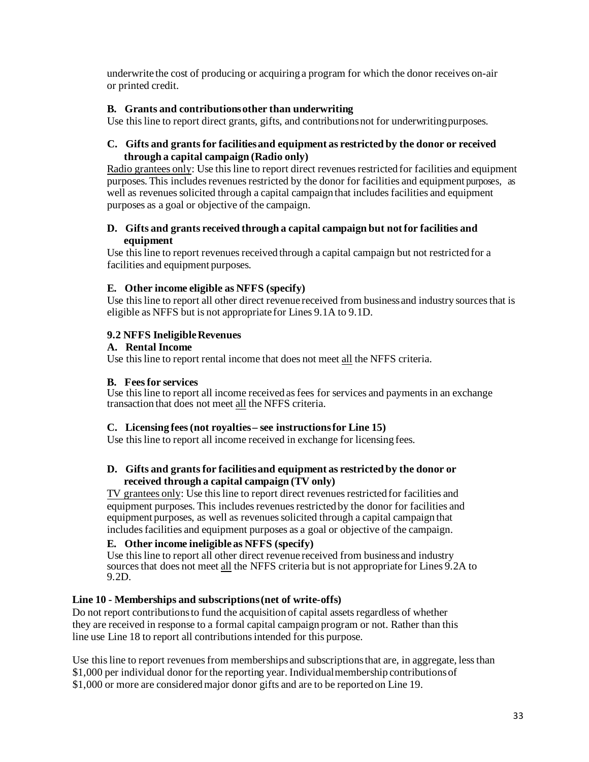underwrite the cost of producing or acquiring a program for which the donor receives on-air or printed credit.

**B. Grants and contributions other than underwriting**

Use this line to report direct grants, gifts, and contributions not for underwriting purposes.

**C. Gifts and grants for facilities and equipment as restricted by the donor or received through a capital campaign (Radio only)**

Radio grantees only: Use this line to report direct revenues restricted for facilities and equipment purposes. This includes revenues restricted by the donor for facilities and equipment purposes, as well as revenues solicited through a capital campaign that includes facilities and equipment purposes as a goal or objective of the campaign.

**D. Gifts and grants received through a capital campaign but not for facilities and equipment**

Use this line to report revenues received through a capital campaign but not restricted for a facilities and equipment purposes.

**E. Other income eligible as NFFS (specify)**

Use this line to report all other direct revenue received from business and industry sources that is eligible as NFFS but is not appropriate for Lines 9.1A to 9.1D.

**9.2 NFFS Ineligible Revenues**

**A. Rental Income**

Use this line to report rental income that does not meet all the NFFS criteria.

**B. Fees for services**

Use this line to report all income received as fees for services and payments in an exchange transaction that does not meet all the NFFS criteria.

**C. Licensing fees (not royalties – see instructions for Line 15)**

Use this line to report all income received in exchange for licensing fees.

**D. Gifts and grants for facilities and equipment as restricted by the donor or received through a capital campaign (TV only)**

TV grantees only: Use this line to report direct revenues restricted for facilities and equipment purposes. This includes revenues restricted by the donor for facilities and equipment purposes, as well as revenues solicited through a capital campaign that includes facilities and equipment purposes as a goal or objective of the campaign.

**E. Other income ineligible as NFFS (specify)**

Use this line to report all other direct revenue received from business and industry sources that does not meet all the NFFS criteria but is not appropriate for Lines 9.2A to 9.2D.

**Line 10 - Memberships and subscriptions (net of write-offs)**

Do not report contributions to fund the acquisition of capital assets regardless of whether they are received in response to a formal capital campaign program or not. Rather than this line use Line 18 to report all contributions intended for this purpose.

Use this line to report revenues from memberships and subscriptions that are, in aggregate, less than $1,000 per individual donor for the reporting year. Individual membership contributions of $1,000 or more are considered major donor gifts and are to be reported on Line 19.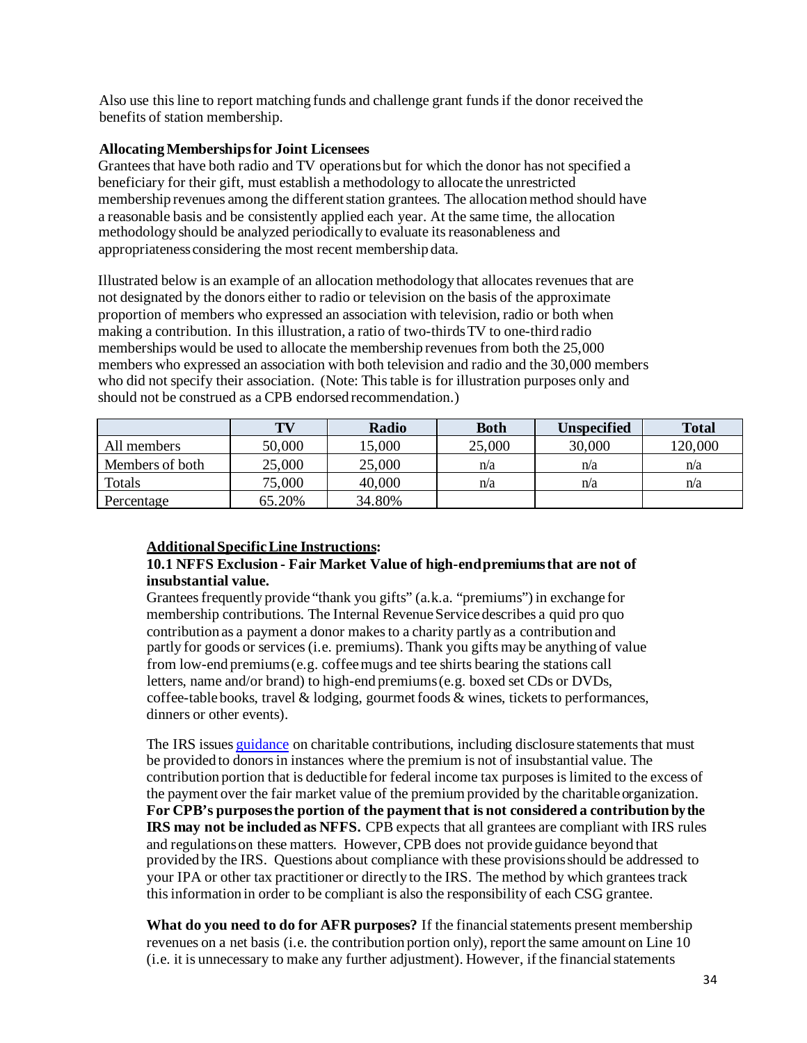Also use this line to report matching funds and challenge grant funds if the donor received the benefits of station membership.

**Allocating Memberships for Joint Licensees**

Grantees that have both radio and TV operations but for which the donor has not specified a beneficiary for their gift, must establish a methodology to allocate the unrestricted membership revenues among the different station grantees. The allocation method should have a reasonable basis and be consistently applied each year. At the same time, the allocation methodology should be analyzed periodically to evaluate its reasonableness and appropriateness considering the most recent membership data.

Illustrated below is an example of an allocation methodology that allocates revenues that are not designated by the donors either to radio or television on the basis of the approximate proportion of members who expressed an association with television, radio or both when making a contribution. In this illustration, a ratio of two-thirds TV to one-third radio memberships would be used to allocate the membership revenues from both the 25,000 members who expressed an association with both television and radio and the 30,000 members who did not specify their association. (Note: This table is for illustration purposes only and should not be construed as a CPB endorsed recommendation.)

| | TV | Radio | Both | Unspecified | Total |
|---|---|---|---|---|---|
| All members | 50,000 | 15,000 | 25,000 | 30,000 | 120,000 |
| Members of both | 25,000 | 25,000 | n/a | n/a | n/a |
| Totals | 75,000 | 40,000 | n/a | n/a | n/a |
| Percentage | 65.20% | 34.80% | | | |

**<u>Additional Specific Line Instructions</u>:**

**10.1 NFFS Exclusion - Fair Market Value of high-end premiums that are not of insubstantial value.**

Grantees frequently provide "thank you gifts" (a.k.a. "premiums") in exchange for membership contributions. The Internal Revenue Service describes a quid pro quo contribution as a payment a donor makes to a charity partly as a contribution and partly for goods or services (i.e. premiums). Thank you gifts may be anything of value from low-end premiums (e.g. coffee mugs and tee shirts bearing the stations call letters, name and/or brand) to high-end premiums (e.g. boxed set CDs or DVDs, coffee-table books, travel & lodging, gourmet foods & wines, tickets to performances, dinners or other events).

The IRS issues guidance on charitable contributions, including disclosure statements that must be provided to donors in instances where the premium is not of insubstantial value. The contribution portion that is deductible for federal income tax purposes is limited to the excess of the payment over the fair market value of the premium provided by the charitable organization. **For CPB's purposes the portion of the payment that is not considered a contribution by the IRS may not be included as NFFS.** CPB expects that all grantees are compliant with IRS rules and regulations on these matters. However, CPB does not provide guidance beyond that provided by the IRS. Questions about compliance with these provisions should be addressed to your IPA or other tax practitioner or directly to the IRS. The method by which grantees track this information in order to be compliant is also the responsibility of each CSG grantee.

**What do you need to do for AFR purposes?** If the financial statements present membership revenues on a net basis (i.e. the contribution portion only), report the same amount on Line 10 (i.e. it is unnecessary to make any further adjustment). However, if the financial statements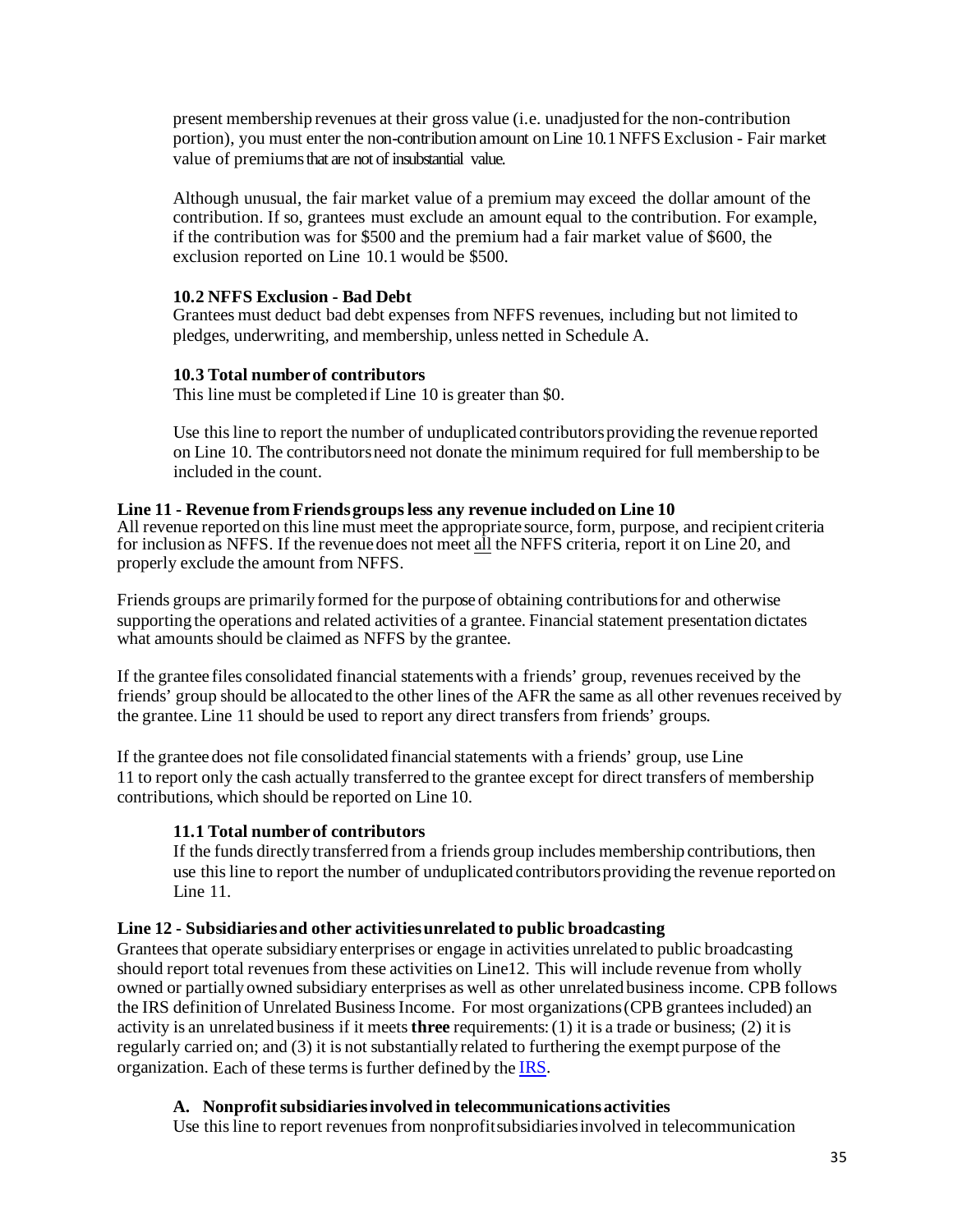present membership revenues at their gross value (i.e. unadjusted for the non-contribution portion), you must enter the non-contribution amount on Line 10.1 NFFS Exclusion - Fair market value of premiums that are not of insubstantial value.

Although unusual, the fair market value of a premium may exceed the dollar amount of the contribution. If so, grantees must exclude an amount equal to the contribution. For example, if the contribution was for $500 and the premium had a fair market value of $600, the exclusion reported on Line 10.1 would be $500.

#### 10.2 NFFS Exclusion - Bad Debt

Grantees must deduct bad debt expenses from NFFS revenues, including but not limited to pledges, underwriting, and membership, unless netted in Schedule A.

#### 10.3 Total number of contributors

This line must be completed if Line 10 is greater than $0.

Use this line to report the number of unduplicated contributors providing the revenue reported on Line 10. The contributors need not donate the minimum required for full membership to be included in the count.

### Line 11 - Revenue from Friends groups less any revenue included on Line 10

All revenue reported on this line must meet the appropriate source, form, purpose, and recipient criteria for inclusion as NFFS. If the revenue does not meet all the NFFS criteria, report it on Line 20, and properly exclude the amount from NFFS.

Friends groups are primarily formed for the purpose of obtaining contributions for and otherwise supporting the operations and related activities of a grantee. Financial statement presentation dictates what amounts should be claimed as NFFS by the grantee.

If the grantee files consolidated financial statements with a friends' group, revenues received by the friends' group should be allocated to the other lines of the AFR the same as all other revenues received by the grantee. Line 11 should be used to report any direct transfers from friends' groups.

If the grantee does not file consolidated financial statements with a friends' group, use Line 11 to report only the cash actually transferred to the grantee except for direct transfers of membership contributions, which should be reported on Line 10.

#### 11.1 Total number of contributors

If the funds directly transferred from a friends group includes membership contributions, then use this line to report the number of unduplicated contributors providing the revenue reported on Line 11.

### Line 12 - Subsidiaries and other activities unrelated to public broadcasting

Grantees that operate subsidiary enterprises or engage in activities unrelated to public broadcasting should report total revenues from these activities on Line12. This will include revenue from wholly owned or partially owned subsidiary enterprises as well as other unrelated business income. CPB follows the IRS definition of Unrelated Business Income. For most organizations (CPB grantees included) an activity is an unrelated business if it meets **three** requirements: (1) it is a trade or business; (2) it is regularly carried on; and (3) it is not substantially related to furthering the exempt purpose of the organization. Each of these terms is further defined by the IRS.

#### A. Nonprofit subsidiaries involved in telecommunications activities

Use this line to report revenues from nonprofit subsidiaries involved in telecommunication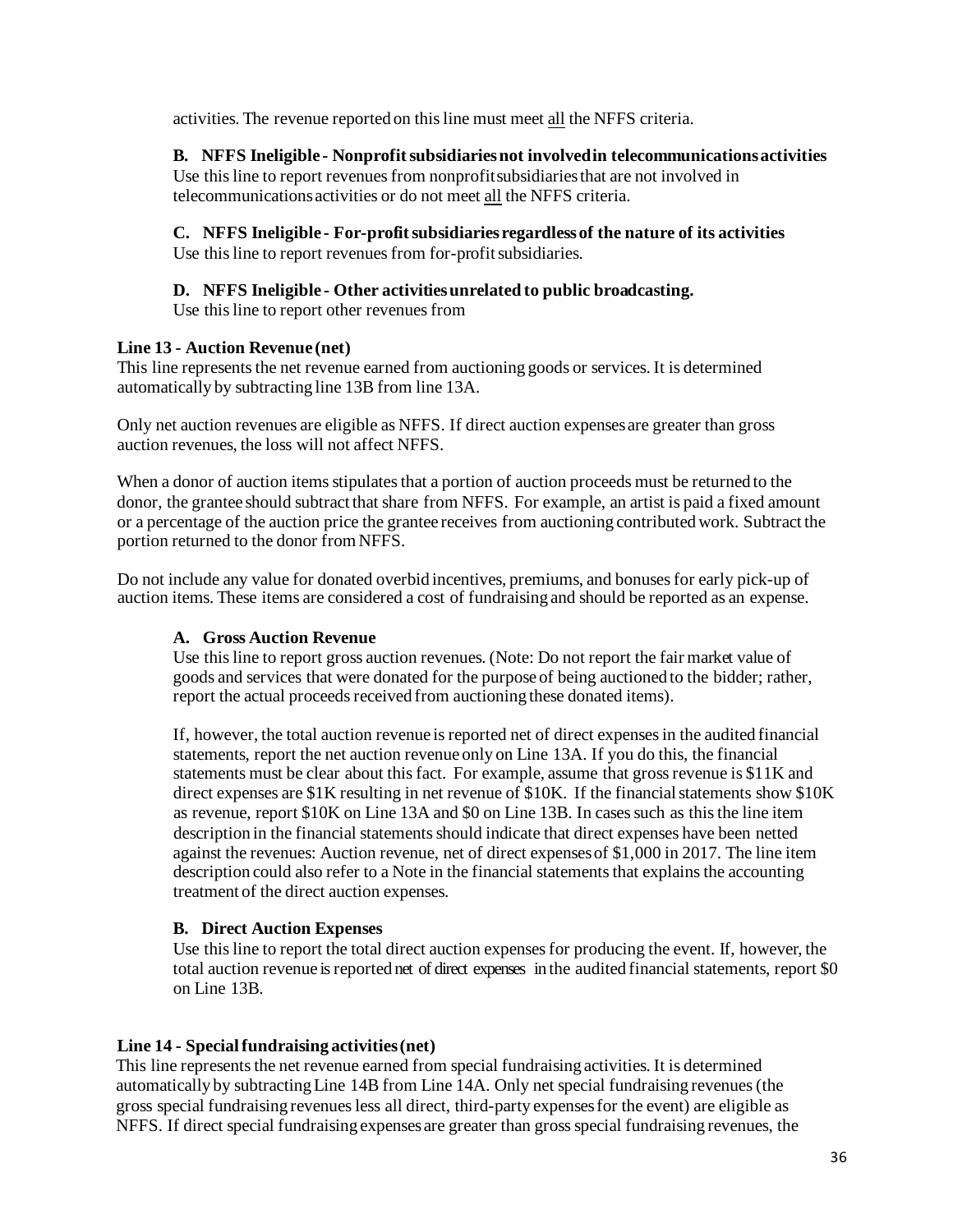activities. The revenue reported on this line must meet all the NFFS criteria.

**B. NFFS Ineligible - Nonprofit subsidiaries not involved in telecommunications activities**
Use this line to report revenues from nonprofit subsidiaries that are not involved in telecommunications activities or do not meet all the NFFS criteria.

**C. NFFS Ineligible - For-profit subsidiaries regardless of the nature of its activities**
Use this line to report revenues from for-profit subsidiaries.

**D. NFFS Ineligible - Other activities unrelated to public broadcasting.**
Use this line to report other revenues from

**Line 13 - Auction Revenue (net)**
This line represents the net revenue earned from auctioning goods or services. It is determined automatically by subtracting line 13B from line 13A.

Only net auction revenues are eligible as NFFS. If direct auction expenses are greater than gross auction revenues, the loss will not affect NFFS.

When a donor of auction items stipulates that a portion of auction proceeds must be returned to the donor, the grantee should subtract that share from NFFS. For example, an artist is paid a fixed amount or a percentage of the auction price the grantee receives from auctioning contributed work. Subtract the portion returned to the donor from NFFS.

Do not include any value for donated overbid incentives, premiums, and bonuses for early pick-up of auction items. These items are considered a cost of fundraising and should be reported as an expense.

**A. Gross Auction Revenue**
Use this line to report gross auction revenues. (Note: Do not report the fair market value of goods and services that were donated for the purpose of being auctioned to the bidder; rather, report the actual proceeds received from auctioning these donated items).

If, however, the total auction revenue is reported net of direct expenses in the audited financial statements, report the net auction revenue only on Line 13A. If you do this, the financial statements must be clear about this fact. For example, assume that gross revenue is $11K and direct expenses are $1K resulting in net revenue of $10K. If the financial statements show $10K as revenue, report $10K on Line 13A and $0 on Line 13B. In cases such as this the line item description in the financial statements should indicate that direct expenses have been netted against the revenues: Auction revenue, net of direct expenses of $1,000 in 2017. The line item description could also refer to a Note in the financial statements that explains the accounting treatment of the direct auction expenses.

**B. Direct Auction Expenses**
Use this line to report the total direct auction expenses for producing the event. If, however, the total auction revenue is reported net of direct expenses in the audited financial statements, report $0 on Line 13B.

**Line 14 - Special fundraising activities (net)**
This line represents the net revenue earned from special fundraising activities. It is determined automatically by subtracting Line 14B from Line 14A. Only net special fundraising revenues (the gross special fundraising revenues less all direct, third-party expenses for the event) are eligible as NFFS. If direct special fundraising expenses are greater than gross special fundraising revenues, the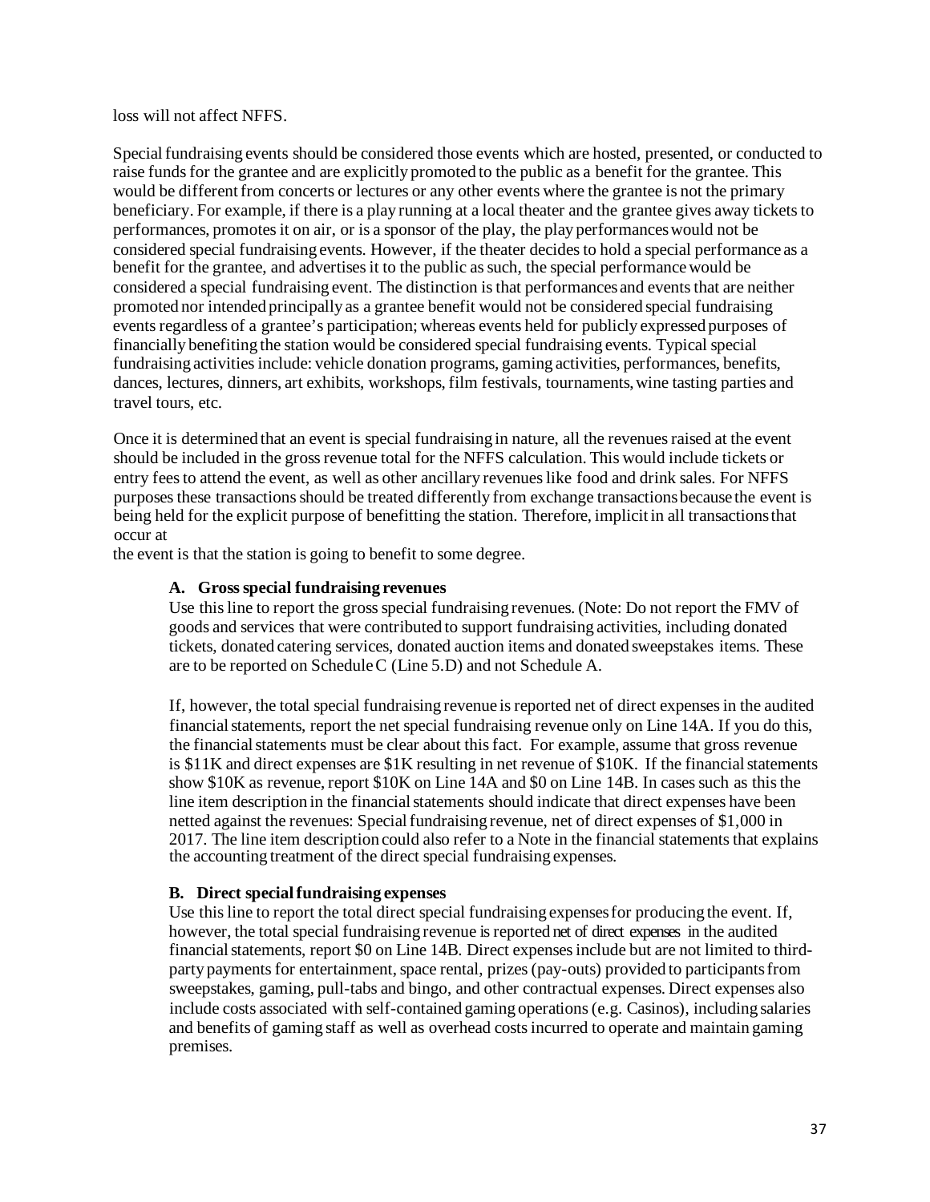loss will not affect NFFS.

Special fundraising events should be considered those events which are hosted, presented, or conducted to raise funds for the grantee and are explicitly promoted to the public as a benefit for the grantee. This would be different from concerts or lectures or any other events where the grantee is not the primary beneficiary. For example, if there is a play running at a local theater and the grantee gives away tickets to performances, promotes it on air, or is a sponsor of the play, the play performances would not be considered special fundraising events. However, if the theater decides to hold a special performance as a benefit for the grantee, and advertises it to the public as such, the special performance would be considered a special fundraising event. The distinction is that performances and events that are neither promoted nor intended principally as a grantee benefit would not be considered special fundraising events regardless of a grantee's participation; whereas events held for publicly expressed purposes of financially benefiting the station would be considered special fundraising events. Typical special fundraising activities include: vehicle donation programs, gaming activities, performances, benefits, dances, lectures, dinners, art exhibits, workshops, film festivals, tournaments, wine tasting parties and travel tours, etc.

Once it is determined that an event is special fundraising in nature, all the revenues raised at the event should be included in the gross revenue total for the NFFS calculation. This would include tickets or entry fees to attend the event, as well as other ancillary revenues like food and drink sales. For NFFS purposes these transactions should be treated differently from exchange transactions because the event is being held for the explicit purpose of benefitting the station. Therefore, implicit in all transactions that occur at the event is that the station is going to benefit to some degree.

**A. Gross special fundraising revenues**

Use this line to report the gross special fundraising revenues. (Note: Do not report the FMV of goods and services that were contributed to support fundraising activities, including donated tickets, donated catering services, donated auction items and donated sweepstakes items. These are to be reported on Schedule C (Line 5.D) and not Schedule A.

If, however, the total special fundraising revenue is reported net of direct expenses in the audited financial statements, report the net special fundraising revenue only on Line 14A. If you do this, the financial statements must be clear about this fact. For example, assume that gross revenue is $11K and direct expenses are $1K resulting in net revenue of $10K. If the financial statements show $10K as revenue, report $10K on Line 14A and $0 on Line 14B. In cases such as this the line item description in the financial statements should indicate that direct expenses have been netted against the revenues: Special fundraising revenue, net of direct expenses of $1,000 in 2017. The line item description could also refer to a Note in the financial statements that explains the accounting treatment of the direct special fundraising expenses.

**B. Direct special fundraising expenses**

Use this line to report the total direct special fundraising expenses for producing the event. If, however, the total special fundraising revenue is reported net of direct expenses in the audited financial statements, report $0 on Line 14B. Direct expenses include but are not limited to third-party payments for entertainment, space rental, prizes (pay-outs) provided to participants from sweepstakes, gaming, pull-tabs and bingo, and other contractual expenses. Direct expenses also include costs associated with self-contained gaming operations (e.g. Casinos), including salaries and benefits of gaming staff as well as overhead costs incurred to operate and maintain gaming premises.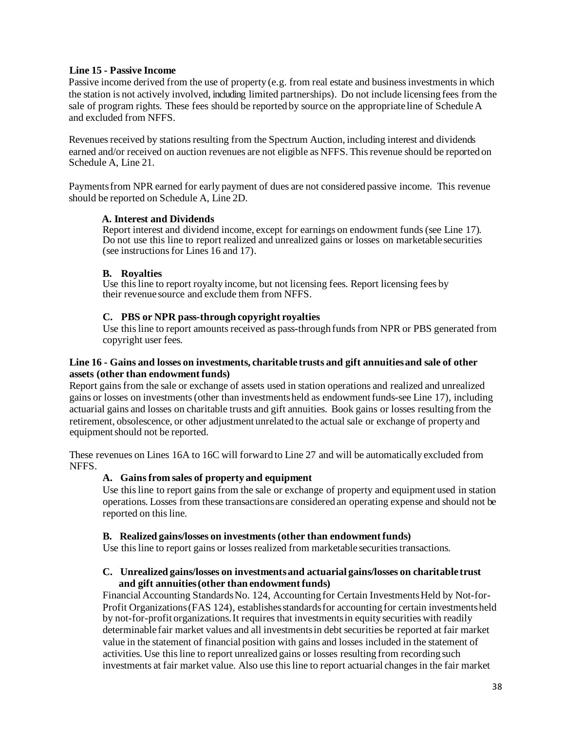### Line 15 - Passive Income

Passive income derived from the use of property (e.g. from real estate and business investments in which the station is not actively involved, including limited partnerships). Do not include licensing fees from the sale of program rights. These fees should be reported by source on the appropriate line of Schedule A and excluded from NFFS.

Revenues received by stations resulting from the Spectrum Auction, including interest and dividends earned and/or received on auction revenues are not eligible as NFFS. This revenue should be reported on Schedule A, Line 21.

Payments from NPR earned for early payment of dues are not considered passive income. This revenue should be reported on Schedule A, Line 2D.

**A. Interest and Dividends**

Report interest and dividend income, except for earnings on endowment funds (see Line 17). Do not use this line to report realized and unrealized gains or losses on marketable securities (see instructions for Lines 16 and 17).

**B. Royalties**

Use this line to report royalty income, but not licensing fees. Report licensing fees by their revenue source and exclude them from NFFS.

**C. PBS or NPR pass-through copyright royalties**

Use this line to report amounts received as pass-through funds from NPR or PBS generated from copyright user fees.

### Line 16 - Gains and losses on investments, charitable trusts and gift annuities and sale of other assets (other than endowment funds)

Report gains from the sale or exchange of assets used in station operations and realized and unrealized gains or losses on investments (other than investments held as endowment funds-see Line 17), including actuarial gains and losses on charitable trusts and gift annuities. Book gains or losses resulting from the retirement, obsolescence, or other adjustment unrelated to the actual sale or exchange of property and equipment should not be reported.

These revenues on Lines 16A to 16C will forward to Line 27 and will be automatically excluded from NFFS.

**A. Gains from sales of property and equipment**

Use this line to report gains from the sale or exchange of property and equipment used in station operations. Losses from these transactions are considered an operating expense and should not be reported on this line.

**B. Realized gains/losses on investments (other than endowment funds)**

Use this line to report gains or losses realized from marketable securities transactions.

**C. Unrealized gains/losses on investments and actuarial gains/losses on charitable trust and gift annuities (other than endowment funds)**

Financial Accounting Standards No. 124, Accounting for Certain Investments Held by Not-for-Profit Organizations (FAS 124), establishes standards for accounting for certain investments held by not-for-profit organizations. It requires that investments in equity securities with readily determinable fair market values and all investments in debt securities be reported at fair market value in the statement of financial position with gains and losses included in the statement of activities. Use this line to report unrealized gains or losses resulting from recording such investments at fair market value. Also use this line to report actuarial changes in the fair market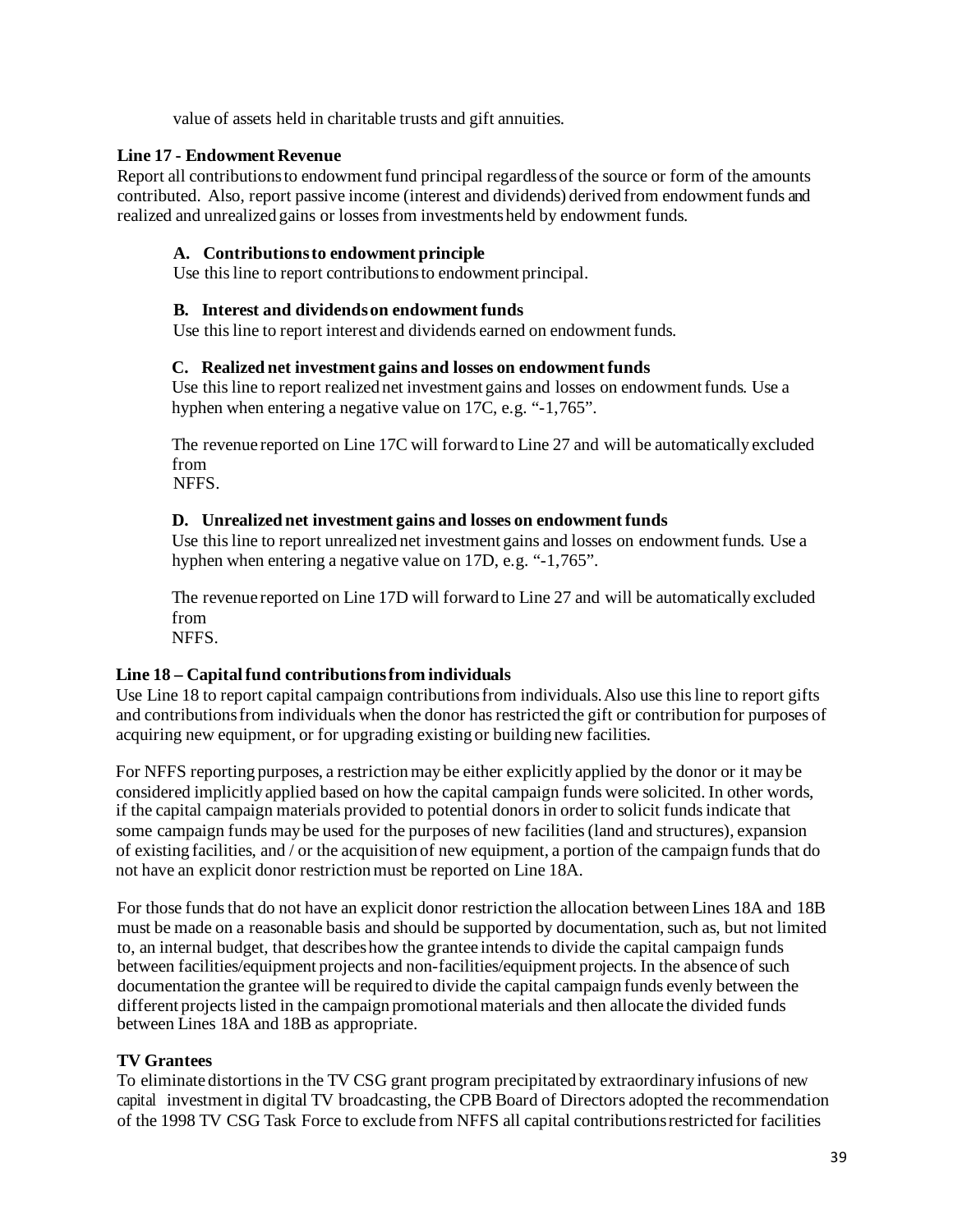value of assets held in charitable trusts and gift annuities.

**Line 17 - Endowment Revenue**

Report all contributions to endowment fund principal regardless of the source or form of the amounts contributed. Also, report passive income (interest and dividends) derived from endowment funds and realized and unrealized gains or losses from investments held by endowment funds.

**A. Contributions to endowment principle**

Use this line to report contributions to endowment principal.

**B. Interest and dividends on endowment funds**

Use this line to report interest and dividends earned on endowment funds.

**C. Realized net investment gains and losses on endowment funds**

Use this line to report realized net investment gains and losses on endowment funds. Use a hyphen when entering a negative value on 17C, e.g. "-1,765".

The revenue reported on Line 17C will forward to Line 27 and will be automatically excluded from NFFS.

**D. Unrealized net investment gains and losses on endowment funds**

Use this line to report unrealized net investment gains and losses on endowment funds. Use a hyphen when entering a negative value on 17D, e.g. "-1,765".

The revenue reported on Line 17D will forward to Line 27 and will be automatically excluded from NFFS.

**Line 18 – Capital fund contributions from individuals**

Use Line 18 to report capital campaign contributions from individuals. Also use this line to report gifts and contributions from individuals when the donor has restricted the gift or contribution for purposes of acquiring new equipment, or for upgrading existing or building new facilities.

For NFFS reporting purposes, a restriction may be either explicitly applied by the donor or it may be considered implicitly applied based on how the capital campaign funds were solicited. In other words, if the capital campaign materials provided to potential donors in order to solicit funds indicate that some campaign funds may be used for the purposes of new facilities (land and structures), expansion of existing facilities, and / or the acquisition of new equipment, a portion of the campaign funds that do not have an explicit donor restriction must be reported on Line 18A.

For those funds that do not have an explicit donor restriction the allocation between Lines 18A and 18B must be made on a reasonable basis and should be supported by documentation, such as, but not limited to, an internal budget, that describes how the grantee intends to divide the capital campaign funds between facilities/equipment projects and non-facilities/equipment projects. In the absence of such documentation the grantee will be required to divide the capital campaign funds evenly between the different projects listed in the campaign promotional materials and then allocate the divided funds between Lines 18A and 18B as appropriate.

**TV Grantees**

To eliminate distortions in the TV CSG grant program precipitated by extraordinary infusions of new capital investment in digital TV broadcasting, the CPB Board of Directors adopted the recommendation of the 1998 TV CSG Task Force to exclude from NFFS all capital contributions restricted for facilities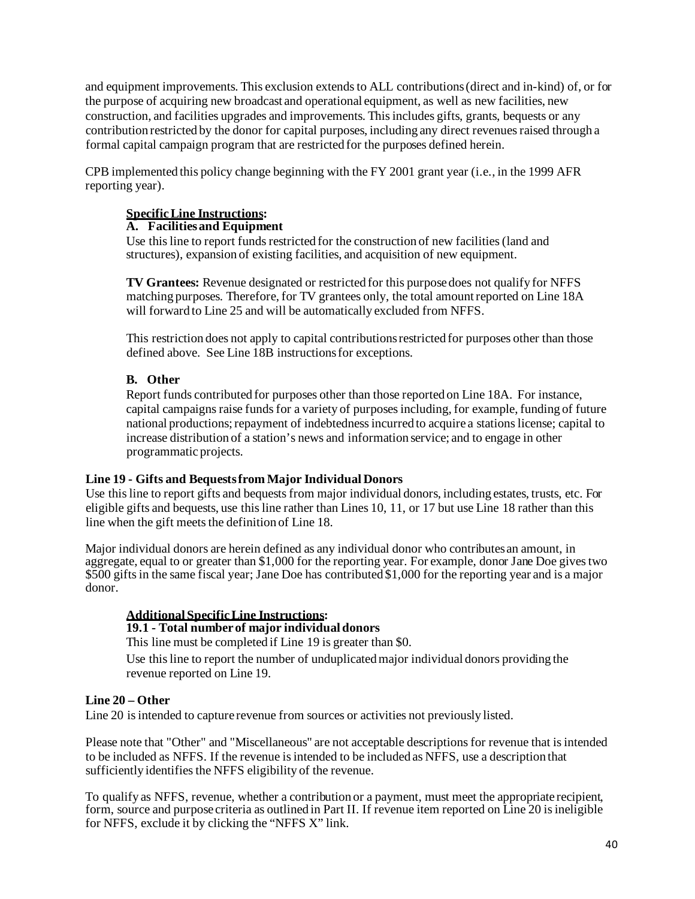and equipment improvements. This exclusion extends to ALL contributions (direct and in-kind) of, or for the purpose of acquiring new broadcast and operational equipment, as well as new facilities, new construction, and facilities upgrades and improvements. This includes gifts, grants, bequests or any contribution restricted by the donor for capital purposes, including any direct revenues raised through a formal capital campaign program that are restricted for the purposes defined herein.

CPB implemented this policy change beginning with the FY 2001 grant year (i.e., in the 1999 AFR reporting year).

**Specific Line Instructions:**

**A. Facilities and Equipment**

Use this line to report funds restricted for the construction of new facilities (land and structures), expansion of existing facilities, and acquisition of new equipment.

**TV Grantees:** Revenue designated or restricted for this purpose does not qualify for NFFS matching purposes. Therefore, for TV grantees only, the total amount reported on Line 18A will forward to Line 25 and will be automatically excluded from NFFS.

This restriction does not apply to capital contributions restricted for purposes other than those defined above. See Line 18B instructions for exceptions.

**B. Other**

Report funds contributed for purposes other than those reported on Line 18A. For instance, capital campaigns raise funds for a variety of purposes including, for example, funding of future national productions; repayment of indebtedness incurred to acquire a stations license; capital to increase distribution of a station's news and information service; and to engage in other programmatic projects.

**Line 19 - Gifts and Bequests from Major Individual Donors**

Use this line to report gifts and bequests from major individual donors, including estates, trusts, etc. For eligible gifts and bequests, use this line rather than Lines 10, 11, or 17 but use Line 18 rather than this line when the gift meets the definition of Line 18.

Major individual donors are herein defined as any individual donor who contributes an amount, in aggregate, equal to or greater than $1,000 for the reporting year. For example, donor Jane Doe gives two $500 gifts in the same fiscal year; Jane Doe has contributed $1,000 for the reporting year and is a major donor.

**Additional Specific Line Instructions:**

**19.1 - Total number of major individual donors**

This line must be completed if Line 19 is greater than $0.

Use this line to report the number of unduplicated major individual donors providing the revenue reported on Line 19.

**Line 20 – Other**

Line 20 is intended to capture revenue from sources or activities not previously listed.

Please note that "Other" and "Miscellaneous" are not acceptable descriptions for revenue that is intended to be included as NFFS. If the revenue is intended to be included as NFFS, use a description that sufficiently identifies the NFFS eligibility of the revenue.

To qualify as NFFS, revenue, whether a contribution or a payment, must meet the appropriate recipient, form, source and purpose criteria as outlined in Part II. If revenue item reported on Line 20 is ineligible for NFFS, exclude it by clicking the "NFFS X" link.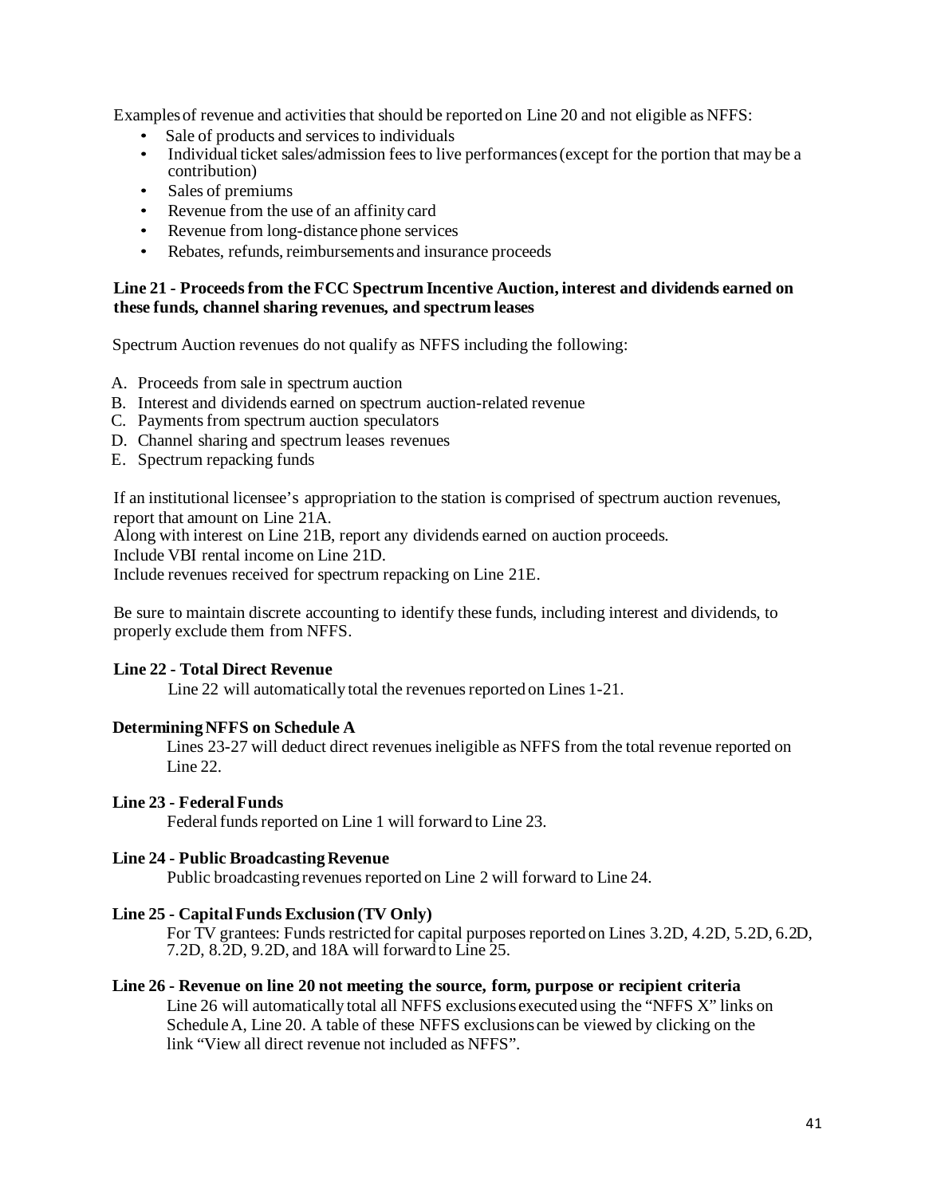Examples of revenue and activities that should be reported on Line 20 and not eligible as NFFS:

- Sale of products and services to individuals
- Individual ticket sales/admission fees to live performances (except for the portion that may be a contribution)
- Sales of premiums
- Revenue from the use of an affinity card
- Revenue from long-distance phone services
- Rebates, refunds, reimbursements and insurance proceeds

**Line 21 - Proceeds from the FCC Spectrum Incentive Auction, interest and dividends earned on these funds, channel sharing revenues, and spectrum leases**

Spectrum Auction revenues do not qualify as NFFS including the following:

A. Proceeds from sale in spectrum auction
B. Interest and dividends earned on spectrum auction-related revenue
C. Payments from spectrum auction speculators
D. Channel sharing and spectrum leases revenues
E. Spectrum repacking funds

If an institutional licensee's appropriation to the station is comprised of spectrum auction revenues, report that amount on Line 21A.
Along with interest on Line 21B, report any dividends earned on auction proceeds.
Include VBI rental income on Line 21D.
Include revenues received for spectrum repacking on Line 21E.

Be sure to maintain discrete accounting to identify these funds, including interest and dividends, to properly exclude them from NFFS.

**Line 22 - Total Direct Revenue**

Line 22 will automatically total the revenues reported on Lines 1-21.

**Determining NFFS on Schedule A**

Lines 23-27 will deduct direct revenues ineligible as NFFS from the total revenue reported on Line 22.

**Line 23 - Federal Funds**

Federal funds reported on Line 1 will forward to Line 23.

**Line 24 - Public Broadcasting Revenue**

Public broadcasting revenues reported on Line 2 will forward to Line 24.

**Line 25 - Capital Funds Exclusion (TV Only)**

For TV grantees: Funds restricted for capital purposes reported on Lines 3.2D, 4.2D, 5.2D, 6.2D, 7.2D, 8.2D, 9.2D, and 18A will forward to Line 25.

**Line 26 - Revenue on line 20 not meeting the source, form, purpose or recipient criteria**

Line 26 will automatically total all NFFS exclusions executed using the "NFFS X" links on Schedule A, Line 20. A table of these NFFS exclusions can be viewed by clicking on the link "View all direct revenue not included as NFFS".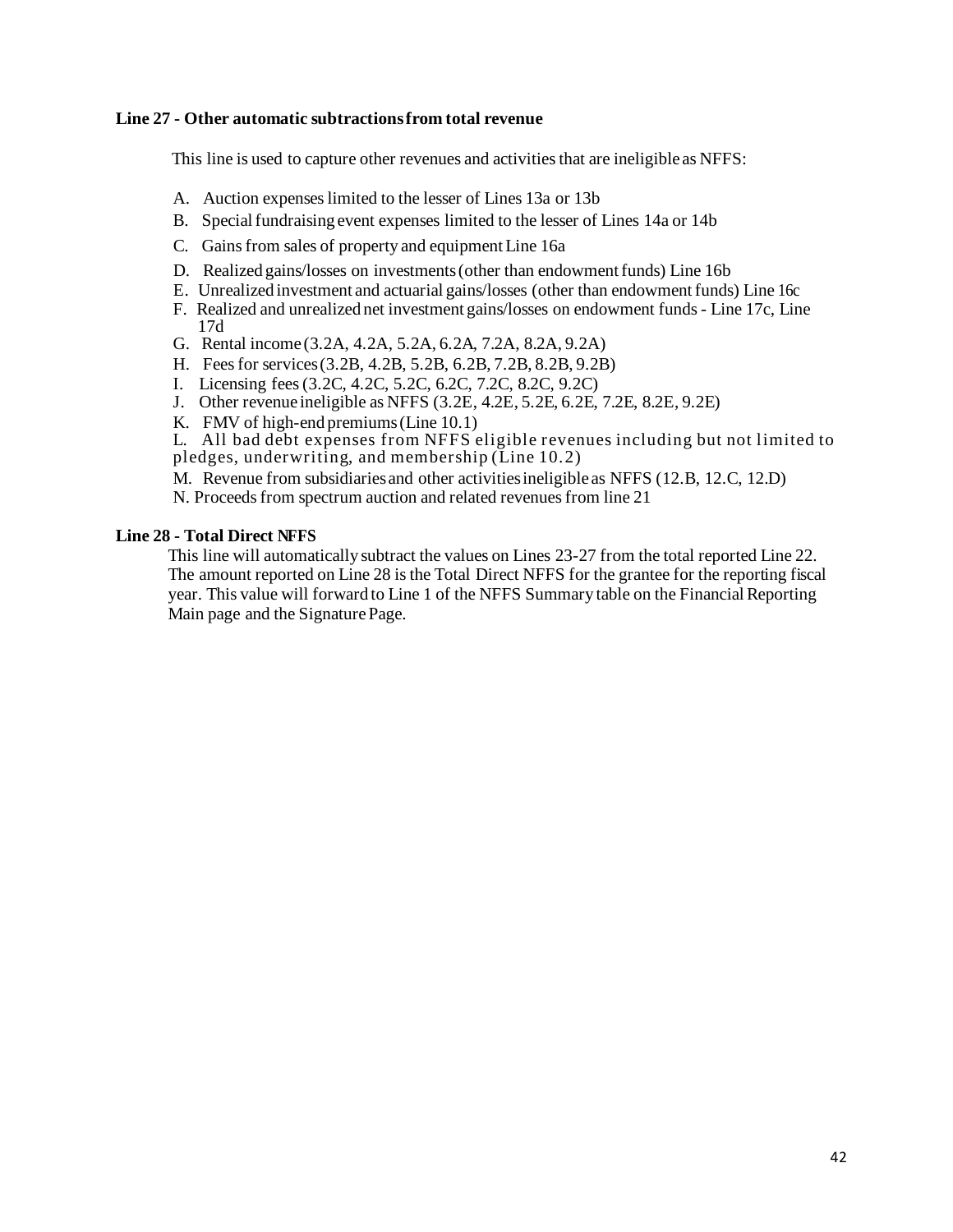**Line 27 - Other automatic subtractions from total revenue**

This line is used to capture other revenues and activities that are ineligible as NFFS:

A. Auction expenses limited to the lesser of Lines 13a or 13b
B. Special fundraising event expenses limited to the lesser of Lines 14a or 14b
C. Gains from sales of property and equipment Line 16a
D. Realized gains/losses on investments (other than endowment funds) Line 16b
E. Unrealized investment and actuarial gains/losses (other than endowment funds) Line 16c
F. Realized and unrealized net investment gains/losses on endowment funds - Line 17c, Line 17d
G. Rental income (3.2A, 4.2A, 5.2A, 6.2A, 7.2A, 8.2A, 9.2A)
H. Fees for services (3.2B, 4.2B, 5.2B, 6.2B, 7.2B, 8.2B, 9.2B)
I. Licensing fees (3.2C, 4.2C, 5.2C, 6.2C, 7.2C, 8.2C, 9.2C)
J. Other revenue ineligible as NFFS (3.2E, 4.2E, 5.2E, 6.2E, 7.2E, 8.2E, 9.2E)
K. FMV of high-end premiums (Line 10.1)
L. All bad debt expenses from NFFS eligible revenues including but not limited to pledges, underwriting, and membership (Line 10.2)
M. Revenue from subsidiaries and other activities ineligible as NFFS (12.B, 12.C, 12.D)
N. Proceeds from spectrum auction and related revenues from line 21

**Line 28 - Total Direct NFFS**

This line will automatically subtract the values on Lines 23-27 from the total reported Line 22. The amount reported on Line 28 is the Total Direct NFFS for the grantee for the reporting fiscal year. This value will forward to Line 1 of the NFFS Summary table on the Financial Reporting Main page and the Signature Page.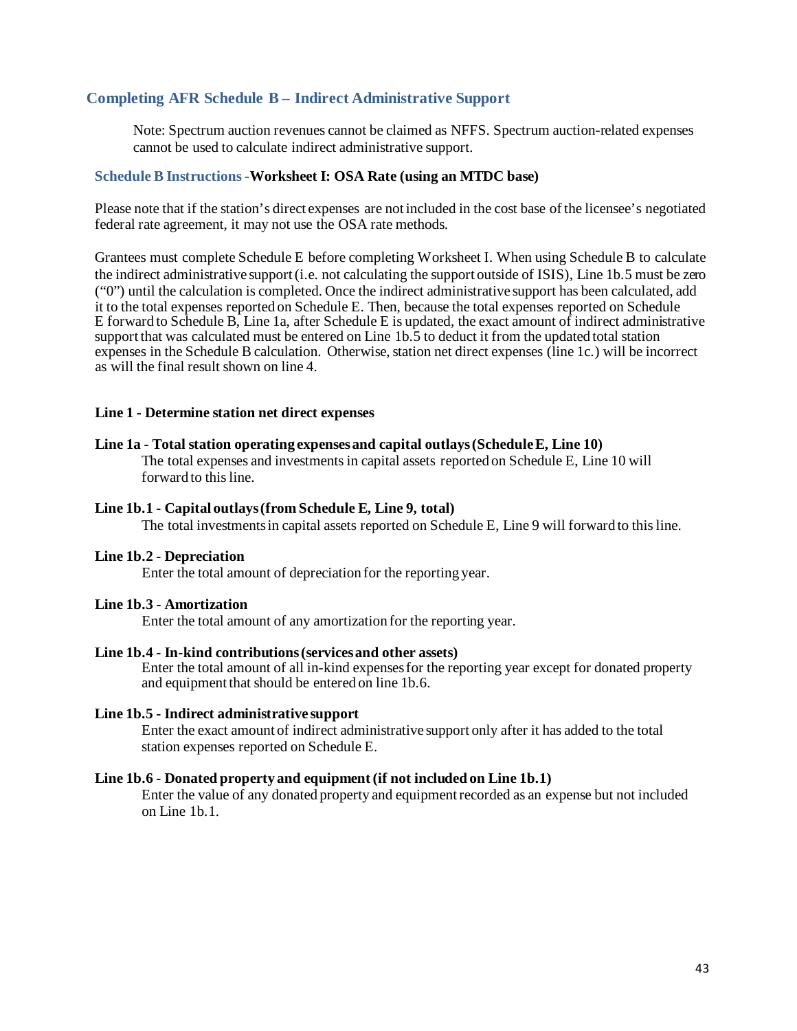## Completing AFR Schedule B – Indirect Administrative Support

Note: Spectrum auction revenues cannot be claimed as NFFS. Spectrum auction-related expenses cannot be used to calculate indirect administrative support.

### Schedule B Instructions - **Worksheet I: OSA Rate (using an MTDC base)**

Please note that if the station's direct expenses are not included in the cost base of the licensee's negotiated federal rate agreement, it may not use the OSA rate methods.

Grantees must complete Schedule E before completing Worksheet I. When using Schedule B to calculate the indirect administrative support (i.e. not calculating the support outside of ISIS), Line 1b.5 must be zero ("0") until the calculation is completed. Once the indirect administrative support has been calculated, add it to the total expenses reported on Schedule E. Then, because the total expenses reported on Schedule E forward to Schedule B, Line 1a, after Schedule E is updated, the exact amount of indirect administrative support that was calculated must be entered on Line 1b.5 to deduct it from the updated total station expenses in the Schedule B calculation. Otherwise, station net direct expenses (line 1c.) will be incorrect as will the final result shown on line 4.

**Line 1 - Determine station net direct expenses**

**Line 1a - Total station operating expenses and capital outlays (Schedule E, Line 10)**

The total expenses and investments in capital assets reported on Schedule E, Line 10 will forward to this line.

**Line 1b.1 - Capital outlays (from Schedule E, Line 9, total)**

The total investments in capital assets reported on Schedule E, Line 9 will forward to this line.

**Line 1b.2 - Depreciation**

Enter the total amount of depreciation for the reporting year.

**Line 1b.3 - Amortization**

Enter the total amount of any amortization for the reporting year.

**Line 1b.4 - In-kind contributions (services and other assets)**

Enter the total amount of all in-kind expenses for the reporting year except for donated property and equipment that should be entered on line 1b.6.

**Line 1b.5 - Indirect administrative support**

Enter the exact amount of indirect administrative support only after it has added to the total station expenses reported on Schedule E.

**Line 1b.6 - Donated property and equipment (if not included on Line 1b.1)**

Enter the value of any donated property and equipment recorded as an expense but not included on Line 1b.1.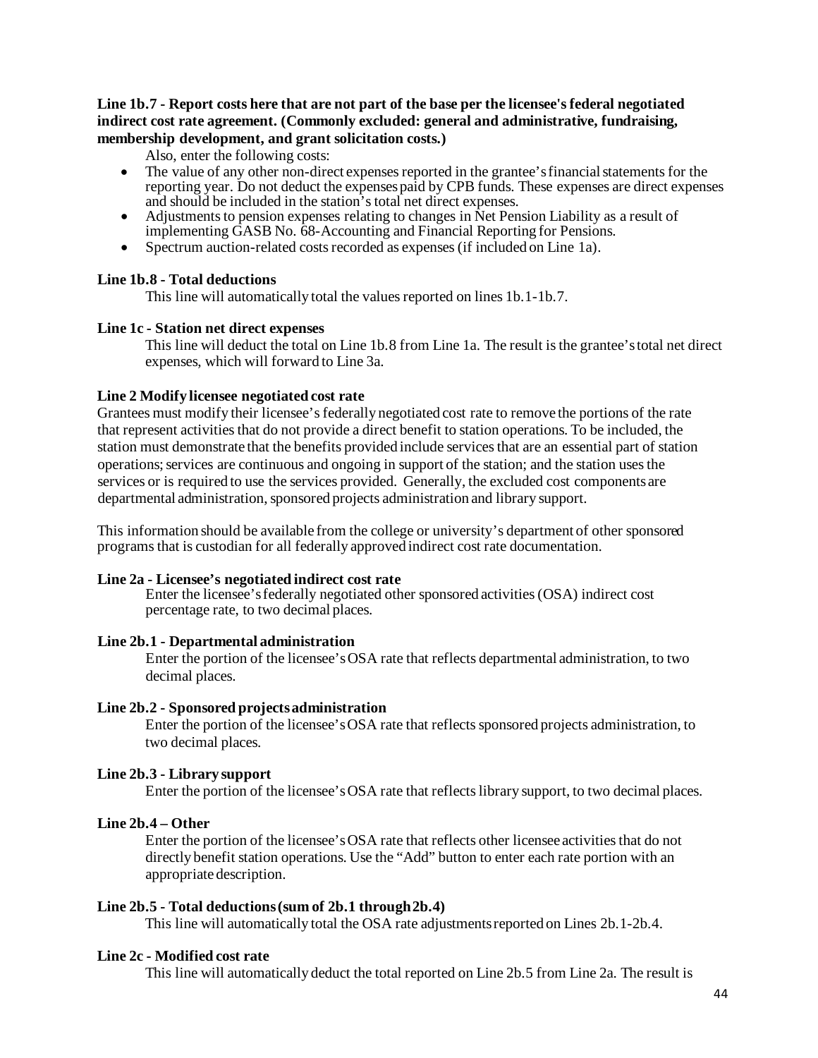**Line 1b.7 - Report costs here that are not part of the base per the licensee's federal negotiated indirect cost rate agreement. (Commonly excluded: general and administrative, fundraising, membership development, and grant solicitation costs.)**

Also, enter the following costs:

- The value of any other non-direct expenses reported in the grantee's financial statements for the reporting year. Do not deduct the expenses paid by CPB funds. These expenses are direct expenses and should be included in the station's total net direct expenses.
- Adjustments to pension expenses relating to changes in Net Pension Liability as a result of implementing GASB No. 68-Accounting and Financial Reporting for Pensions.
- Spectrum auction-related costs recorded as expenses (if included on Line 1a).

**Line 1b.8 - Total deductions**

This line will automatically total the values reported on lines 1b.1-1b.7.

**Line 1c - Station net direct expenses**

This line will deduct the total on Line 1b.8 from Line 1a. The result is the grantee's total net direct expenses, which will forward to Line 3a.

**Line 2 Modify licensee negotiated cost rate**

Grantees must modify their licensee's federally negotiated cost rate to remove the portions of the rate that represent activities that do not provide a direct benefit to station operations. To be included, the station must demonstrate that the benefits provided include services that are an essential part of station operations; services are continuous and ongoing in support of the station; and the station uses the services or is required to use the services provided. Generally, the excluded cost components are departmental administration, sponsored projects administration and library support.

This information should be available from the college or university's department of other sponsored programs that is custodian for all federally approved indirect cost rate documentation.

**Line 2a - Licensee's negotiated indirect cost rate**

Enter the licensee's federally negotiated other sponsored activities (OSA) indirect cost percentage rate, to two decimal places.

**Line 2b.1 - Departmental administration**

Enter the portion of the licensee's OSA rate that reflects departmental administration, to two decimal places.

**Line 2b.2 - Sponsored projects administration**

Enter the portion of the licensee's OSA rate that reflects sponsored projects administration, to two decimal places.

**Line 2b.3 - Library support**

Enter the portion of the licensee's OSA rate that reflects library support, to two decimal places.

**Line 2b.4 – Other**

Enter the portion of the licensee's OSA rate that reflects other licensee activities that do not directly benefit station operations. Use the "Add" button to enter each rate portion with an appropriate description.

**Line 2b.5 - Total deductions (sum of 2b.1 through 2b.4)**

This line will automatically total the OSA rate adjustments reported on Lines 2b.1-2b.4.

**Line 2c - Modified cost rate**

This line will automatically deduct the total reported on Line 2b.5 from Line 2a. The result is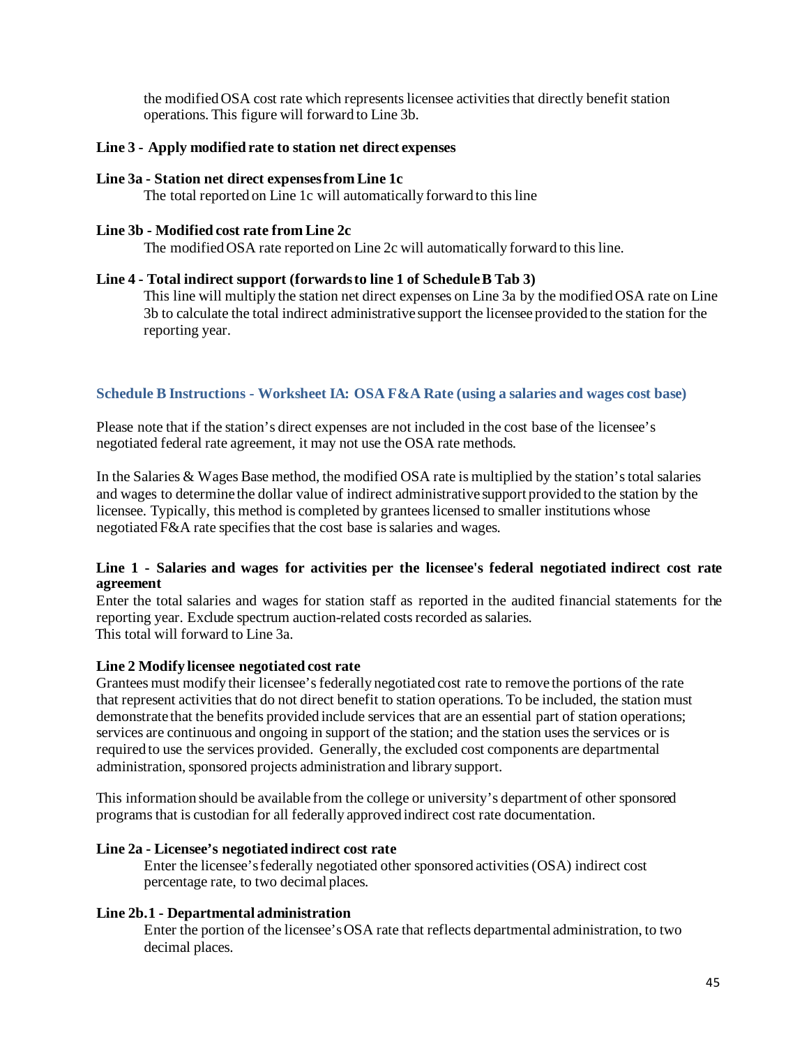the modified OSA cost rate which represents licensee activities that directly benefit station operations. This figure will forward to Line 3b.

**Line 3 - Apply modified rate to station net direct expenses**

**Line 3a - Station net direct expenses from Line 1c**

The total reported on Line 1c will automatically forward to this line

**Line 3b - Modified cost rate from Line 2c**

The modified OSA rate reported on Line 2c will automatically forward to this line.

**Line 4 - Total indirect support (forwards to line 1 of Schedule B Tab 3)**

This line will multiply the station net direct expenses on Line 3a by the modified OSA rate on Line 3b to calculate the total indirect administrative support the licensee provided to the station for the reporting year.

### Schedule B Instructions - Worksheet IA: OSA F&A Rate (using a salaries and wages cost base)

Please note that if the station's direct expenses are not included in the cost base of the licensee's negotiated federal rate agreement, it may not use the OSA rate methods.

In the Salaries & Wages Base method, the modified OSA rate is multiplied by the station's total salaries and wages to determine the dollar value of indirect administrative support provided to the station by the licensee. Typically, this method is completed by grantees licensed to smaller institutions whose negotiated F&A rate specifies that the cost base is salaries and wages.

**Line 1 - Salaries and wages for activities per the licensee's federal negotiated indirect cost rate agreement**

Enter the total salaries and wages for station staff as reported in the audited financial statements for the reporting year. Exclude spectrum auction-related costs recorded as salaries.
This total will forward to Line 3a.

**Line 2 Modify licensee negotiated cost rate**

Grantees must modify their licensee's federally negotiated cost rate to remove the portions of the rate that represent activities that do not direct benefit to station operations. To be included, the station must demonstrate that the benefits provided include services that are an essential part of station operations; services are continuous and ongoing in support of the station; and the station uses the services or is required to use the services provided. Generally, the excluded cost components are departmental administration, sponsored projects administration and library support.

This information should be available from the college or university's department of other sponsored programs that is custodian for all federally approved indirect cost rate documentation.

**Line 2a - Licensee's negotiated indirect cost rate**

Enter the licensee's federally negotiated other sponsored activities (OSA) indirect cost percentage rate, to two decimal places.

**Line 2b.1 - Departmental administration**

Enter the portion of the licensee's OSA rate that reflects departmental administration, to two decimal places.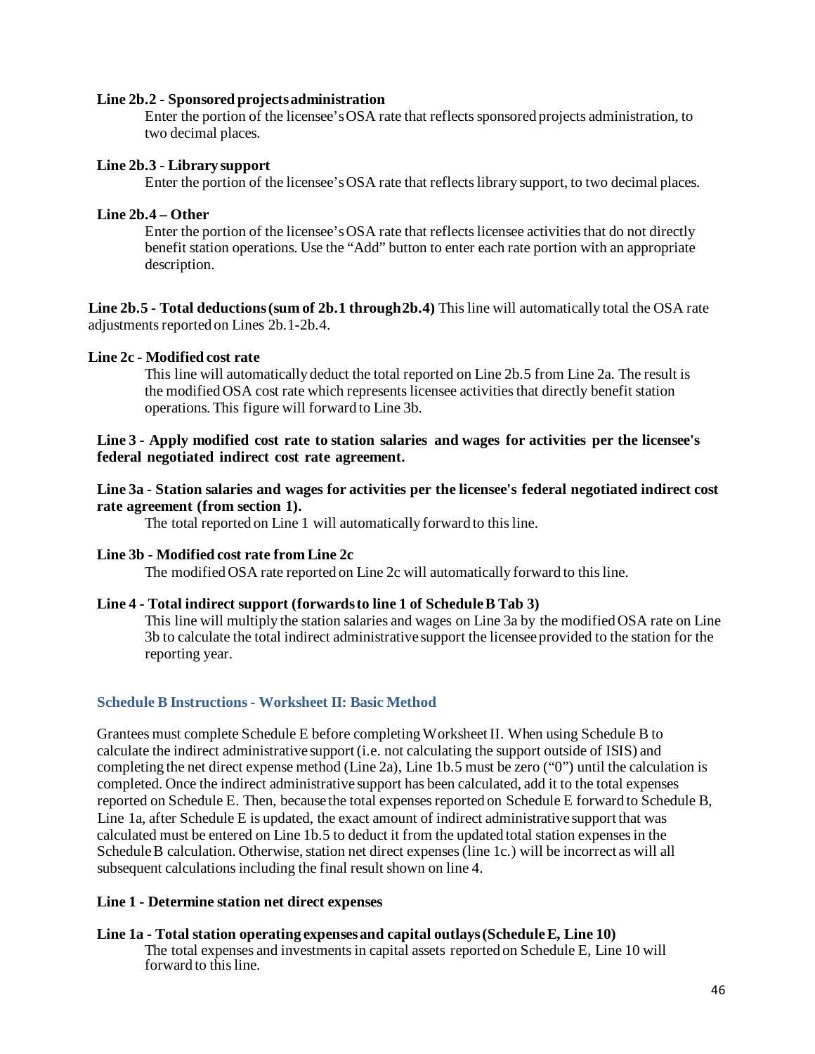**Line 2b.2 - Sponsored projects administration**

Enter the portion of the licensee's OSA rate that reflects sponsored projects administration, to two decimal places.

**Line 2b.3 - Library support**

Enter the portion of the licensee's OSA rate that reflects library support, to two decimal places.

**Line 2b.4 – Other**

Enter the portion of the licensee's OSA rate that reflects licensee activities that do not directly benefit station operations. Use the "Add" button to enter each rate portion with an appropriate description.

**Line 2b.5 - Total deductions (sum of 2b.1 through 2b.4)** This line will automatically total the OSA rate adjustments reported on Lines 2b.1-2b.4.

**Line 2c - Modified cost rate**

This line will automatically deduct the total reported on Line 2b.5 from Line 2a. The result is the modified OSA cost rate which represents licensee activities that directly benefit station operations. This figure will forward to Line 3b.

**Line 3 - Apply modified cost rate to station salaries and wages for activities per the licensee's federal negotiated indirect cost rate agreement.**

**Line 3a - Station salaries and wages for activities per the licensee's federal negotiated indirect cost rate agreement (from section 1).**

The total reported on Line 1 will automatically forward to this line.

**Line 3b - Modified cost rate from Line 2c**

The modified OSA rate reported on Line 2c will automatically forward to this line.

**Line 4 - Total indirect support (forwards to line 1 of Schedule B Tab 3)**

This line will multiply the station salaries and wages on Line 3a by the modified OSA rate on Line 3b to calculate the total indirect administrative support the licensee provided to the station for the reporting year.

### Schedule B Instructions - Worksheet II: Basic Method

Grantees must complete Schedule E before completing Worksheet II. When using Schedule B to calculate the indirect administrative support (i.e. not calculating the support outside of ISIS) and completing the net direct expense method (Line 2a), Line 1b.5 must be zero ("0") until the calculation is completed. Once the indirect administrative support has been calculated, add it to the total expenses reported on Schedule E. Then, because the total expenses reported on Schedule E forward to Schedule B, Line 1a, after Schedule E is updated, the exact amount of indirect administrative support that was calculated must be entered on Line 1b.5 to deduct it from the updated total station expenses in the Schedule B calculation. Otherwise, station net direct expenses (line 1c.) will be incorrect as will all subsequent calculations including the final result shown on line 4.

**Line 1 - Determine station net direct expenses**

**Line 1a - Total station operating expenses and capital outlays (Schedule E, Line 10)**

The total expenses and investments in capital assets reported on Schedule E, Line 10 will forward to this line.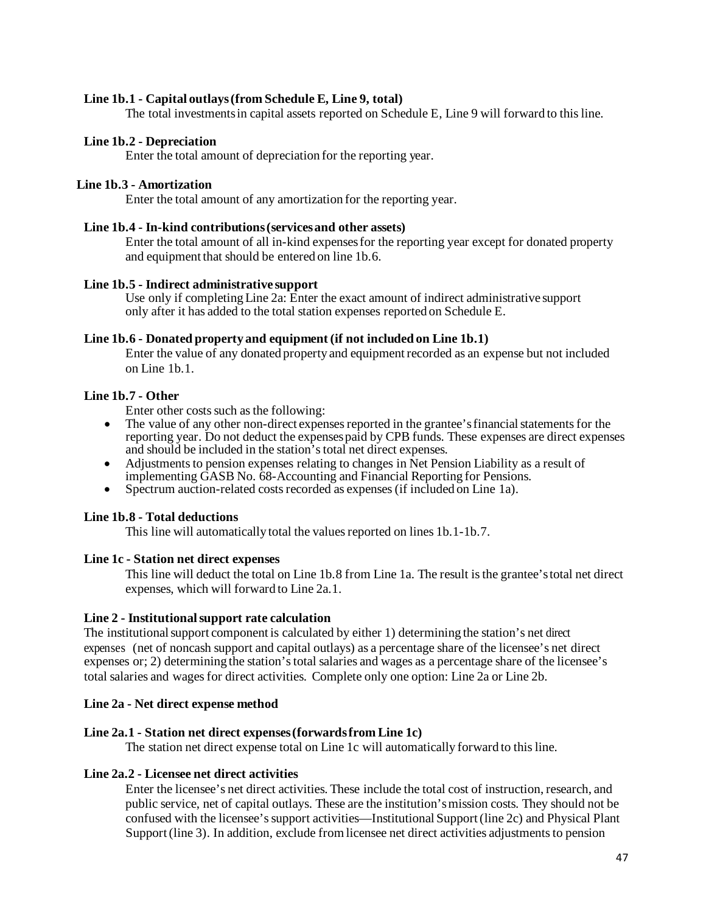**Line 1b.1 - Capital outlays (from Schedule E, Line 9, total)**

The total investments in capital assets reported on Schedule E, Line 9 will forward to this line.

**Line 1b.2 - Depreciation**

Enter the total amount of depreciation for the reporting year.

**Line 1b.3 - Amortization**

Enter the total amount of any amortization for the reporting year.

**Line 1b.4 - In-kind contributions (services and other assets)**

Enter the total amount of all in-kind expenses for the reporting year except for donated property and equipment that should be entered on line 1b.6.

**Line 1b.5 - Indirect administrative support**

Use only if completing Line 2a: Enter the exact amount of indirect administrative support only after it has added to the total station expenses reported on Schedule E.

**Line 1b.6 - Donated property and equipment (if not included on Line 1b.1)**

Enter the value of any donated property and equipment recorded as an expense but not included on Line 1b.1.

**Line 1b.7 - Other**

Enter other costs such as the following:

- The value of any other non-direct expenses reported in the grantee's financial statements for the reporting year. Do not deduct the expenses paid by CPB funds. These expenses are direct expenses and should be included in the station's total net direct expenses.
- Adjustments to pension expenses relating to changes in Net Pension Liability as a result of implementing GASB No. 68-Accounting and Financial Reporting for Pensions.
- Spectrum auction-related costs recorded as expenses (if included on Line 1a).

**Line 1b.8 - Total deductions**

This line will automatically total the values reported on lines 1b.1-1b.7.

**Line 1c - Station net direct expenses**

This line will deduct the total on Line 1b.8 from Line 1a. The result is the grantee's total net direct expenses, which will forward to Line 2a.1.

**Line 2 - Institutional support rate calculation**

The institutional support component is calculated by either 1) determining the station's net direct expenses (net of noncash support and capital outlays) as a percentage share of the licensee's net direct expenses or; 2) determining the station's total salaries and wages as a percentage share of the licensee's total salaries and wages for direct activities. Complete only one option: Line 2a or Line 2b.

**Line 2a - Net direct expense method**

**Line 2a.1 - Station net direct expenses (forwards from Line 1c)**

The station net direct expense total on Line 1c will automatically forward to this line.

**Line 2a.2 - Licensee net direct activities**

Enter the licensee's net direct activities. These include the total cost of instruction, research, and public service, net of capital outlays. These are the institution's mission costs. They should not be confused with the licensee's support activities—Institutional Support (line 2c) and Physical Plant Support (line 3). In addition, exclude from licensee net direct activities adjustments to pension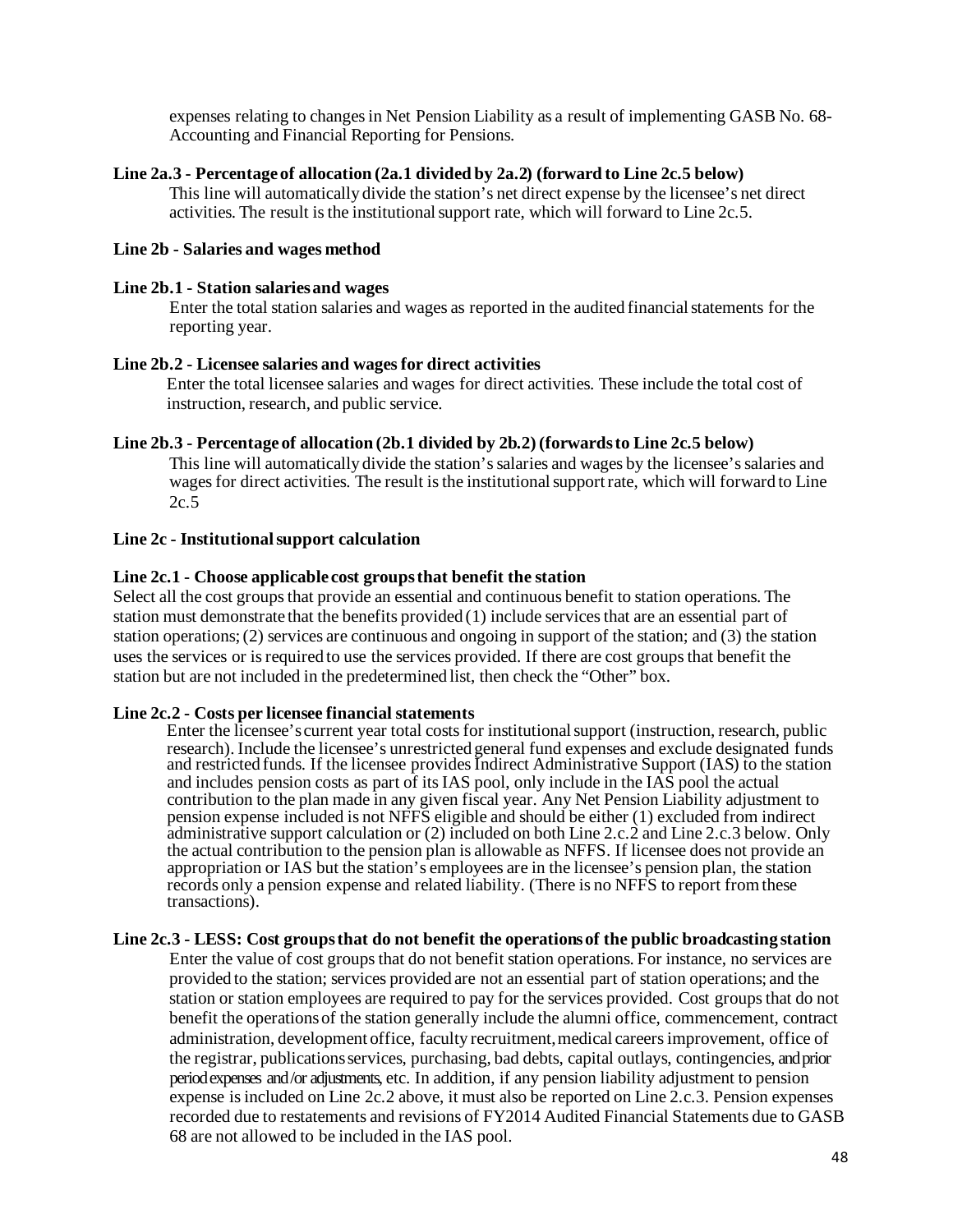expenses relating to changes in Net Pension Liability as a result of implementing GASB No. 68-Accounting and Financial Reporting for Pensions.

**Line 2a.3 - Percentage of allocation (2a.1 divided by 2a.2) (forward to Line 2c.5 below)**

This line will automatically divide the station's net direct expense by the licensee's net direct activities. The result is the institutional support rate, which will forward to Line 2c.5.

**Line 2b - Salaries and wages method**

**Line 2b.1 - Station salaries and wages**

Enter the total station salaries and wages as reported in the audited financial statements for the reporting year.

**Line 2b.2 - Licensee salaries and wages for direct activities**

Enter the total licensee salaries and wages for direct activities. These include the total cost of instruction, research, and public service.

**Line 2b.3 - Percentage of allocation (2b.1 divided by 2b.2) (forwards to Line 2c.5 below)**

This line will automatically divide the station's salaries and wages by the licensee's salaries and wages for direct activities. The result is the institutional support rate, which will forward to Line 2c.5

**Line 2c - Institutional support calculation**

**Line 2c.1 - Choose applicable cost groups that benefit the station**

Select all the cost groups that provide an essential and continuous benefit to station operations. The station must demonstrate that the benefits provided (1) include services that are an essential part of station operations; (2) services are continuous and ongoing in support of the station; and (3) the station uses the services or is required to use the services provided. If there are cost groups that benefit the station but are not included in the predetermined list, then check the "Other" box.

**Line 2c.2 - Costs per licensee financial statements**

Enter the licensee's current year total costs for institutional support (instruction, research, public research). Include the licensee's unrestricted general fund expenses and exclude designated funds and restricted funds. If the licensee provides Indirect Administrative Support (IAS) to the station and includes pension costs as part of its IAS pool, only include in the IAS pool the actual contribution to the plan made in any given fiscal year. Any Net Pension Liability adjustment to pension expense included is not NFFS eligible and should be either (1) excluded from indirect administrative support calculation or (2) included on both Line 2.c.2 and Line 2.c.3 below. Only the actual contribution to the pension plan is allowable as NFFS. If licensee does not provide an appropriation or IAS but the station's employees are in the licensee's pension plan, the station records only a pension expense and related liability. (There is no NFFS to report from these transactions).

**Line 2c.3 - LESS: Cost groups that do not benefit the operations of the public broadcasting station**

Enter the value of cost groups that do not benefit station operations. For instance, no services are provided to the station; services provided are not an essential part of station operations; and the station or station employees are required to pay for the services provided. Cost groups that do not benefit the operations of the station generally include the alumni office, commencement, contract administration, development office, faculty recruitment, medical careers improvement, office of the registrar, publications services, purchasing, bad debts, capital outlays, contingencies, and prior period expenses and/or adjustments, etc. In addition, if any pension liability adjustment to pension expense is included on Line 2c.2 above, it must also be reported on Line 2.c.3. Pension expenses recorded due to restatements and revisions of FY2014 Audited Financial Statements due to GASB 68 are not allowed to be included in the IAS pool.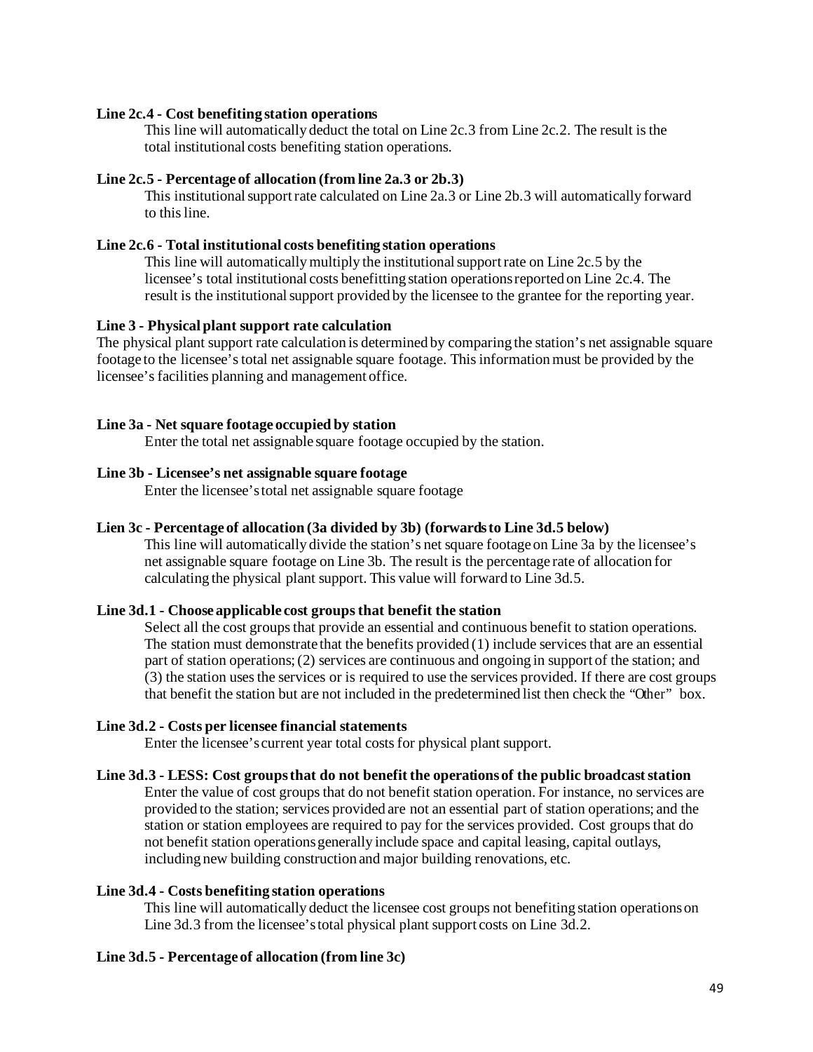**Line 2c.4 - Cost benefiting station operations**

This line will automatically deduct the total on Line 2c.3 from Line 2c.2. The result is the total institutional costs benefiting station operations.

**Line 2c.5 - Percentage of allocation (from line 2a.3 or 2b.3)**

This institutional support rate calculated on Line 2a.3 or Line 2b.3 will automatically forward to this line.

**Line 2c.6 - Total institutional costs benefiting station operations**

This line will automatically multiply the institutional support rate on Line 2c.5 by the licensee's total institutional costs benefitting station operations reported on Line 2c.4. The result is the institutional support provided by the licensee to the grantee for the reporting year.

**Line 3 - Physical plant support rate calculation**

The physical plant support rate calculation is determined by comparing the station's net assignable square footage to the licensee's total net assignable square footage. This information must be provided by the licensee's facilities planning and management office.

**Line 3a - Net square footage occupied by station**

Enter the total net assignable square footage occupied by the station.

**Line 3b - Licensee's net assignable square footage**

Enter the licensee's total net assignable square footage

**Lien 3c - Percentage of allocation (3a divided by 3b) (forwards to Line 3d.5 below)**

This line will automatically divide the station's net square footage on Line 3a by the licensee's net assignable square footage on Line 3b. The result is the percentage rate of allocation for calculating the physical plant support. This value will forward to Line 3d.5.

**Line 3d.1 - Choose applicable cost groups that benefit the station**

Select all the cost groups that provide an essential and continuous benefit to station operations. The station must demonstrate that the benefits provided (1) include services that are an essential part of station operations; (2) services are continuous and ongoing in support of the station; and (3) the station uses the services or is required to use the services provided. If there are cost groups that benefit the station but are not included in the predetermined list then check the "Other" box.

**Line 3d.2 - Costs per licensee financial statements**

Enter the licensee's current year total costs for physical plant support.

**Line 3d.3 - LESS: Cost groups that do not benefit the operations of the public broadcast station**

Enter the value of cost groups that do not benefit station operation. For instance, no services are provided to the station; services provided are not an essential part of station operations; and the station or station employees are required to pay for the services provided. Cost groups that do not benefit station operations generally include space and capital leasing, capital outlays, including new building construction and major building renovations, etc.

**Line 3d.4 - Costs benefiting station operations**

This line will automatically deduct the licensee cost groups not benefiting station operations on Line 3d.3 from the licensee's total physical plant support costs on Line 3d.2.

**Line 3d.5 - Percentage of allocation (from line 3c)**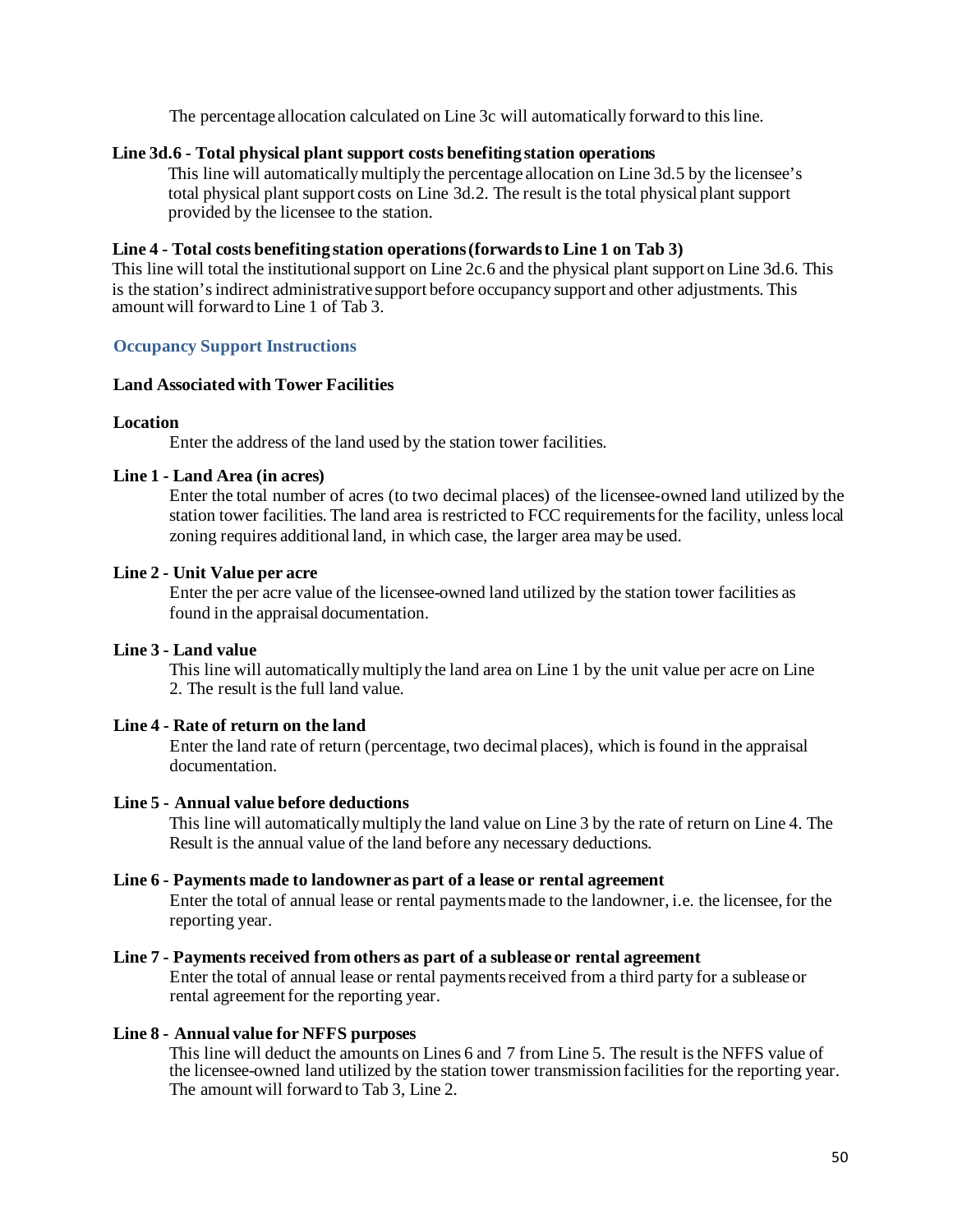The percentage allocation calculated on Line 3c will automatically forward to this line.

**Line 3d.6 - Total physical plant support costs benefiting station operations**

This line will automatically multiply the percentage allocation on Line 3d.5 by the licensee's total physical plant support costs on Line 3d.2. The result is the total physical plant support provided by the licensee to the station.

**Line 4 - Total costs benefiting station operations (forwards to Line 1 on Tab 3)**

This line will total the institutional support on Line 2c.6 and the physical plant support on Line 3d.6. This is the station's indirect administrative support before occupancy support and other adjustments. This amount will forward to Line 1 of Tab 3.

## Occupancy Support Instructions

### Land Associated with Tower Facilities

**Location**

Enter the address of the land used by the station tower facilities.

**Line 1 - Land Area (in acres)**

Enter the total number of acres (to two decimal places) of the licensee-owned land utilized by the station tower facilities. The land area is restricted to FCC requirements for the facility, unless local zoning requires additional land, in which case, the larger area may be used.

**Line 2 - Unit Value per acre**

Enter the per acre value of the licensee-owned land utilized by the station tower facilities as found in the appraisal documentation.

**Line 3 - Land value**

This line will automatically multiply the land area on Line 1 by the unit value per acre on Line 2. The result is the full land value.

**Line 4 - Rate of return on the land**

Enter the land rate of return (percentage, two decimal places), which is found in the appraisal documentation.

**Line 5 - Annual value before deductions**

This line will automatically multiply the land value on Line 3 by the rate of return on Line 4. The Result is the annual value of the land before any necessary deductions.

**Line 6 - Payments made to landowner as part of a lease or rental agreement**

Enter the total of annual lease or rental payments made to the landowner, i.e. the licensee, for the reporting year.

**Line 7 - Payments received from others as part of a sublease or rental agreement**

Enter the total of annual lease or rental payments received from a third party for a sublease or rental agreement for the reporting year.

**Line 8 - Annual value for NFFS purposes**

This line will deduct the amounts on Lines 6 and 7 from Line 5. The result is the NFFS value of the licensee-owned land utilized by the station tower transmission facilities for the reporting year. The amount will forward to Tab 3, Line 2.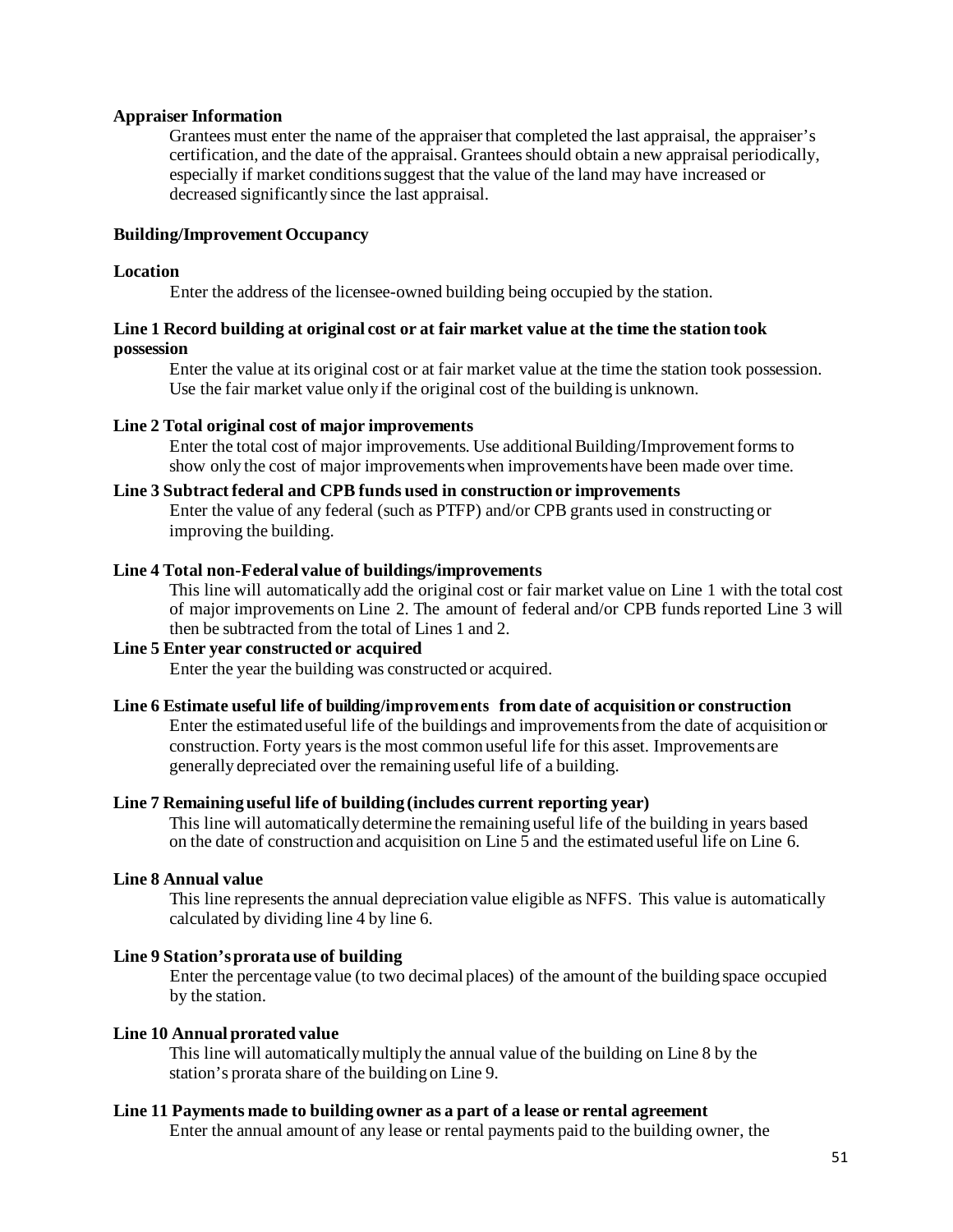**Appraiser Information**

Grantees must enter the name of the appraiser that completed the last appraisal, the appraiser's certification, and the date of the appraisal. Grantees should obtain a new appraisal periodically, especially if market conditions suggest that the value of the land may have increased or decreased significantly since the last appraisal.

**Building/Improvement Occupancy**

**Location**

Enter the address of the licensee-owned building being occupied by the station.

**Line 1 Record building at original cost or at fair market value at the time the station took possession**

Enter the value at its original cost or at fair market value at the time the station took possession. Use the fair market value only if the original cost of the building is unknown.

**Line 2 Total original cost of major improvements**

Enter the total cost of major improvements. Use additional Building/Improvement forms to show only the cost of major improvements when improvements have been made over time.

**Line 3 Subtract federal and CPB funds used in construction or improvements**

Enter the value of any federal (such as PTFP) and/or CPB grants used in constructing or improving the building.

**Line 4 Total non-Federal value of buildings/improvements**

This line will automatically add the original cost or fair market value on Line 1 with the total cost of major improvements on Line 2. The amount of federal and/or CPB funds reported Line 3 will then be subtracted from the total of Lines 1 and 2.

**Line 5 Enter year constructed or acquired**

Enter the year the building was constructed or acquired.

**Line 6 Estimate useful life of building/improvements from date of acquisition or construction**

Enter the estimated useful life of the buildings and improvements from the date of acquisition or construction. Forty years is the most common useful life for this asset. Improvements are generally depreciated over the remaining useful life of a building.

**Line 7 Remaining useful life of building (includes current reporting year)**

This line will automatically determine the remaining useful life of the building in years based on the date of construction and acquisition on Line 5 and the estimated useful life on Line 6.

**Line 8 Annual value**

This line represents the annual depreciation value eligible as NFFS. This value is automatically calculated by dividing line 4 by line 6.

**Line 9 Station's prorata use of building**

Enter the percentage value (to two decimal places) of the amount of the building space occupied by the station.

**Line 10 Annual prorated value**

This line will automatically multiply the annual value of the building on Line 8 by the station's prorata share of the building on Line 9.

**Line 11 Payments made to building owner as a part of a lease or rental agreement**

Enter the annual amount of any lease or rental payments paid to the building owner, the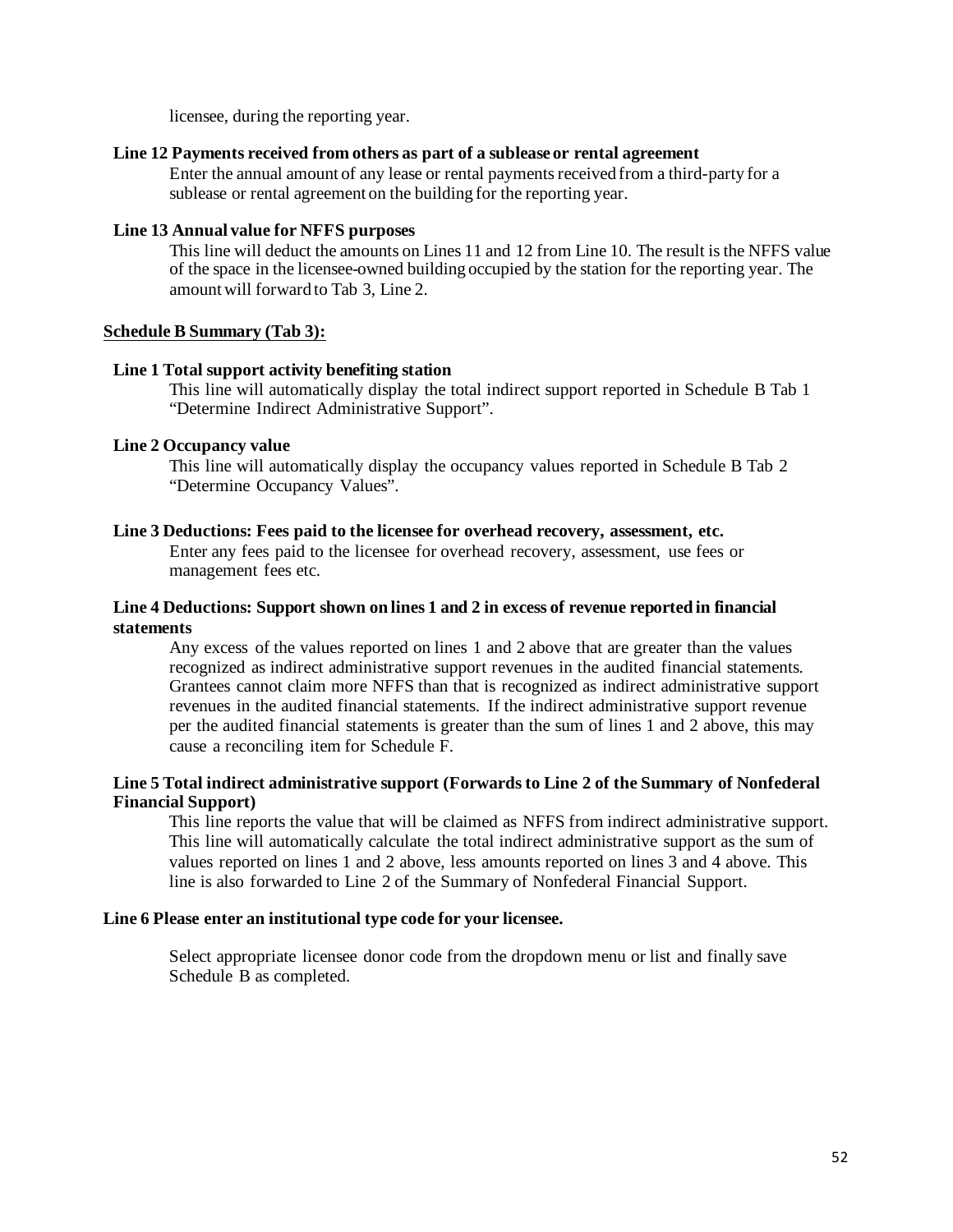licensee, during the reporting year.

**Line 12 Payments received from others as part of a sublease or rental agreement**

Enter the annual amount of any lease or rental payments received from a third-party for a sublease or rental agreement on the building for the reporting year.

**Line 13 Annual value for NFFS purposes**

This line will deduct the amounts on Lines 11 and 12 from Line 10. The result is the NFFS value of the space in the licensee-owned building occupied by the station for the reporting year. The amount will forward to Tab 3, Line 2.

**<u>Schedule B Summary (Tab 3):</u>**

**Line 1 Total support activity benefiting station**

This line will automatically display the total indirect support reported in Schedule B Tab 1 "Determine Indirect Administrative Support".

**Line 2 Occupancy value**

This line will automatically display the occupancy values reported in Schedule B Tab 2 "Determine Occupancy Values".

**Line 3 Deductions: Fees paid to the licensee for overhead recovery, assessment, etc.**

Enter any fees paid to the licensee for overhead recovery, assessment, use fees or management fees etc.

**Line 4 Deductions: Support shown on lines 1 and 2 in excess of revenue reported in financial statements**

Any excess of the values reported on lines 1 and 2 above that are greater than the values recognized as indirect administrative support revenues in the audited financial statements. Grantees cannot claim more NFFS than that is recognized as indirect administrative support revenues in the audited financial statements. If the indirect administrative support revenue per the audited financial statements is greater than the sum of lines 1 and 2 above, this may cause a reconciling item for Schedule F.

**Line 5 Total indirect administrative support (Forwards to Line 2 of the Summary of Nonfederal Financial Support)**

This line reports the value that will be claimed as NFFS from indirect administrative support. This line will automatically calculate the total indirect administrative support as the sum of values reported on lines 1 and 2 above, less amounts reported on lines 3 and 4 above. This line is also forwarded to Line 2 of the Summary of Nonfederal Financial Support.

**Line 6 Please enter an institutional type code for your licensee.**

Select appropriate licensee donor code from the dropdown menu or list and finally save Schedule B as completed.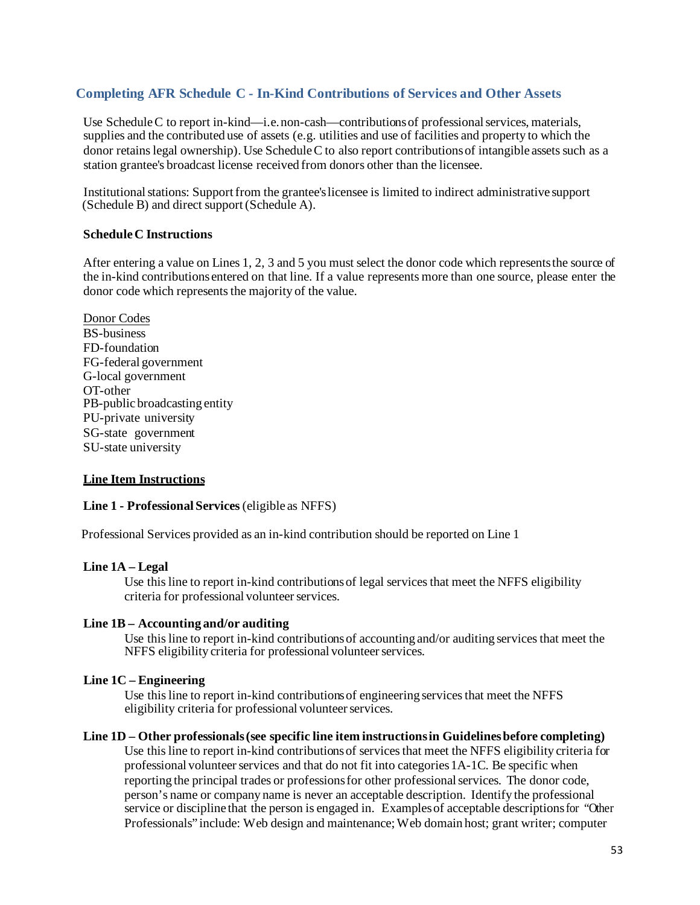## Completing AFR Schedule C - In-Kind Contributions of Services and Other Assets

Use Schedule C to report in-kind—i.e. non-cash—contributions of professional services, materials, supplies and the contributed use of assets (e.g. utilities and use of facilities and property to which the donor retains legal ownership). Use Schedule C to also report contributions of intangible assets such as a station grantee's broadcast license received from donors other than the licensee.

Institutional stations: Support from the grantee's licensee is limited to indirect administrative support (Schedule B) and direct support (Schedule A).

**Schedule C Instructions**

After entering a value on Lines 1, 2, 3 and 5 you must select the donor code which represents the source of the in-kind contributions entered on that line. If a value represents more than one source, please enter the donor code which represents the majority of the value.

Donor Codes
BS-business
FD-foundation
FG-federal government
G-local government
OT-other
PB-public broadcasting entity
PU-private university
SG-state government
SU-state university

**Line Item Instructions**

**Line 1 - Professional Services** (eligible as NFFS)

Professional Services provided as an in-kind contribution should be reported on Line 1

**Line 1A – Legal**

Use this line to report in-kind contributions of legal services that meet the NFFS eligibility criteria for professional volunteer services.

**Line 1B – Accounting and/or auditing**

Use this line to report in-kind contributions of accounting and/or auditing services that meet the NFFS eligibility criteria for professional volunteer services.

**Line 1C – Engineering**

Use this line to report in-kind contributions of engineering services that meet the NFFS eligibility criteria for professional volunteer services.

**Line 1D – Other professionals (see specific line item instructions in Guidelines before completing)**

Use this line to report in-kind contributions of services that meet the NFFS eligibility criteria for professional volunteer services and that do not fit into categories 1A-1C. Be specific when reporting the principal trades or professions for other professional services. The donor code, person's name or company name is never an acceptable description. Identify the professional service or discipline that the person is engaged in. Examples of acceptable descriptions for "Other Professionals" include: Web design and maintenance; Web domain host; grant writer; computer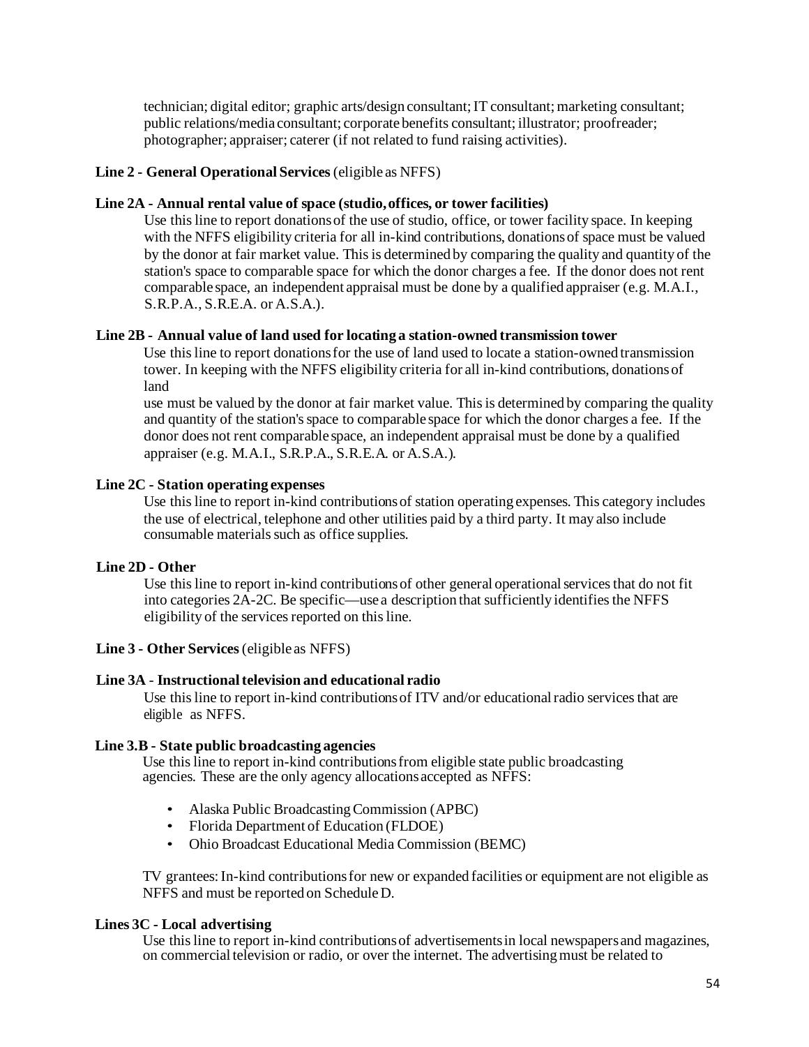technician; digital editor; graphic arts/design consultant; IT consultant; marketing consultant; public relations/media consultant; corporate benefits consultant; illustrator; proofreader; photographer; appraiser; caterer (if not related to fund raising activities).

**Line 2 - General Operational Services** (eligible as NFFS)

**Line 2A - Annual rental value of space (studio, offices, or tower facilities)**

Use this line to report donations of the use of studio, office, or tower facility space. In keeping with the NFFS eligibility criteria for all in-kind contributions, donations of space must be valued by the donor at fair market value. This is determined by comparing the quality and quantity of the station's space to comparable space for which the donor charges a fee. If the donor does not rent comparable space, an independent appraisal must be done by a qualified appraiser (e.g. M.A.I., S.R.P.A., S.R.E.A. or A.S.A.).

**Line 2B - Annual value of land used for locating a station-owned transmission tower**

Use this line to report donations for the use of land used to locate a station-owned transmission tower. In keeping with the NFFS eligibility criteria for all in-kind contributions, donations of land use must be valued by the donor at fair market value. This is determined by comparing the quality and quantity of the station's space to comparable space for which the donor charges a fee. If the donor does not rent comparable space, an independent appraisal must be done by a qualified appraiser (e.g. M.A.I., S.R.P.A., S.R.E.A. or A.S.A.).

**Line 2C - Station operating expenses**

Use this line to report in-kind contributions of station operating expenses. This category includes the use of electrical, telephone and other utilities paid by a third party. It may also include consumable materials such as office supplies.

**Line 2D - Other**

Use this line to report in-kind contributions of other general operational services that do not fit into categories 2A-2C. Be specific—use a description that sufficiently identifies the NFFS eligibility of the services reported on this line.

**Line 3 - Other Services** (eligible as NFFS)

**Line 3A - Instructional television and educational radio**

Use this line to report in-kind contributions of ITV and/or educational radio services that are eligible as NFFS.

**Line 3.B - State public broadcasting agencies**

Use this line to report in-kind contributions from eligible state public broadcasting agencies. These are the only agency allocations accepted as NFFS:

- Alaska Public Broadcasting Commission (APBC)
- Florida Department of Education (FLDOE)
- Ohio Broadcast Educational Media Commission (BEMC)

TV grantees: In-kind contributions for new or expanded facilities or equipment are not eligible as NFFS and must be reported on Schedule D.

**Lines 3C - Local advertising**

Use this line to report in-kind contributions of advertisements in local newspapers and magazines, on commercial television or radio, or over the internet. The advertising must be related to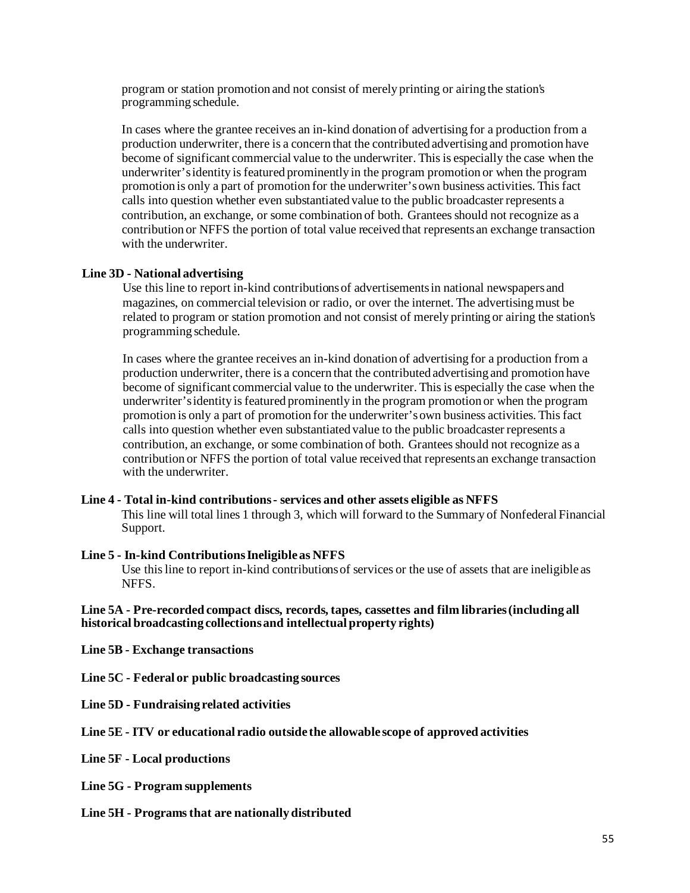program or station promotion and not consist of merely printing or airing the station's programming schedule.

In cases where the grantee receives an in-kind donation of advertising for a production from a production underwriter, there is a concern that the contributed advertising and promotion have become of significant commercial value to the underwriter. This is especially the case when the underwriter's identity is featured prominently in the program promotion or when the program promotion is only a part of promotion for the underwriter's own business activities. This fact calls into question whether even substantiated value to the public broadcaster represents a contribution, an exchange, or some combination of both. Grantees should not recognize as a contribution or NFFS the portion of total value received that represents an exchange transaction with the underwriter.

**Line 3D - National advertising**

Use this line to report in-kind contributions of advertisements in national newspapers and magazines, on commercial television or radio, or over the internet. The advertising must be related to program or station promotion and not consist of merely printing or airing the station's programming schedule.

In cases where the grantee receives an in-kind donation of advertising for a production from a production underwriter, there is a concern that the contributed advertising and promotion have become of significant commercial value to the underwriter. This is especially the case when the underwriter's identity is featured prominently in the program promotion or when the program promotion is only a part of promotion for the underwriter's own business activities. This fact calls into question whether even substantiated value to the public broadcaster represents a contribution, an exchange, or some combination of both. Grantees should not recognize as a contribution or NFFS the portion of total value received that represents an exchange transaction with the underwriter.

**Line 4 - Total in-kind contributions - services and other assets eligible as NFFS**

This line will total lines 1 through 3, which will forward to the Summary of Nonfederal Financial Support.

**Line 5 - In-kind Contributions Ineligible as NFFS**

Use this line to report in-kind contributions of services or the use of assets that are ineligible as NFFS.

**Line 5A - Pre-recorded compact discs, records, tapes, cassettes and film libraries (including all historical broadcasting collections and intellectual property rights)**

**Line 5B - Exchange transactions**

**Line 5C - Federal or public broadcasting sources**

**Line 5D - Fundraising related activities**

**Line 5E - ITV or educational radio outside the allowable scope of approved activities**

**Line 5F - Local productions**

**Line 5G - Program supplements**

**Line 5H - Programs that are nationally distributed**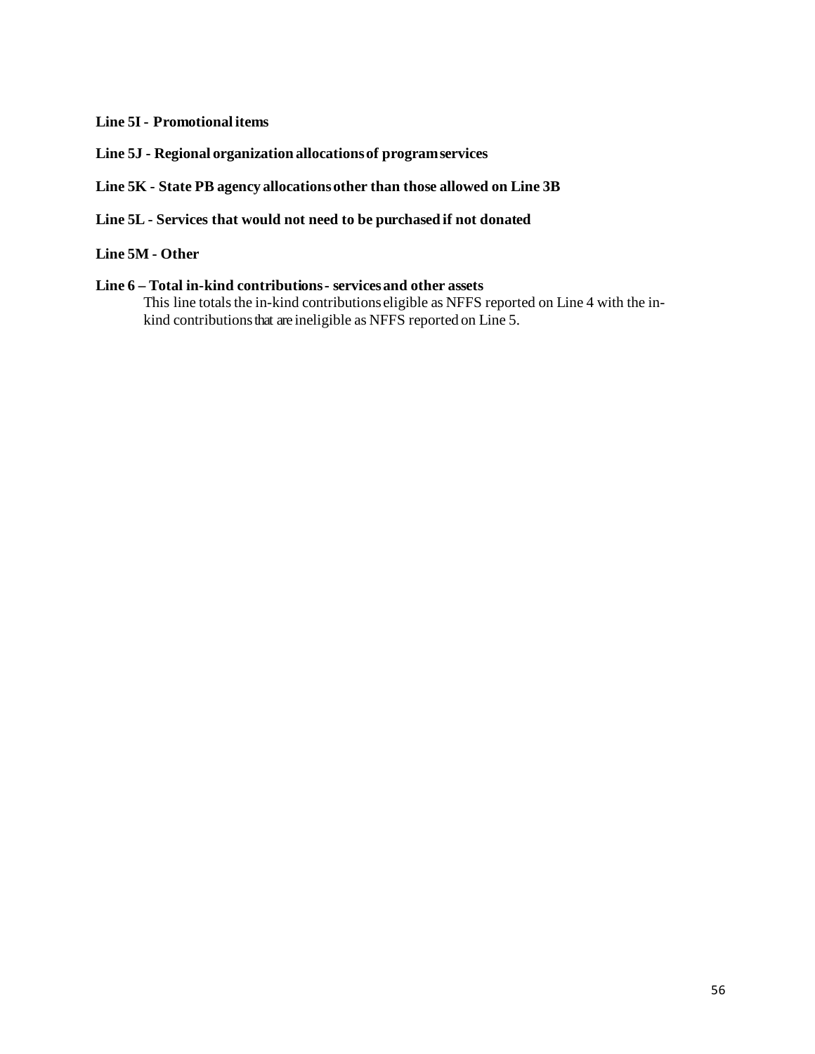**Line 5I - Promotional items**

**Line 5J - Regional organization allocations of program services**

**Line 5K - State PB agency allocations other than those allowed on Line 3B**

**Line 5L - Services that would not need to be purchased if not donated**

**Line 5M - Other**

**Line 6 – Total in-kind contributions - services and other assets**

This line totals the in-kind contributions eligible as NFFS reported on Line 4 with the in-kind contributions that are ineligible as NFFS reported on Line 5.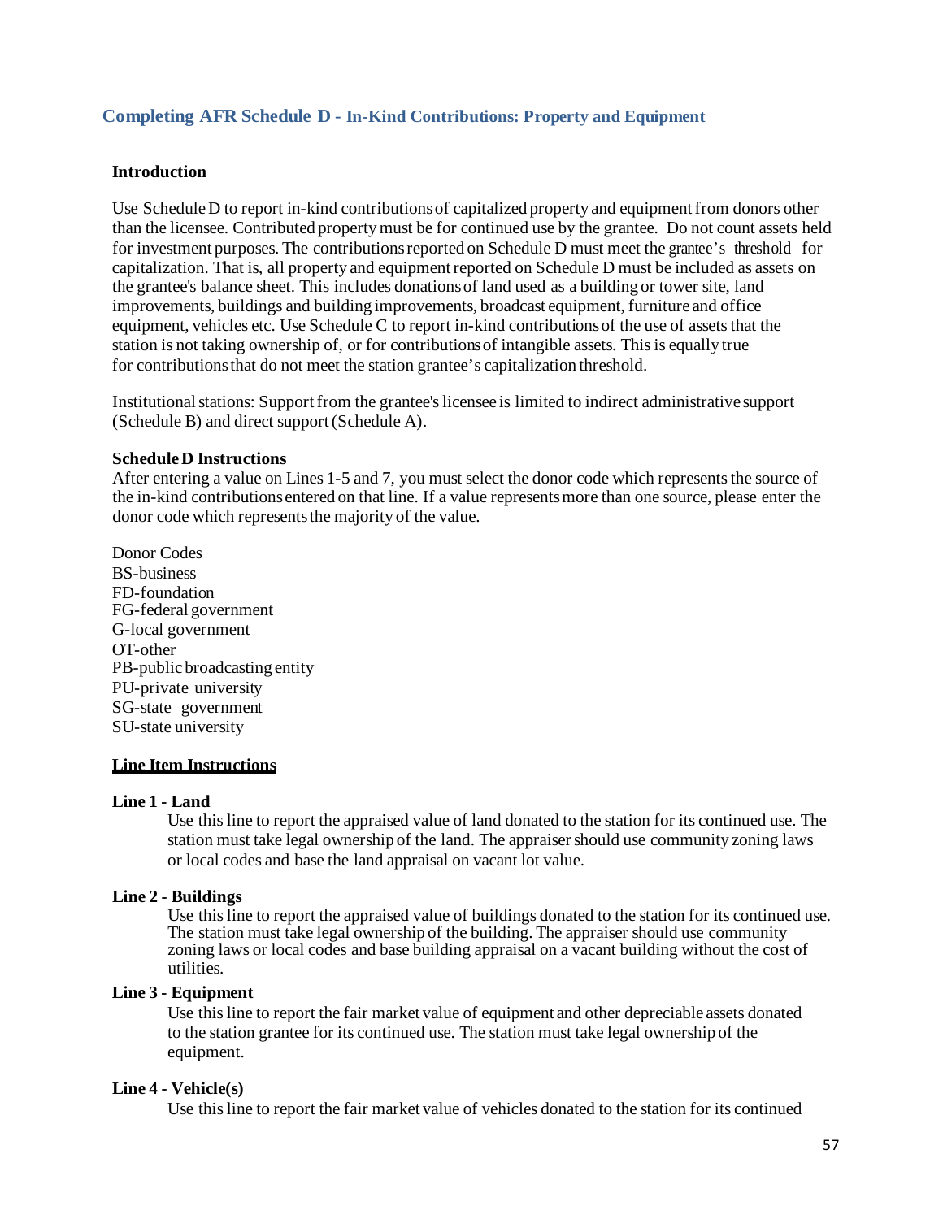## Completing AFR Schedule D - In-Kind Contributions: Property and Equipment

### Introduction

Use Schedule D to report in-kind contributions of capitalized property and equipment from donors other than the licensee. Contributed property must be for continued use by the grantee. Do not count assets held for investment purposes. The contributions reported on Schedule D must meet the grantee's threshold for capitalization. That is, all property and equipment reported on Schedule D must be included as assets on the grantee's balance sheet. This includes donations of land used as a building or tower site, land improvements, buildings and building improvements, broadcast equipment, furniture and office equipment, vehicles etc. Use Schedule C to report in-kind contributions of the use of assets that the station is not taking ownership of, or for contributions of intangible assets. This is equally true for contributions that do not meet the station grantee's capitalization threshold.

Institutional stations: Support from the grantee's licensee is limited to indirect administrative support (Schedule B) and direct support (Schedule A).

**Schedule D Instructions**

After entering a value on Lines 1-5 and 7, you must select the donor code which represents the source of the in-kind contributions entered on that line. If a value represents more than one source, please enter the donor code which represents the majority of the value.

Donor Codes

- BS-business
- FD-foundation
- FG-federal government
- G-local government
- OT-other
- PB-public broadcasting entity
- PU-private university
- SG-state government
- SU-state university

**Line Item Instructions**

**Line 1 - Land**

Use this line to report the appraised value of land donated to the station for its continued use. The station must take legal ownership of the land. The appraiser should use community zoning laws or local codes and base the land appraisal on vacant lot value.

**Line 2 - Buildings**

Use this line to report the appraised value of buildings donated to the station for its continued use. The station must take legal ownership of the building. The appraiser should use community zoning laws or local codes and base building appraisal on a vacant building without the cost of utilities.

**Line 3 - Equipment**

Use this line to report the fair market value of equipment and other depreciable assets donated to the station grantee for its continued use. The station must take legal ownership of the equipment.

**Line 4 - Vehicle(s)**

Use this line to report the fair market value of vehicles donated to the station for its continued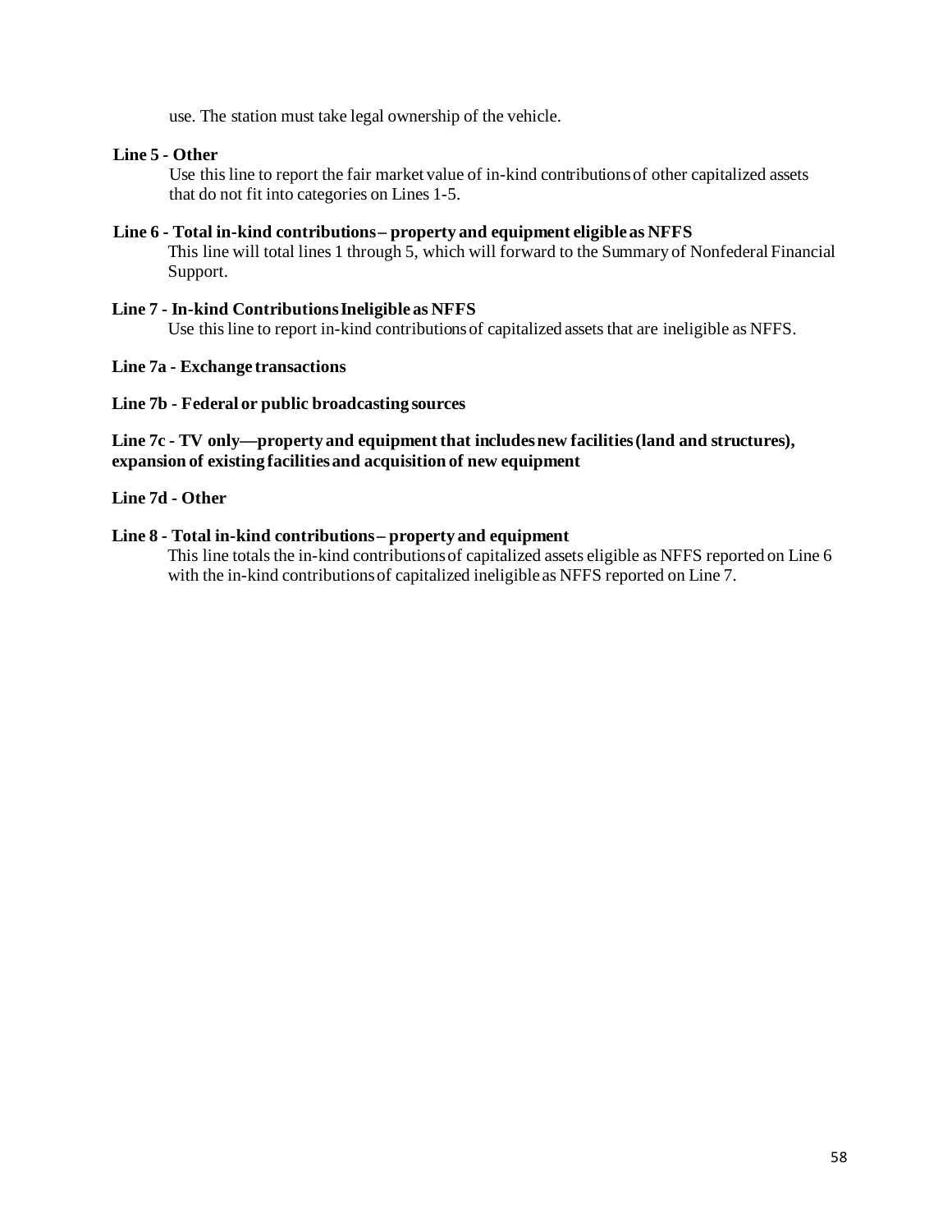use. The station must take legal ownership of the vehicle.

**Line 5 - Other**

Use this line to report the fair market value of in-kind contributions of other capitalized assets that do not fit into categories on Lines 1-5.

**Line 6 - Total in-kind contributions – property and equipment eligible as NFFS**

This line will total lines 1 through 5, which will forward to the Summary of Nonfederal Financial Support.

**Line 7 - In-kind Contributions Ineligible as NFFS**

Use this line to report in-kind contributions of capitalized assets that are ineligible as NFFS.

**Line 7a - Exchange transactions**

**Line 7b - Federal or public broadcasting sources**

**Line 7c - TV only—property and equipment that includes new facilities (land and structures), expansion of existing facilities and acquisition of new equipment**

**Line 7d - Other**

**Line 8 - Total in-kind contributions – property and equipment**

This line totals the in-kind contributions of capitalized assets eligible as NFFS reported on Line 6 with the in-kind contributions of capitalized ineligible as NFFS reported on Line 7.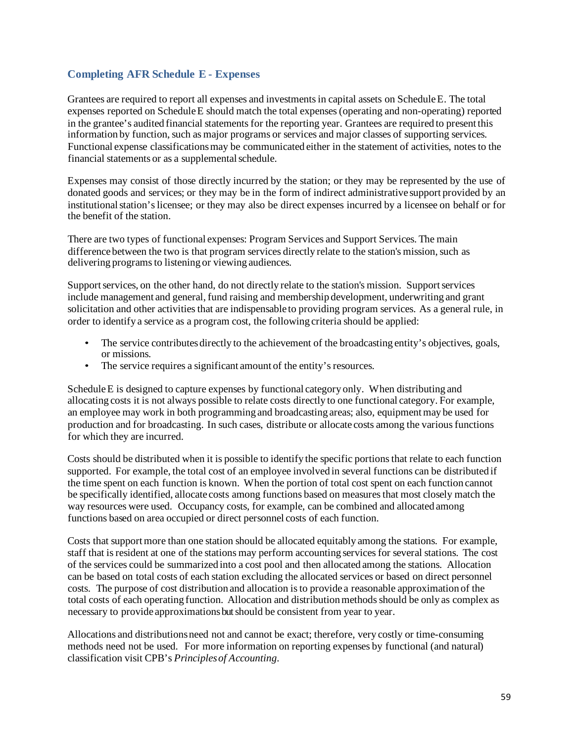## Completing AFR Schedule E - Expenses

Grantees are required to report all expenses and investments in capital assets on Schedule E. The total expenses reported on Schedule E should match the total expenses (operating and non-operating) reported in the grantee's audited financial statements for the reporting year. Grantees are required to present this information by function, such as major programs or services and major classes of supporting services. Functional expense classifications may be communicated either in the statement of activities, notes to the financial statements or as a supplemental schedule.

Expenses may consist of those directly incurred by the station; or they may be represented by the use of donated goods and services; or they may be in the form of indirect administrative support provided by an institutional station's licensee; or they may also be direct expenses incurred by a licensee on behalf or for the benefit of the station.

There are two types of functional expenses: Program Services and Support Services. The main difference between the two is that program services directly relate to the station's mission, such as delivering programs to listening or viewing audiences.

Support services, on the other hand, do not directly relate to the station's mission. Support services include management and general, fund raising and membership development, underwriting and grant solicitation and other activities that are indispensable to providing program services. As a general rule, in order to identify a service as a program cost, the following criteria should be applied:

- The service contributes directly to the achievement of the broadcasting entity's objectives, goals, or missions.
- The service requires a significant amount of the entity's resources.

Schedule E is designed to capture expenses by functional category only. When distributing and allocating costs it is not always possible to relate costs directly to one functional category. For example, an employee may work in both programming and broadcasting areas; also, equipment may be used for production and for broadcasting. In such cases, distribute or allocate costs among the various functions for which they are incurred.

Costs should be distributed when it is possible to identify the specific portions that relate to each function supported. For example, the total cost of an employee involved in several functions can be distributed if the time spent on each function is known. When the portion of total cost spent on each function cannot be specifically identified, allocate costs among functions based on measures that most closely match the way resources were used. Occupancy costs, for example, can be combined and allocated among functions based on area occupied or direct personnel costs of each function.

Costs that support more than one station should be allocated equitably among the stations. For example, staff that is resident at one of the stations may perform accounting services for several stations. The cost of the services could be summarized into a cost pool and then allocated among the stations. Allocation can be based on total costs of each station excluding the allocated services or based on direct personnel costs. The purpose of cost distribution and allocation is to provide a reasonable approximation of the total costs of each operating function. Allocation and distribution methods should be only as complex as necessary to provide approximations but should be consistent from year to year.

Allocations and distributions need not and cannot be exact; therefore, very costly or time-consuming methods need not be used. For more information on reporting expenses by functional (and natural) classification visit CPB's *Principles of Accounting*.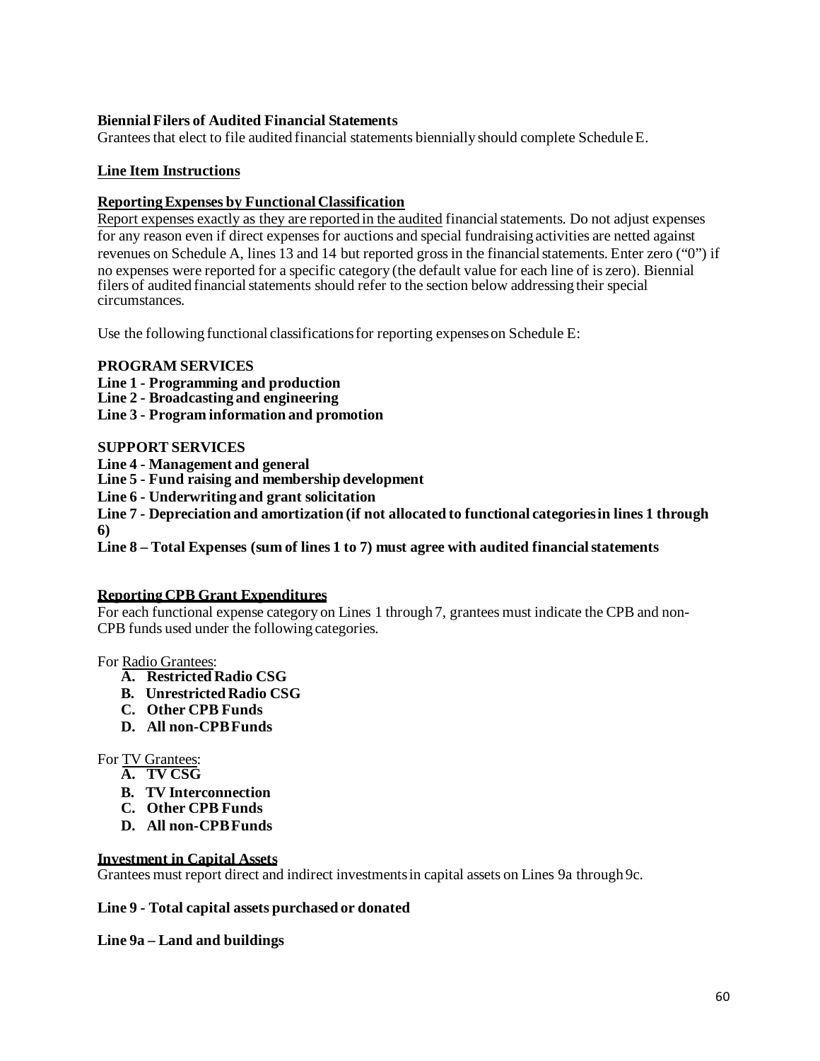**Biennial Filers of Audited Financial Statements**

Grantees that elect to file audited financial statements biennially should complete Schedule E.

**Line Item Instructions**

**Reporting Expenses by Functional Classification**

Report expenses exactly as they are reported in the audited financial statements. Do not adjust expenses for any reason even if direct expenses for auctions and special fundraising activities are netted against revenues on Schedule A, lines 13 and 14 but reported gross in the financial statements. Enter zero ("0") if no expenses were reported for a specific category (the default value for each line of is zero). Biennial filers of audited financial statements should refer to the section below addressing their special circumstances.

Use the following functional classifications for reporting expenses on Schedule E:

**PROGRAM SERVICES**

**Line 1 - Programming and production**
**Line 2 - Broadcasting and engineering**
**Line 3 - Program information and promotion**

**SUPPORT SERVICES**

**Line 4 - Management and general**
**Line 5 - Fund raising and membership development**
**Line 6 - Underwriting and grant solicitation**
**Line 7 - Depreciation and amortization (if not allocated to functional categories in lines 1 through 6)**
**Line 8 – Total Expenses (sum of lines 1 to 7) must agree with audited financial statements**

**Reporting CPB Grant Expenditures**

For each functional expense category on Lines 1 through 7, grantees must indicate the CPB and non-CPB funds used under the following categories.

For Radio Grantees:

- **A. Restricted Radio CSG**
- **B. Unrestricted Radio CSG**
- **C. Other CPB Funds**
- **D. All non-CPB Funds**

For TV Grantees:

- **A. TV CSG**
- **B. TV Interconnection**
- **C. Other CPB Funds**
- **D. All non-CPB Funds**

**Investment in Capital Assets**

Grantees must report direct and indirect investments in capital assets on Lines 9a through 9c.

**Line 9 - Total capital assets purchased or donated**

**Line 9a – Land and buildings**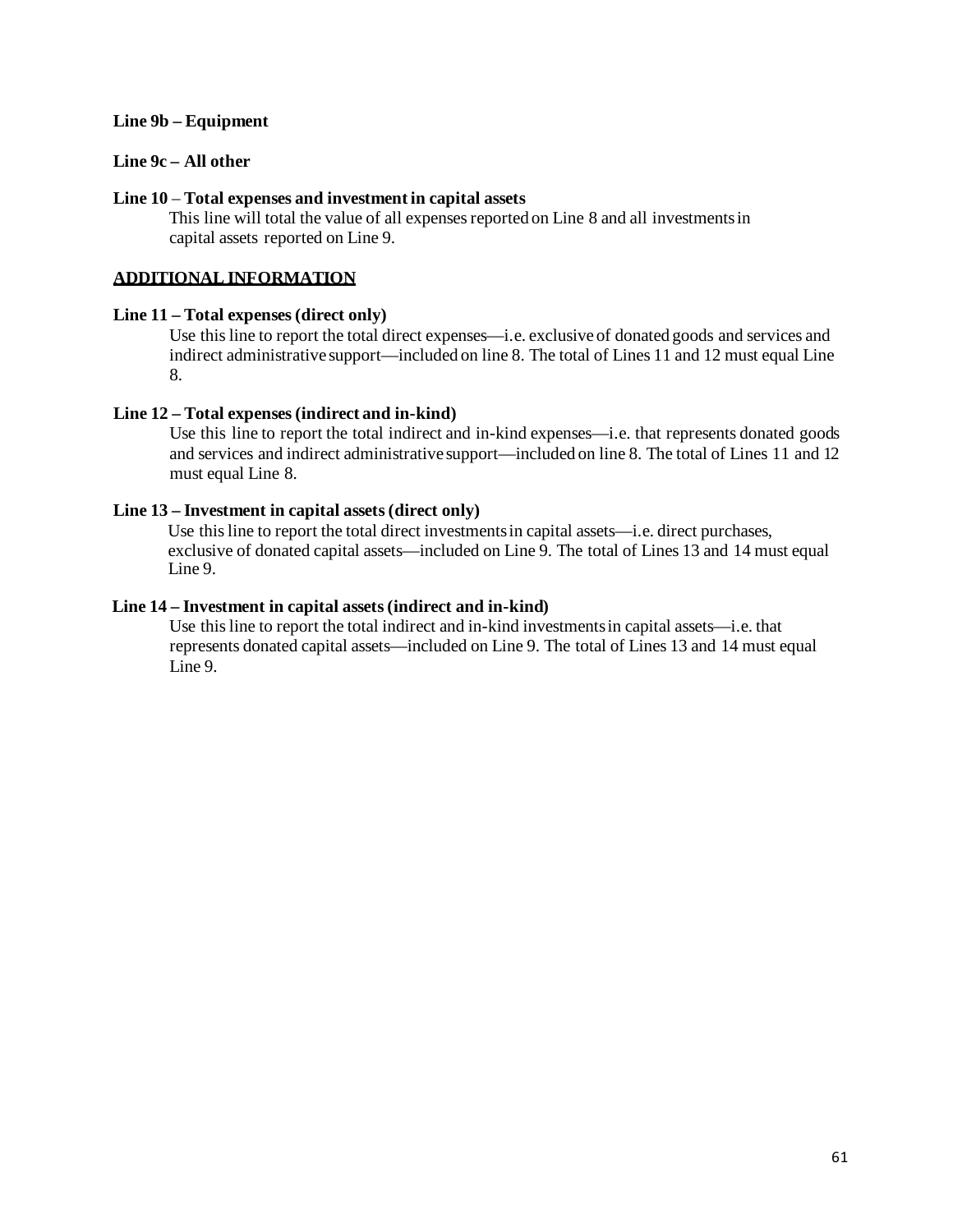**Line 9b – Equipment**

**Line 9c – All other**

**Line 10 – Total expenses and investment in capital assets**

This line will total the value of all expenses reported on Line 8 and all investments in capital assets reported on Line 9.

## ADDITIONAL INFORMATION

**Line 11 – Total expenses (direct only)**

Use this line to report the total direct expenses—i.e. exclusive of donated goods and services and indirect administrative support—included on line 8. The total of Lines 11 and 12 must equal Line 8.

**Line 12 – Total expenses (indirect and in-kind)**

Use this line to report the total indirect and in-kind expenses—i.e. that represents donated goods and services and indirect administrative support—included on line 8. The total of Lines 11 and 12 must equal Line 8.

**Line 13 – Investment in capital assets (direct only)**

Use this line to report the total direct investments in capital assets—i.e. direct purchases, exclusive of donated capital assets—included on Line 9. The total of Lines 13 and 14 must equal Line 9.

**Line 14 – Investment in capital assets (indirect and in-kind)**

Use this line to report the total indirect and in-kind investments in capital assets—i.e. that represents donated capital assets—included on Line 9. The total of Lines 13 and 14 must equal Line 9.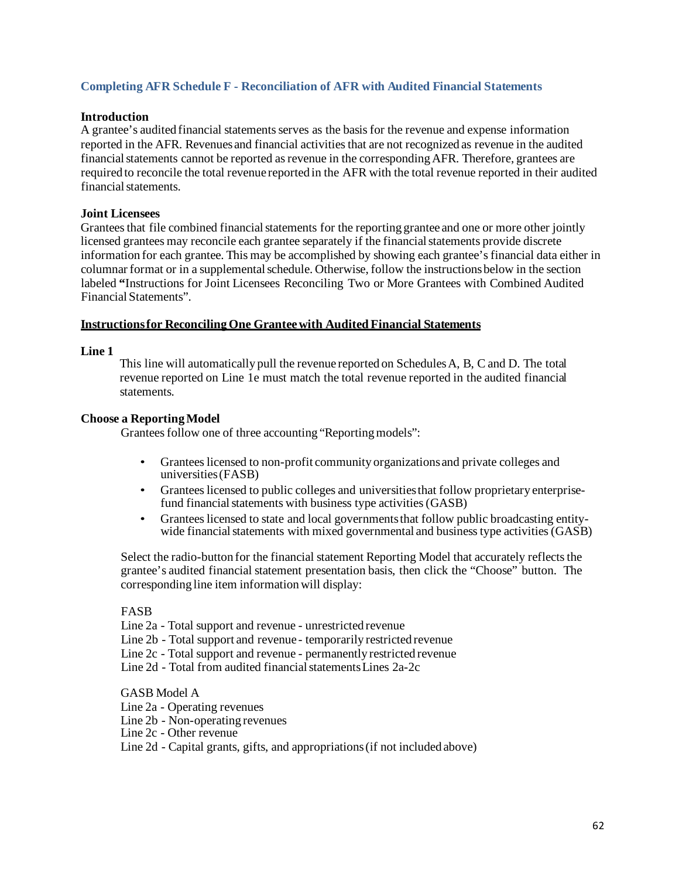## Completing AFR Schedule F - Reconciliation of AFR with Audited Financial Statements

**Introduction**

A grantee's audited financial statements serves as the basis for the revenue and expense information reported in the AFR. Revenues and financial activities that are not recognized as revenue in the audited financial statements cannot be reported as revenue in the corresponding AFR. Therefore, grantees are required to reconcile the total revenue reported in the AFR with the total revenue reported in their audited financial statements.

**Joint Licensees**

Grantees that file combined financial statements for the reporting grantee and one or more other jointly licensed grantees may reconcile each grantee separately if the financial statements provide discrete information for each grantee. This may be accomplished by showing each grantee's financial data either in columnar format or in a supplemental schedule. Otherwise, follow the instructions below in the section labeled **"**Instructions for Joint Licensees Reconciling Two or More Grantees with Combined Audited Financial Statements".

### Instructions for Reconciling One Grantee with Audited Financial Statements

**Line 1**

This line will automatically pull the revenue reported on Schedules A, B, C and D. The total revenue reported on Line 1e must match the total revenue reported in the audited financial statements.

**Choose a Reporting Model**

Grantees follow one of three accounting "Reporting models":

- Grantees licensed to non-profit community organizations and private colleges and universities (FASB)
- Grantees licensed to public colleges and universities that follow proprietary enterprise-fund financial statements with business type activities (GASB)
- Grantees licensed to state and local governments that follow public broadcasting entity-wide financial statements with mixed governmental and business type activities (GASB)

Select the radio-button for the financial statement Reporting Model that accurately reflects the grantee's audited financial statement presentation basis, then click the "Choose" button. The corresponding line item information will display:

FASB
Line 2a - Total support and revenue - unrestricted revenue
Line 2b - Total support and revenue - temporarily restricted revenue
Line 2c - Total support and revenue - permanently restricted revenue
Line 2d - Total from audited financial statements Lines 2a-2c

GASB Model A
Line 2a - Operating revenues
Line 2b - Non-operating revenues
Line 2c - Other revenue
Line 2d - Capital grants, gifts, and appropriations (if not included above)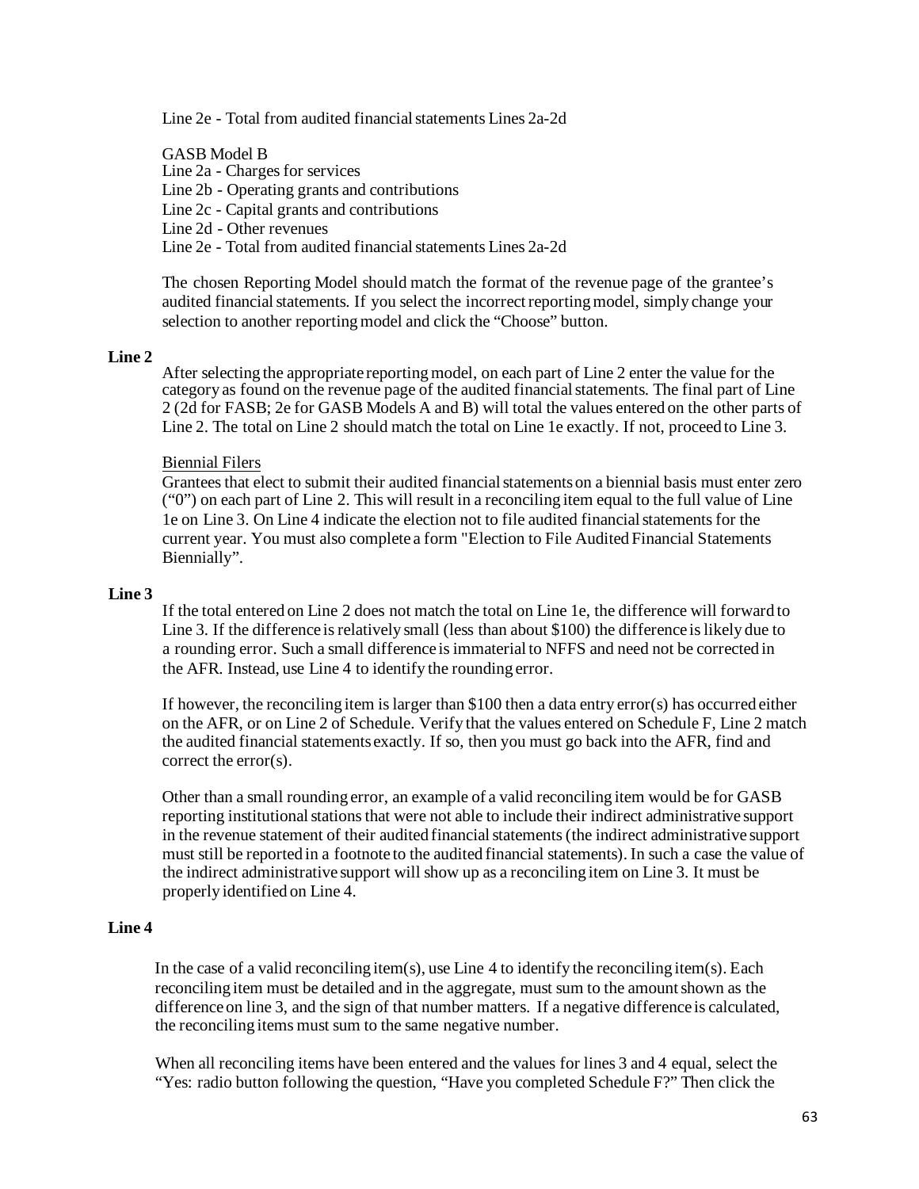Line 2e - Total from audited financial statements Lines 2a-2d

GASB Model B
Line 2a - Charges for services
Line 2b - Operating grants and contributions
Line 2c - Capital grants and contributions
Line 2d - Other revenues
Line 2e - Total from audited financial statements Lines 2a-2d

The chosen Reporting Model should match the format of the revenue page of the grantee's audited financial statements. If you select the incorrect reporting model, simply change your selection to another reporting model and click the "Choose" button.

**Line 2**

After selecting the appropriate reporting model, on each part of Line 2 enter the value for the category as found on the revenue page of the audited financial statements. The final part of Line 2 (2d for FASB; 2e for GASB Models A and B) will total the values entered on the other parts of Line 2. The total on Line 2 should match the total on Line 1e exactly. If not, proceed to Line 3.

Biennial Filers
Grantees that elect to submit their audited financial statements on a biennial basis must enter zero ("0") on each part of Line 2. This will result in a reconciling item equal to the full value of Line 1e on Line 3. On Line 4 indicate the election not to file audited financial statements for the current year. You must also complete a form "Election to File Audited Financial Statements Biennially".

**Line 3**

If the total entered on Line 2 does not match the total on Line 1e, the difference will forward to Line 3. If the difference is relatively small (less than about $100) the difference is likely due to a rounding error. Such a small difference is immaterial to NFFS and need not be corrected in the AFR. Instead, use Line 4 to identify the rounding error.

If however, the reconciling item is larger than $100 then a data entry error(s) has occurred either on the AFR, or on Line 2 of Schedule. Verify that the values entered on Schedule F, Line 2 match the audited financial statements exactly. If so, then you must go back into the AFR, find and correct the error(s).

Other than a small rounding error, an example of a valid reconciling item would be for GASB reporting institutional stations that were not able to include their indirect administrative support in the revenue statement of their audited financial statements (the indirect administrative support must still be reported in a footnote to the audited financial statements). In such a case the value of the indirect administrative support will show up as a reconciling item on Line 3. It must be properly identified on Line 4.

**Line 4**

In the case of a valid reconciling item(s), use Line 4 to identify the reconciling item(s). Each reconciling item must be detailed and in the aggregate, must sum to the amount shown as the difference on line 3, and the sign of that number matters. If a negative difference is calculated, the reconciling items must sum to the same negative number.

When all reconciling items have been entered and the values for lines 3 and 4 equal, select the "Yes: radio button following the question, "Have you completed Schedule F?" Then click the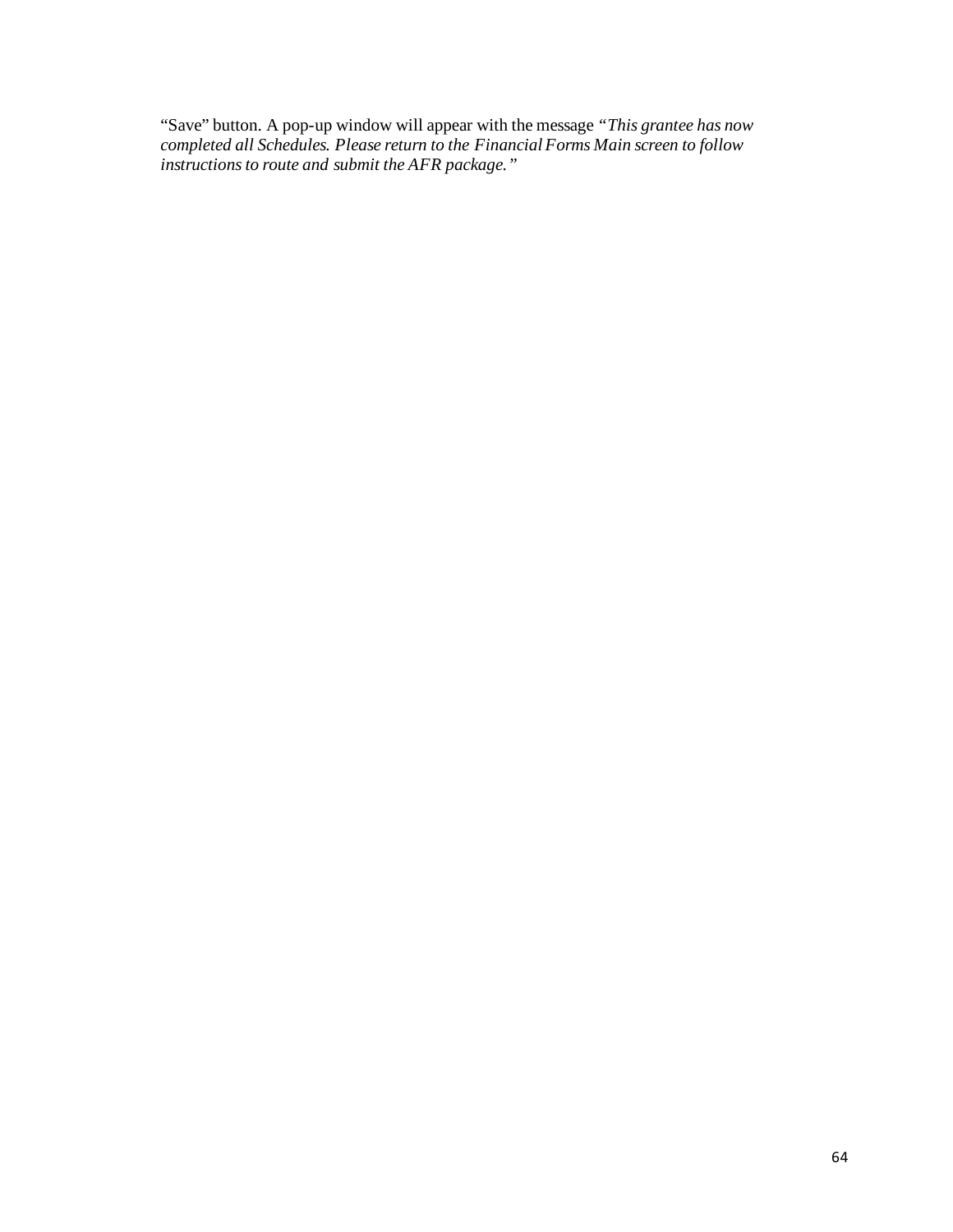"Save" button. A pop-up window will appear with the message *"This grantee has now completed all Schedules. Please return to the Financial Forms Main screen to follow instructions to route and submit the AFR package."*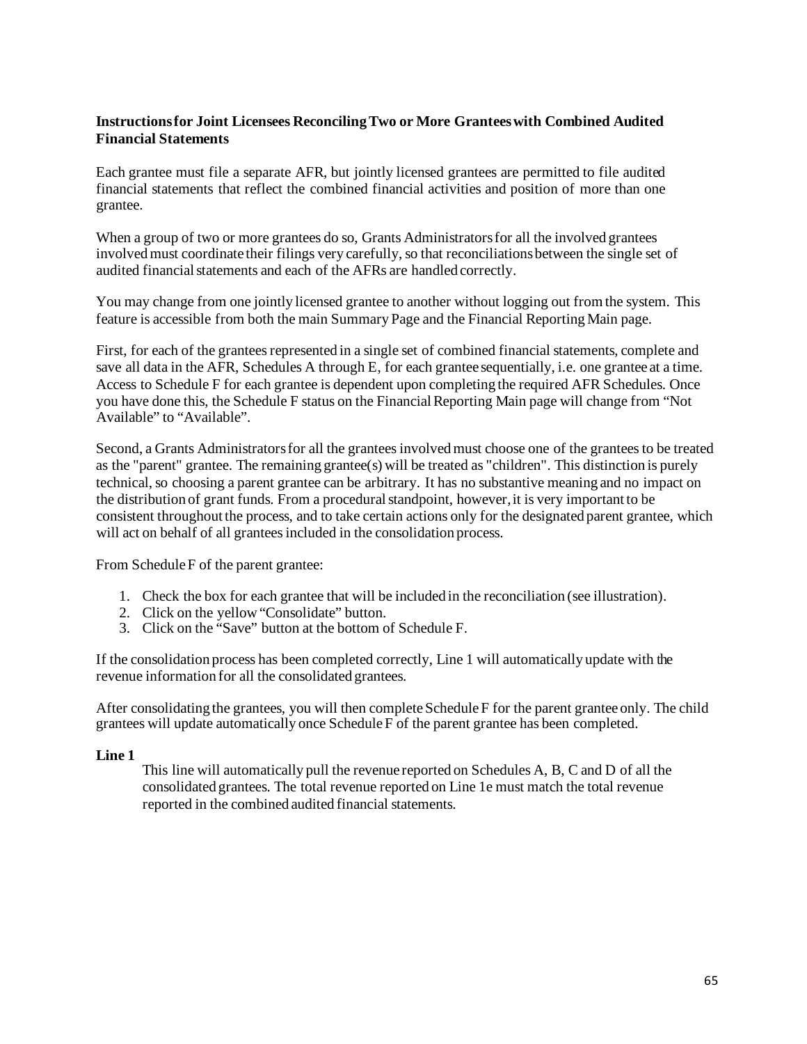**Instructions for Joint Licensees Reconciling Two or More Grantees with Combined Audited Financial Statements**

Each grantee must file a separate AFR, but jointly licensed grantees are permitted to file audited financial statements that reflect the combined financial activities and position of more than one grantee.

When a group of two or more grantees do so, Grants Administrators for all the involved grantees involved must coordinate their filings very carefully, so that reconciliations between the single set of audited financial statements and each of the AFRs are handled correctly.

You may change from one jointly licensed grantee to another without logging out from the system. This feature is accessible from both the main Summary Page and the Financial Reporting Main page.

First, for each of the grantees represented in a single set of combined financial statements, complete and save all data in the AFR, Schedules A through E, for each grantee sequentially, i.e. one grantee at a time. Access to Schedule F for each grantee is dependent upon completing the required AFR Schedules. Once you have done this, the Schedule F status on the Financial Reporting Main page will change from "Not Available" to "Available".

Second, a Grants Administrators for all the grantees involved must choose one of the grantees to be treated as the "parent" grantee. The remaining grantee(s) will be treated as "children". This distinction is purely technical, so choosing a parent grantee can be arbitrary. It has no substantive meaning and no impact on the distribution of grant funds. From a procedural standpoint, however, it is very important to be consistent throughout the process, and to take certain actions only for the designated parent grantee, which will act on behalf of all grantees included in the consolidation process.

From Schedule F of the parent grantee:

1. Check the box for each grantee that will be included in the reconciliation (see illustration).
2. Click on the yellow "Consolidate" button.
3. Click on the "Save" button at the bottom of Schedule F.

If the consolidation process has been completed correctly, Line 1 will automatically update with the revenue information for all the consolidated grantees.

After consolidating the grantees, you will then complete Schedule F for the parent grantee only. The child grantees will update automatically once Schedule F of the parent grantee has been completed.

**Line 1**

This line will automatically pull the revenue reported on Schedules A, B, C and D of all the consolidated grantees. The total revenue reported on Line 1e must match the total revenue reported in the combined audited financial statements.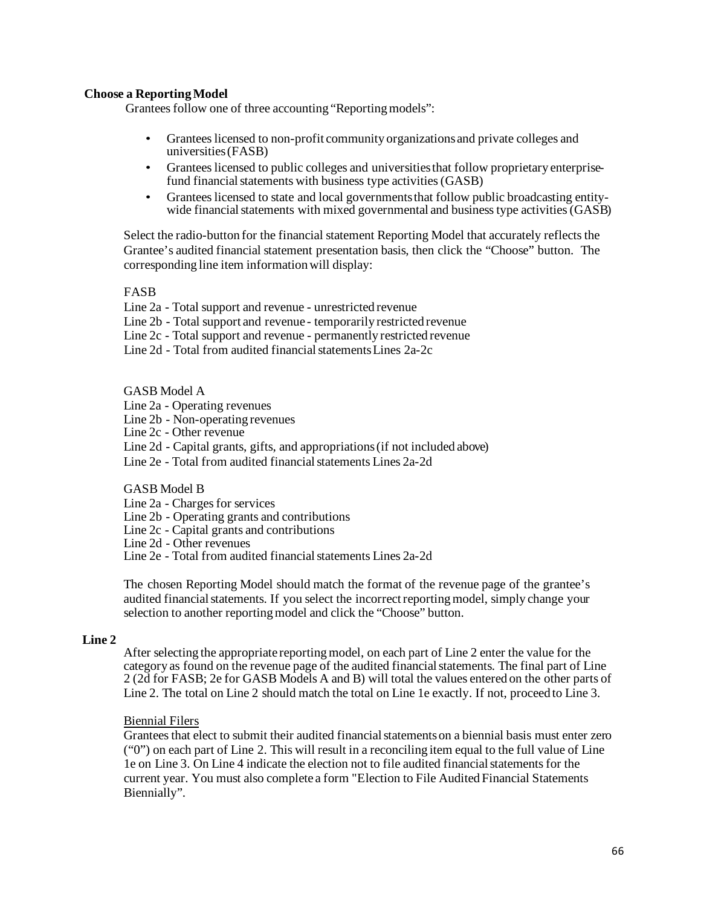**Choose a Reporting Model**

Grantees follow one of three accounting "Reporting models":

- Grantees licensed to non-profit community organizations and private colleges and universities (FASB)
- Grantees licensed to public colleges and universities that follow proprietary enterprise-fund financial statements with business type activities (GASB)
- Grantees licensed to state and local governments that follow public broadcasting entity-wide financial statements with mixed governmental and business type activities (GASB)

Select the radio-button for the financial statement Reporting Model that accurately reflects the Grantee's audited financial statement presentation basis, then click the "Choose" button. The corresponding line item information will display:

FASB
Line 2a - Total support and revenue - unrestricted revenue
Line 2b - Total support and revenue - temporarily restricted revenue
Line 2c - Total support and revenue - permanently restricted revenue
Line 2d - Total from audited financial statements Lines 2a-2c

GASB Model A
Line 2a - Operating revenues
Line 2b - Non-operating revenues
Line 2c - Other revenue
Line 2d - Capital grants, gifts, and appropriations (if not included above)
Line 2e - Total from audited financial statements Lines 2a-2d

GASB Model B
Line 2a - Charges for services
Line 2b - Operating grants and contributions
Line 2c - Capital grants and contributions
Line 2d - Other revenues
Line 2e - Total from audited financial statements Lines 2a-2d

The chosen Reporting Model should match the format of the revenue page of the grantee's audited financial statements. If you select the incorrect reporting model, simply change your selection to another reporting model and click the "Choose" button.

**Line 2**

After selecting the appropriate reporting model, on each part of Line 2 enter the value for the category as found on the revenue page of the audited financial statements. The final part of Line 2 (2d for FASB; 2e for GASB Models A and B) will total the values entered on the other parts of Line 2. The total on Line 2 should match the total on Line 1e exactly. If not, proceed to Line 3.

<u>Biennial Filers</u>

Grantees that elect to submit their audited financial statements on a biennial basis must enter zero ("0") on each part of Line 2. This will result in a reconciling item equal to the full value of Line 1e on Line 3. On Line 4 indicate the election not to file audited financial statements for the current year. You must also complete a form "Election to File Audited Financial Statements Biennially".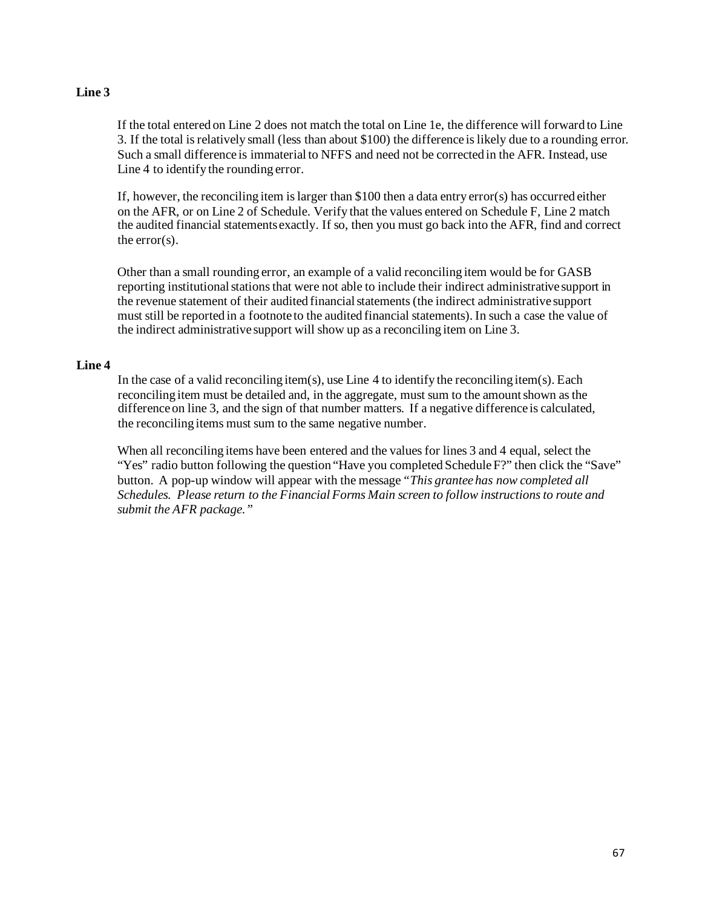**Line 3**

If the total entered on Line 2 does not match the total on Line 1e, the difference will forward to Line 3. If the total is relatively small (less than about $100) the difference is likely due to a rounding error. Such a small difference is immaterial to NFFS and need not be corrected in the AFR. Instead, use Line 4 to identify the rounding error.

If, however, the reconciling item is larger than $100 then a data entry error(s) has occurred either on the AFR, or on Line 2 of Schedule. Verify that the values entered on Schedule F, Line 2 match the audited financial statements exactly. If so, then you must go back into the AFR, find and correct the error(s).

Other than a small rounding error, an example of a valid reconciling item would be for GASB reporting institutional stations that were not able to include their indirect administrative support in the revenue statement of their audited financial statements (the indirect administrative support must still be reported in a footnote to the audited financial statements). In such a case the value of the indirect administrative support will show up as a reconciling item on Line 3.

**Line 4**

In the case of a valid reconciling item(s), use Line 4 to identify the reconciling item(s). Each reconciling item must be detailed and, in the aggregate, must sum to the amount shown as the difference on line 3, and the sign of that number matters. If a negative difference is calculated, the reconciling items must sum to the same negative number.

When all reconciling items have been entered and the values for lines 3 and 4 equal, select the "Yes" radio button following the question "Have you completed Schedule F?" then click the "Save" button. A pop-up window will appear with the message "*This grantee has now completed all Schedules. Please return to the Financial Forms Main screen to follow instructions to route and submit the AFR package.*"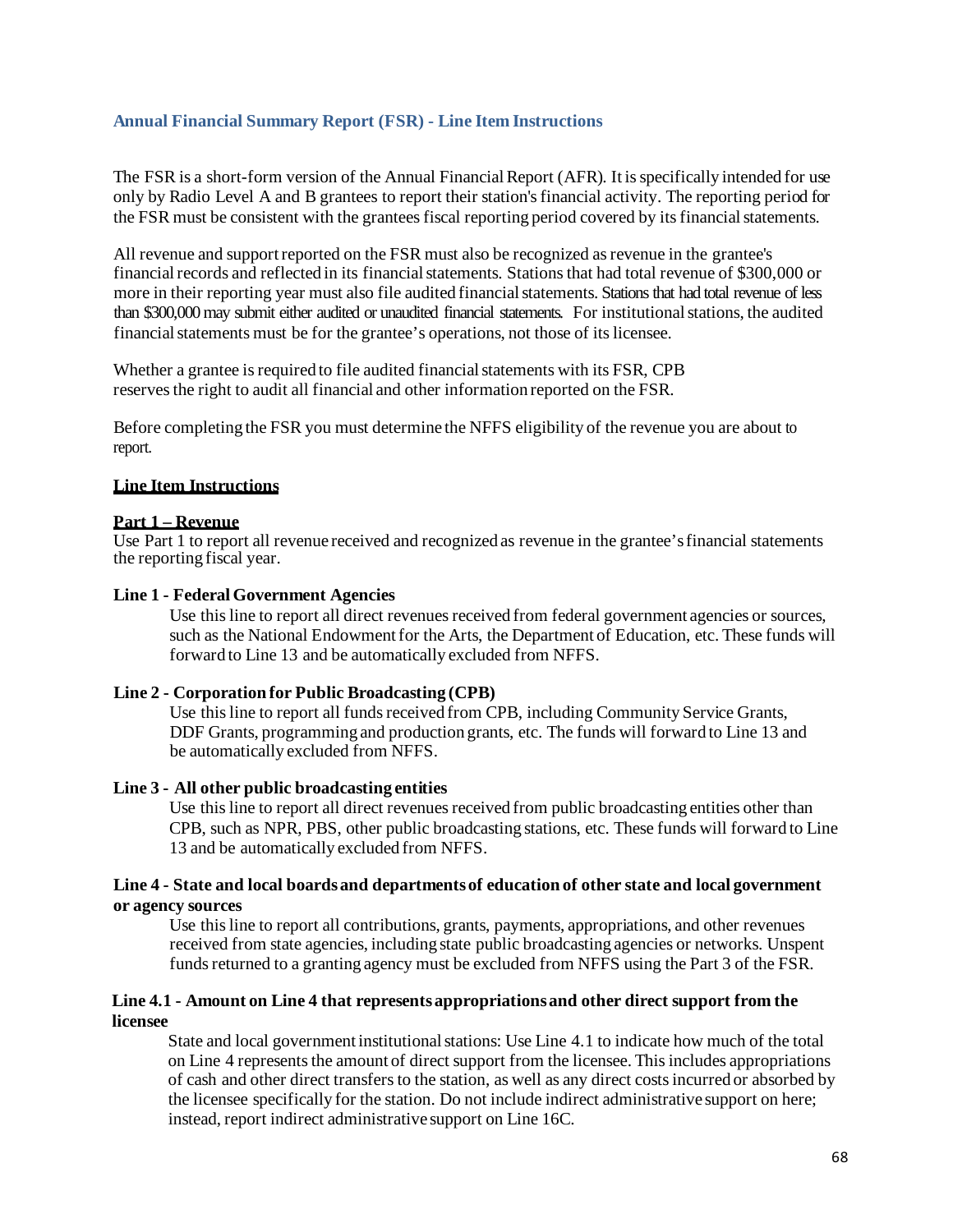### Annual Financial Summary Report (FSR) - Line Item Instructions

The FSR is a short-form version of the Annual Financial Report (AFR). It is specifically intended for use only by Radio Level A and B grantees to report their station's financial activity. The reporting period for the FSR must be consistent with the grantees fiscal reporting period covered by its financial statements.

All revenue and support reported on the FSR must also be recognized as revenue in the grantee's financial records and reflected in its financial statements. Stations that had total revenue of $300,000 or more in their reporting year must also file audited financial statements. Stations that had total revenue of less than $300,000 may submit either audited or unaudited financial statements. For institutional stations, the audited financial statements must be for the grantee's operations, not those of its licensee.

Whether a grantee is required to file audited financial statements with its FSR, CPB reserves the right to audit all financial and other information reported on the FSR.

Before completing the FSR you must determine the NFFS eligibility of the revenue you are about to report.

**<u>Line Item Instructions</u>**

**<u>Part 1 – Revenue</u>**

Use Part 1 to report all revenue received and recognized as revenue in the grantee's financial statements the reporting fiscal year.

**Line 1 - Federal Government Agencies**

Use this line to report all direct revenues received from federal government agencies or sources, such as the National Endowment for the Arts, the Department of Education, etc. These funds will forward to Line 13 and be automatically excluded from NFFS.

**Line 2 - Corporation for Public Broadcasting (CPB)**

Use this line to report all funds received from CPB, including Community Service Grants, DDF Grants, programming and production grants, etc. The funds will forward to Line 13 and be automatically excluded from NFFS.

**Line 3 - All other public broadcasting entities**

Use this line to report all direct revenues received from public broadcasting entities other than CPB, such as NPR, PBS, other public broadcasting stations, etc. These funds will forward to Line 13 and be automatically excluded from NFFS.

**Line 4 - State and local boards and departments of education of other state and local government or agency sources**

Use this line to report all contributions, grants, payments, appropriations, and other revenues received from state agencies, including state public broadcasting agencies or networks. Unspent funds returned to a granting agency must be excluded from NFFS using the Part 3 of the FSR.

**Line 4.1 - Amount on Line 4 that represents appropriations and other direct support from the licensee**

State and local government institutional stations: Use Line 4.1 to indicate how much of the total on Line 4 represents the amount of direct support from the licensee. This includes appropriations of cash and other direct transfers to the station, as well as any direct costs incurred or absorbed by the licensee specifically for the station. Do not include indirect administrative support on here; instead, report indirect administrative support on Line 16C.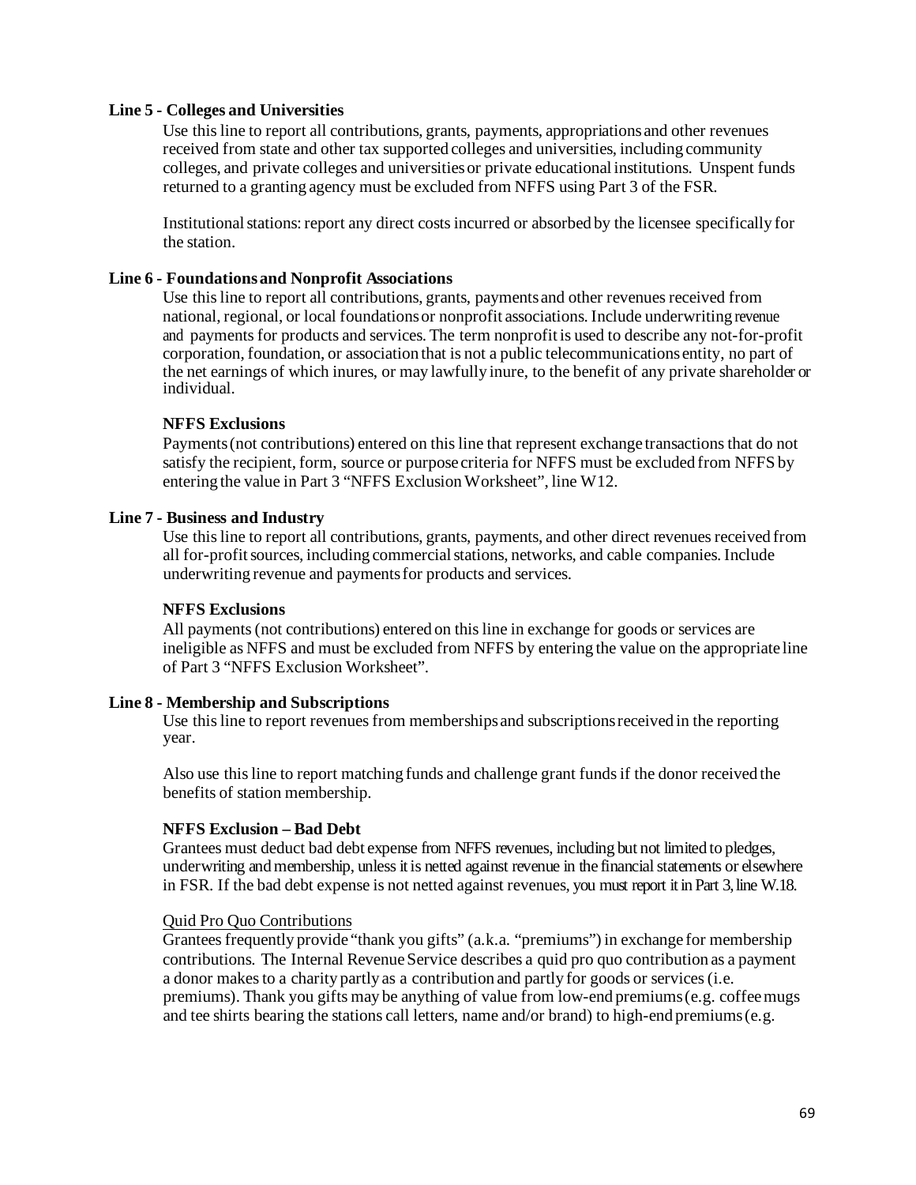**Line 5 - Colleges and Universities**

Use this line to report all contributions, grants, payments, appropriations and other revenues received from state and other tax supported colleges and universities, including community colleges, and private colleges and universities or private educational institutions. Unspent funds returned to a granting agency must be excluded from NFFS using Part 3 of the FSR.

Institutional stations: report any direct costs incurred or absorbed by the licensee specifically for the station.

**Line 6 - Foundations and Nonprofit Associations**

Use this line to report all contributions, grants, payments and other revenues received from national, regional, or local foundations or nonprofit associations. Include underwriting revenue and payments for products and services. The term nonprofit is used to describe any not-for-profit corporation, foundation, or association that is not a public telecommunications entity, no part of the net earnings of which inures, or may lawfully inure, to the benefit of any private shareholder or individual.

**NFFS Exclusions**

Payments (not contributions) entered on this line that represent exchange transactions that do not satisfy the recipient, form, source or purpose criteria for NFFS must be excluded from NFFS by entering the value in Part 3 "NFFS Exclusion Worksheet", line W12.

**Line 7 - Business and Industry**

Use this line to report all contributions, grants, payments, and other direct revenues received from all for-profit sources, including commercial stations, networks, and cable companies. Include underwriting revenue and payments for products and services.

**NFFS Exclusions**

All payments (not contributions) entered on this line in exchange for goods or services are ineligible as NFFS and must be excluded from NFFS by entering the value on the appropriate line of Part 3 "NFFS Exclusion Worksheet".

**Line 8 - Membership and Subscriptions**

Use this line to report revenues from memberships and subscriptions received in the reporting year.

Also use this line to report matching funds and challenge grant funds if the donor received the benefits of station membership.

**NFFS Exclusion – Bad Debt**

Grantees must deduct bad debt expense from NFFS revenues, including but not limited to pledges, underwriting and membership, unless it is netted against revenue in the financial statements or elsewhere in FSR. If the bad debt expense is not netted against revenues, you must report it in Part 3, line W.18.

Quid Pro Quo Contributions

Grantees frequently provide "thank you gifts" (a.k.a. "premiums") in exchange for membership contributions. The Internal Revenue Service describes a quid pro quo contribution as a payment a donor makes to a charity partly as a contribution and partly for goods or services (i.e. premiums). Thank you gifts may be anything of value from low-end premiums (e.g. coffee mugs and tee shirts bearing the stations call letters, name and/or brand) to high-end premiums (e.g.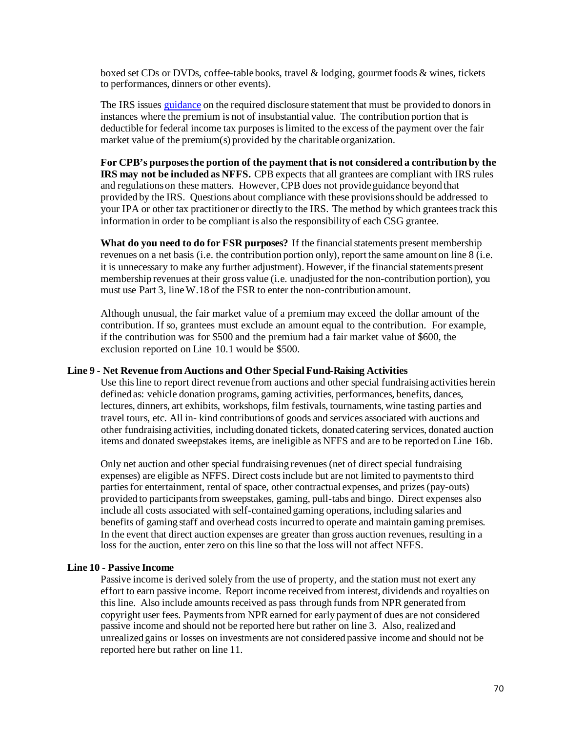boxed set CDs or DVDs, coffee-table books, travel & lodging, gourmet foods & wines, tickets to performances, dinners or other events).

The IRS issues guidance on the required disclosure statement that must be provided to donors in instances where the premium is not of insubstantial value. The contribution portion that is deductible for federal income tax purposes is limited to the excess of the payment over the fair market value of the premium(s) provided by the charitable organization.

**For CPB's purposes the portion of the payment that is not considered a contribution by the IRS may not be included as NFFS.** CPB expects that all grantees are compliant with IRS rules and regulations on these matters. However, CPB does not provide guidance beyond that provided by the IRS. Questions about compliance with these provisions should be addressed to your IPA or other tax practitioner or directly to the IRS. The method by which grantees track this information in order to be compliant is also the responsibility of each CSG grantee.

**What do you need to do for FSR purposes?** If the financial statements present membership revenues on a net basis (i.e. the contribution portion only), report the same amount on line 8 (i.e. it is unnecessary to make any further adjustment). However, if the financial statements present membership revenues at their gross value (i.e. unadjusted for the non-contribution portion), you must use Part 3, line W.18 of the FSR to enter the non-contribution amount.

Although unusual, the fair market value of a premium may exceed the dollar amount of the contribution. If so, grantees must exclude an amount equal to the contribution. For example, if the contribution was for $500 and the premium had a fair market value of $600, the exclusion reported on Line 10.1 would be $500.

### Line 9 - Net Revenue from Auctions and Other Special Fund-Raising Activities

Use this line to report direct revenue from auctions and other special fundraising activities herein defined as: vehicle donation programs, gaming activities, performances, benefits, dances, lectures, dinners, art exhibits, workshops, film festivals, tournaments, wine tasting parties and travel tours, etc. All in- kind contributions of goods and services associated with auctions and other fundraising activities, including donated tickets, donated catering services, donated auction items and donated sweepstakes items, are ineligible as NFFS and are to be reported on Line 16b.

Only net auction and other special fundraising revenues (net of direct special fundraising expenses) are eligible as NFFS. Direct costs include but are not limited to payments to third parties for entertainment, rental of space, other contractual expenses, and prizes (pay-outs) provided to participants from sweepstakes, gaming, pull-tabs and bingo. Direct expenses also include all costs associated with self-contained gaming operations, including salaries and benefits of gaming staff and overhead costs incurred to operate and maintain gaming premises. In the event that direct auction expenses are greater than gross auction revenues, resulting in a loss for the auction, enter zero on this line so that the loss will not affect NFFS.

### Line 10 - Passive Income

Passive income is derived solely from the use of property, and the station must not exert any effort to earn passive income. Report income received from interest, dividends and royalties on this line. Also include amounts received as pass through funds from NPR generated from copyright user fees. Payments from NPR earned for early payment of dues are not considered passive income and should not be reported here but rather on line 3. Also, realized and unrealized gains or losses on investments are not considered passive income and should not be reported here but rather on line 11.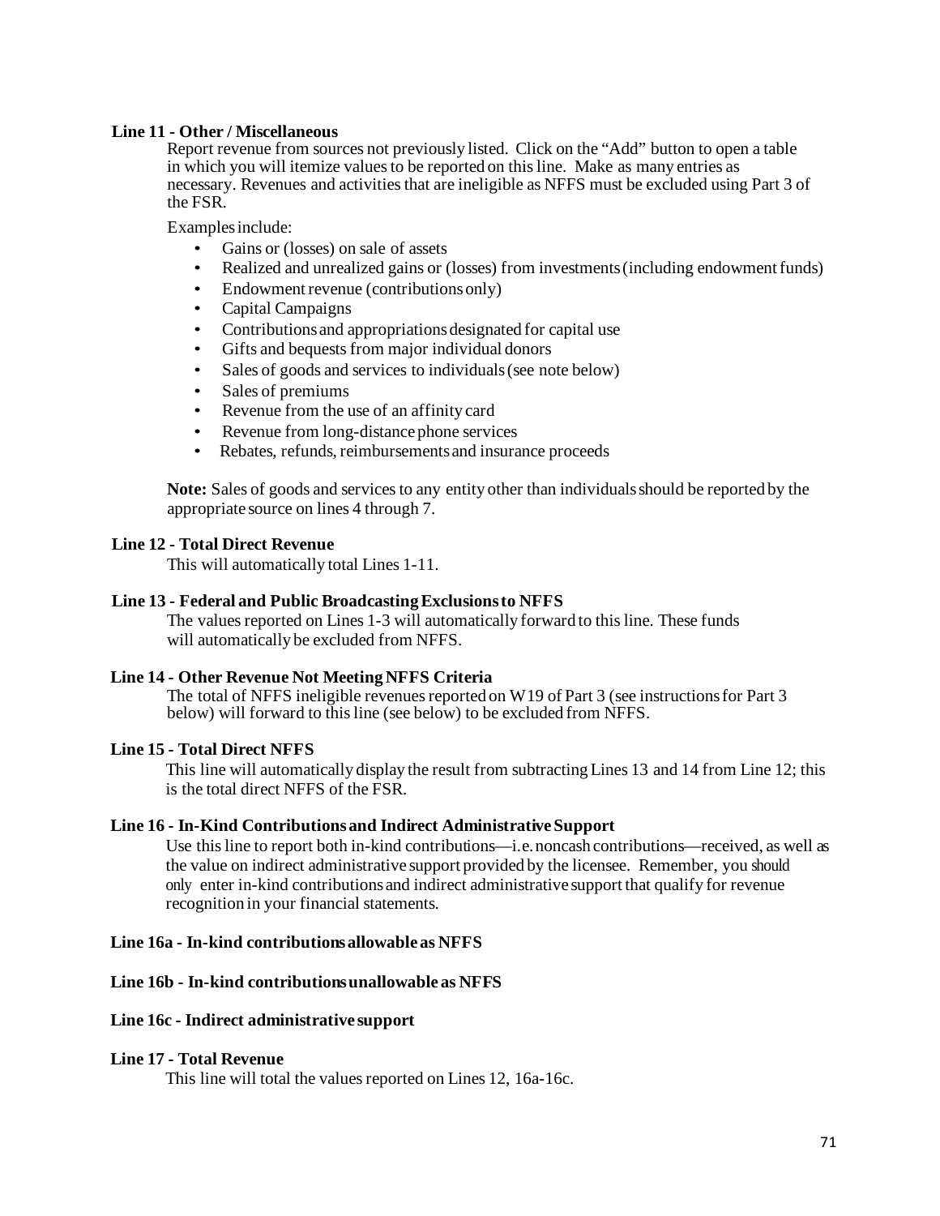**Line 11 - Other / Miscellaneous**

Report revenue from sources not previously listed. Click on the "Add" button to open a table in which you will itemize values to be reported on this line. Make as many entries as necessary. Revenues and activities that are ineligible as NFFS must be excluded using Part 3 of the FSR.

Examples include:

- Gains or (losses) on sale of assets
- Realized and unrealized gains or (losses) from investments (including endowment funds)
- Endowment revenue (contributions only)
- Capital Campaigns
- Contributions and appropriations designated for capital use
- Gifts and bequests from major individual donors
- Sales of goods and services to individuals (see note below)
- Sales of premiums
- Revenue from the use of an affinity card
- Revenue from long-distance phone services
- Rebates, refunds, reimbursements and insurance proceeds

**Note:** Sales of goods and services to any entity other than individuals should be reported by the appropriate source on lines 4 through 7.

**Line 12 - Total Direct Revenue**

This will automatically total Lines 1-11.

**Line 13 - Federal and Public Broadcasting Exclusions to NFFS**

The values reported on Lines 1-3 will automatically forward to this line. These funds will automatically be excluded from NFFS.

**Line 14 - Other Revenue Not Meeting NFFS Criteria**

The total of NFFS ineligible revenues reported on W19 of Part 3 (see instructions for Part 3 below) will forward to this line (see below) to be excluded from NFFS.

**Line 15 - Total Direct NFFS**

This line will automatically display the result from subtracting Lines 13 and 14 from Line 12; this is the total direct NFFS of the FSR.

**Line 16 - In-Kind Contributions and Indirect Administrative Support**

Use this line to report both in-kind contributions—i.e. noncash contributions—received, as well as the value on indirect administrative support provided by the licensee. Remember, you should only enter in-kind contributions and indirect administrative support that qualify for revenue recognition in your financial statements.

**Line 16a - In-kind contributions allowable as NFFS**

**Line 16b - In-kind contributions unallowable as NFFS**

**Line 16c - Indirect administrative support**

**Line 17 - Total Revenue**

This line will total the values reported on Lines 12, 16a-16c.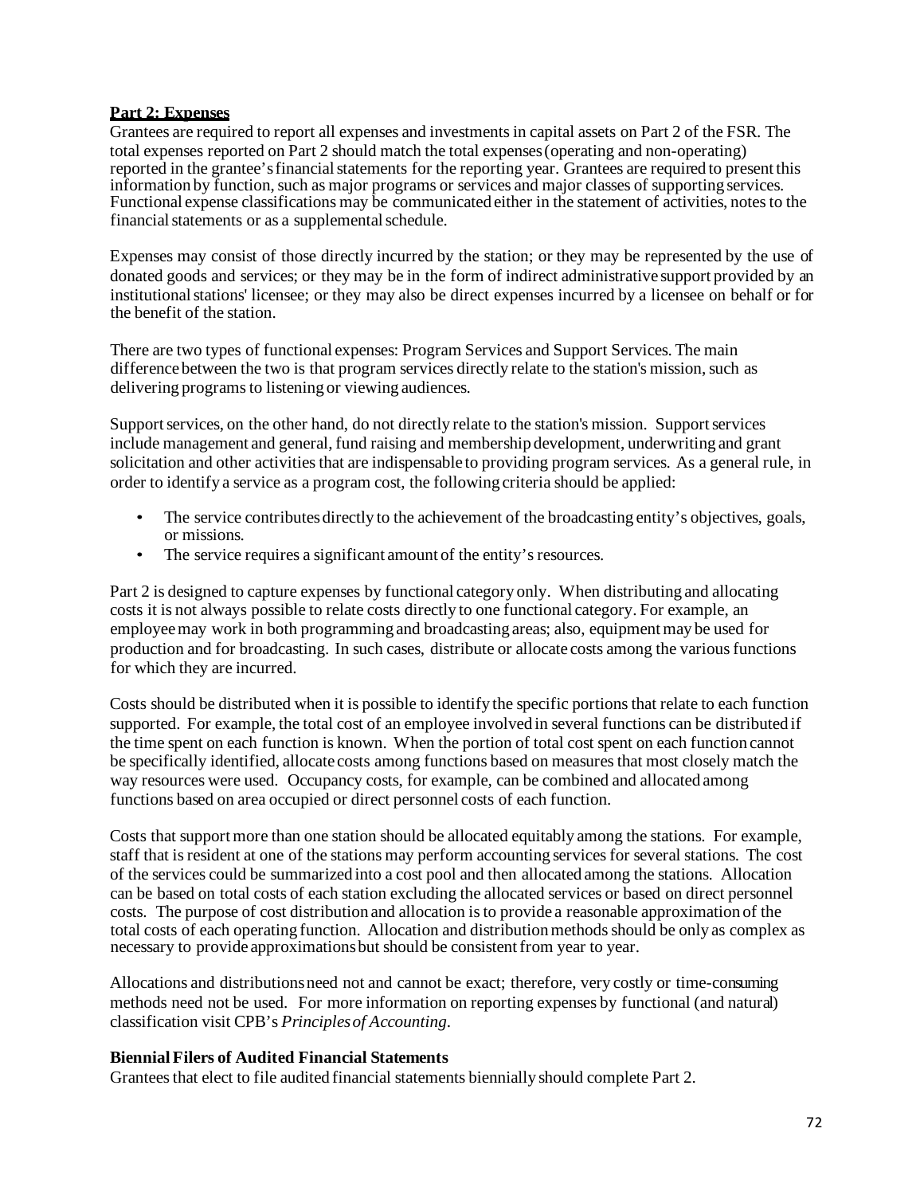## Part 2: Expenses

Grantees are required to report all expenses and investments in capital assets on Part 2 of the FSR. The total expenses reported on Part 2 should match the total expenses (operating and non-operating) reported in the grantee's financial statements for the reporting year. Grantees are required to present this information by function, such as major programs or services and major classes of supporting services. Functional expense classifications may be communicated either in the statement of activities, notes to the financial statements or as a supplemental schedule.

Expenses may consist of those directly incurred by the station; or they may be represented by the use of donated goods and services; or they may be in the form of indirect administrative support provided by an institutional stations' licensee; or they may also be direct expenses incurred by a licensee on behalf or for the benefit of the station.

There are two types of functional expenses: Program Services and Support Services. The main difference between the two is that program services directly relate to the station's mission, such as delivering programs to listening or viewing audiences.

Support services, on the other hand, do not directly relate to the station's mission. Support services include management and general, fund raising and membership development, underwriting and grant solicitation and other activities that are indispensable to providing program services. As a general rule, in order to identify a service as a program cost, the following criteria should be applied:

- The service contributes directly to the achievement of the broadcasting entity's objectives, goals, or missions.
- The service requires a significant amount of the entity's resources.

Part 2 is designed to capture expenses by functional category only. When distributing and allocating costs it is not always possible to relate costs directly to one functional category. For example, an employee may work in both programming and broadcasting areas; also, equipment may be used for production and for broadcasting. In such cases, distribute or allocate costs among the various functions for which they are incurred.

Costs should be distributed when it is possible to identify the specific portions that relate to each function supported. For example, the total cost of an employee involved in several functions can be distributed if the time spent on each function is known. When the portion of total cost spent on each function cannot be specifically identified, allocate costs among functions based on measures that most closely match the way resources were used. Occupancy costs, for example, can be combined and allocated among functions based on area occupied or direct personnel costs of each function.

Costs that support more than one station should be allocated equitably among the stations. For example, staff that is resident at one of the stations may perform accounting services for several stations. The cost of the services could be summarized into a cost pool and then allocated among the stations. Allocation can be based on total costs of each station excluding the allocated services or based on direct personnel costs. The purpose of cost distribution and allocation is to provide a reasonable approximation of the total costs of each operating function. Allocation and distribution methods should be only as complex as necessary to provide approximations but should be consistent from year to year.

Allocations and distributions need not and cannot be exact; therefore, very costly or time-consuming methods need not be used. For more information on reporting expenses by functional (and natural) classification visit CPB's *Principles of Accounting*.

### Biennial Filers of Audited Financial Statements

Grantees that elect to file audited financial statements biennially should complete Part 2.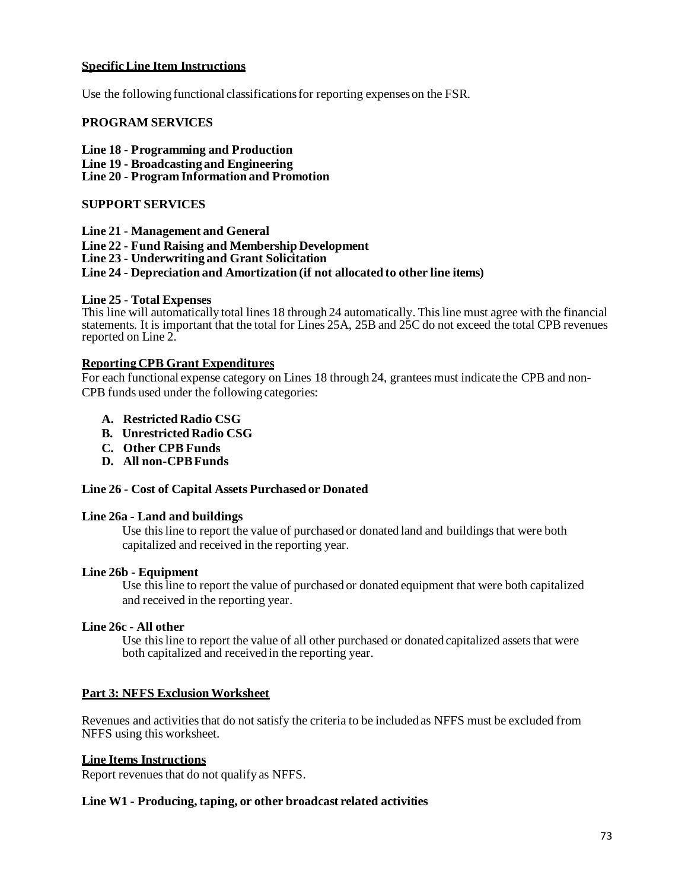**Specific Line Item Instructions**

Use the following functional classifications for reporting expenses on the FSR.

**PROGRAM SERVICES**

**Line 18 - Programming and Production**
**Line 19 - Broadcasting and Engineering**
**Line 20 - Program Information and Promotion**

**SUPPORT SERVICES**

**Line 21 - Management and General**
**Line 22 - Fund Raising and Membership Development**
**Line 23 - Underwriting and Grant Solicitation**
**Line 24 - Depreciation and Amortization (if not allocated to other line items)**

**Line 25 - Total Expenses**
This line will automatically total lines 18 through 24 automatically. This line must agree with the financial statements. It is important that the total for Lines 25A, 25B and 25C do not exceed the total CPB revenues reported on Line 2.

**Reporting CPB Grant Expenditures**
For each functional expense category on Lines 18 through 24, grantees must indicate the CPB and non-CPB funds used under the following categories:

- **A. Restricted Radio CSG**
- **B. Unrestricted Radio CSG**
- **C. Other CPB Funds**
- **D. All non-CPB Funds**

**Line 26 - Cost of Capital Assets Purchased or Donated**

**Line 26a - Land and buildings**
Use this line to report the value of purchased or donated land and buildings that were both capitalized and received in the reporting year.

**Line 26b - Equipment**
Use this line to report the value of purchased or donated equipment that were both capitalized and received in the reporting year.

**Line 26c - All other**
Use this line to report the value of all other purchased or donated capitalized assets that were both capitalized and received in the reporting year.

**Part 3: NFFS Exclusion Worksheet**

Revenues and activities that do not satisfy the criteria to be included as NFFS must be excluded from NFFS using this worksheet.

**Line Items Instructions**
Report revenues that do not qualify as NFFS.

**Line W1 - Producing, taping, or other broadcast related activities**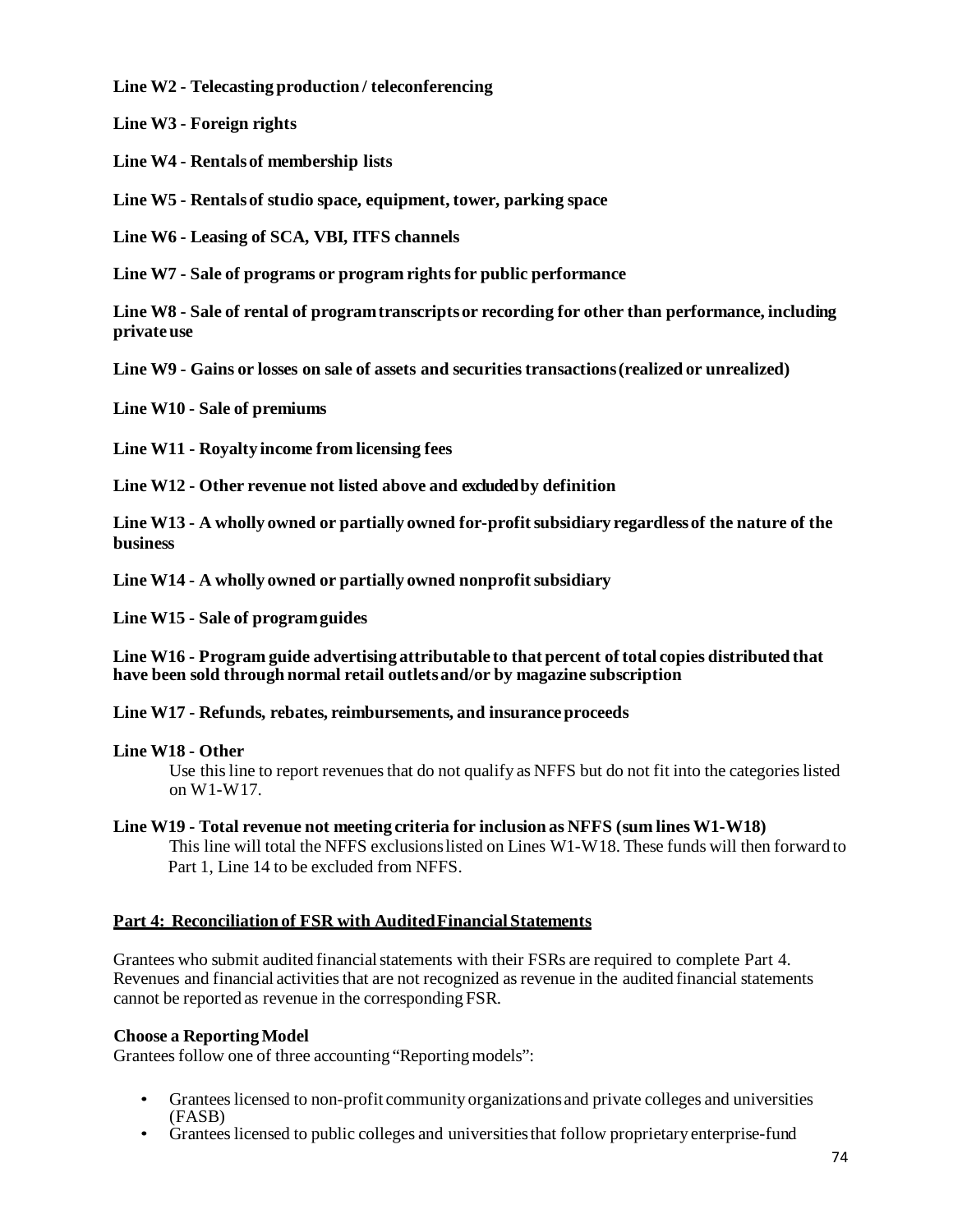**Line W2 - Telecasting production / teleconferencing**

**Line W3 - Foreign rights**

**Line W4 - Rentals of membership lists**

**Line W5 - Rentals of studio space, equipment, tower, parking space**

**Line W6 - Leasing of SCA, VBI, ITFS channels**

**Line W7 - Sale of programs or program rights for public performance**

**Line W8 - Sale of rental of program transcripts or recording for other than performance, including private use**

**Line W9 - Gains or losses on sale of assets and securities transactions (realized or unrealized)**

**Line W10 - Sale of premiums**

**Line W11 - Royalty income from licensing fees**

**Line W12 - Other revenue not listed above and excluded by definition**

**Line W13 - A wholly owned or partially owned for-profit subsidiary regardless of the nature of the business**

**Line W14 - A wholly owned or partially owned nonprofit subsidiary**

**Line W15 - Sale of program guides**

**Line W16 - Program guide advertising attributable to that percent of total copies distributed that have been sold through normal retail outlets and/or by magazine subscription**

**Line W17 - Refunds, rebates, reimbursements, and insurance proceeds**

**Line W18 - Other**

Use this line to report revenues that do not qualify as NFFS but do not fit into the categories listed on W1-W17.

**Line W19 - Total revenue not meeting criteria for inclusion as NFFS (sum lines W1-W18)**

This line will total the NFFS exclusions listed on Lines W1-W18. These funds will then forward to Part 1, Line 14 to be excluded from NFFS.

**Part 4: Reconciliation of FSR with Audited Financial Statements**

Grantees who submit audited financial statements with their FSRs are required to complete Part 4. Revenues and financial activities that are not recognized as revenue in the audited financial statements cannot be reported as revenue in the corresponding FSR.

**Choose a Reporting Model**

Grantees follow one of three accounting "Reporting models":

- Grantees licensed to non-profit community organizations and private colleges and universities (FASB)
- Grantees licensed to public colleges and universities that follow proprietary enterprise-fund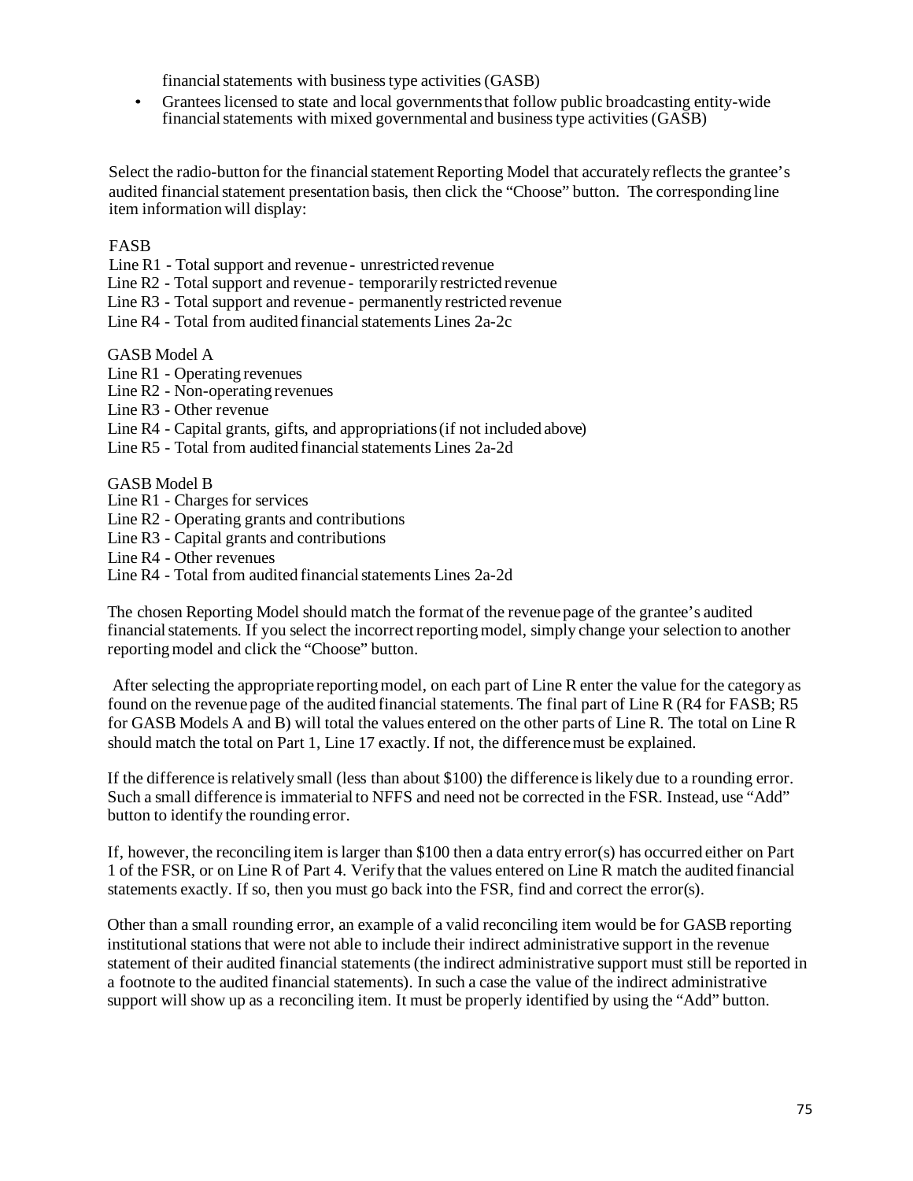financial statements with business type activities (GASB)

- Grantees licensed to state and local governments that follow public broadcasting entity-wide financial statements with mixed governmental and business type activities (GASB)

Select the radio-button for the financial statement Reporting Model that accurately reflects the grantee's audited financial statement presentation basis, then click the "Choose" button. The corresponding line item information will display:

FASB
Line R1 - Total support and revenue - unrestricted revenue
Line R2 - Total support and revenue - temporarily restricted revenue
Line R3 - Total support and revenue - permanently restricted revenue
Line R4 - Total from audited financial statements Lines 2a-2c

GASB Model A
Line R1 - Operating revenues
Line R2 - Non-operating revenues
Line R3 - Other revenue
Line R4 - Capital grants, gifts, and appropriations (if not included above)
Line R5 - Total from audited financial statements Lines 2a-2d

GASB Model B
Line R1 - Charges for services
Line R2 - Operating grants and contributions
Line R3 - Capital grants and contributions
Line R4 - Other revenues
Line R4 - Total from audited financial statements Lines 2a-2d

The chosen Reporting Model should match the format of the revenue page of the grantee's audited financial statements. If you select the incorrect reporting model, simply change your selection to another reporting model and click the "Choose" button.

After selecting the appropriate reporting model, on each part of Line R enter the value for the category as found on the revenue page of the audited financial statements. The final part of Line R (R4 for FASB; R5 for GASB Models A and B) will total the values entered on the other parts of Line R. The total on Line R should match the total on Part 1, Line 17 exactly. If not, the difference must be explained.

If the difference is relatively small (less than about $100) the difference is likely due to a rounding error. Such a small difference is immaterial to NFFS and need not be corrected in the FSR. Instead, use "Add" button to identify the rounding error.

If, however, the reconciling item is larger than $100 then a data entry error(s) has occurred either on Part 1 of the FSR, or on Line R of Part 4. Verify that the values entered on Line R match the audited financial statements exactly. If so, then you must go back into the FSR, find and correct the error(s).

Other than a small rounding error, an example of a valid reconciling item would be for GASB reporting institutional stations that were not able to include their indirect administrative support in the revenue statement of their audited financial statements (the indirect administrative support must still be reported in a footnote to the audited financial statements). In such a case the value of the indirect administrative support will show up as a reconciling item. It must be properly identified by using the "Add" button.